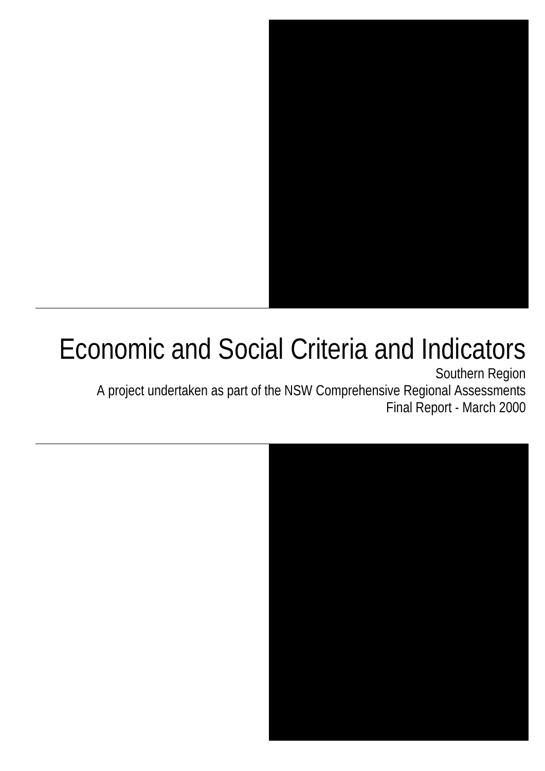# Economic and Social Criteria and Indicators

Southern Region

A project undertaken as part of the NSW Comprehensive Regional Assessments

Final Report - March 2000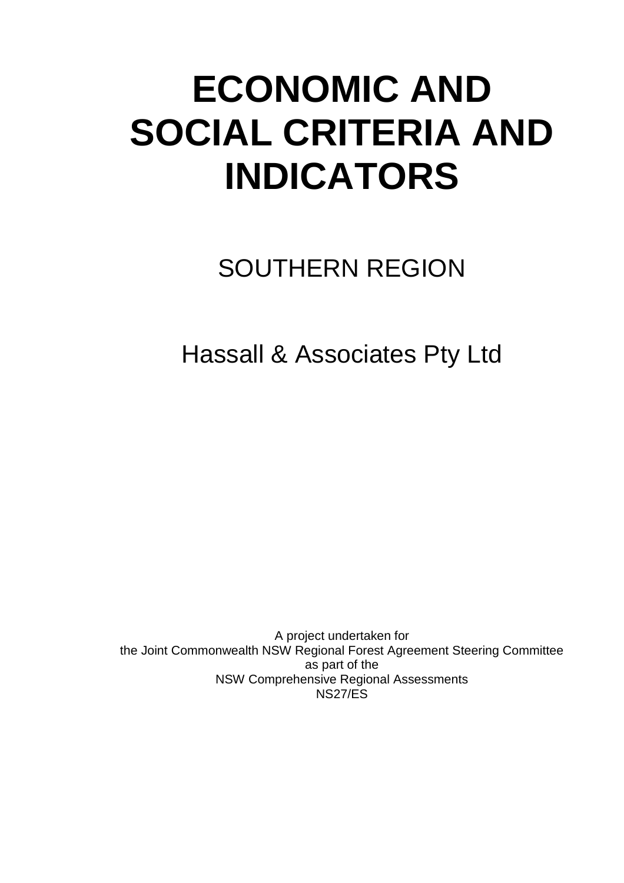# ECONOMIC AND SOCIAL CRITERIA AND INDICATORS

## SOUTHERN REGION

Hassall & Associates Pty Ltd

A project undertaken for
the Joint Commonwealth NSW Regional Forest Agreement Steering Committee
as part of the
NSW Comprehensive Regional Assessments
NS27/ES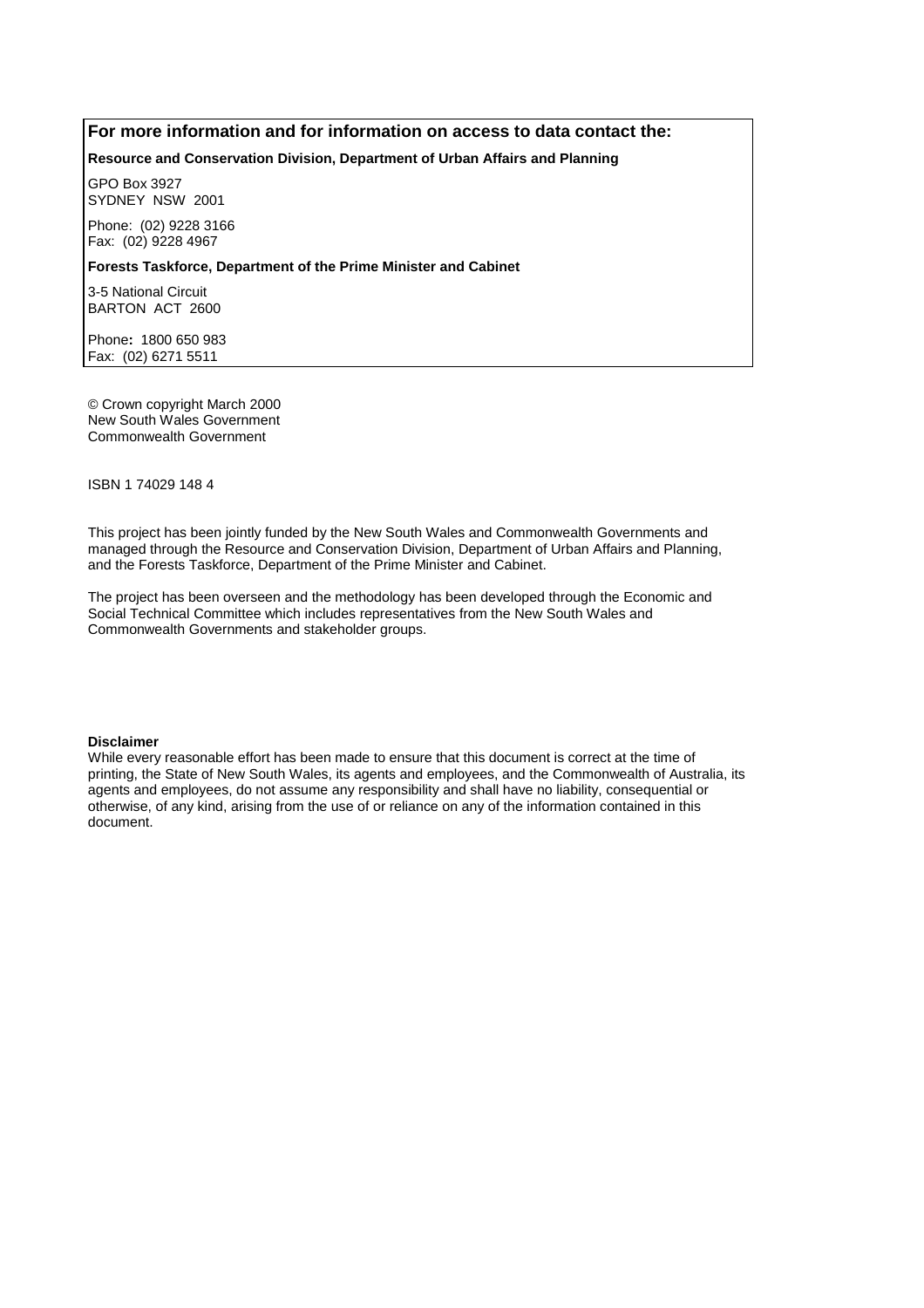**For more information and for information on access to data contact the:**

**Resource and Conservation Division, Department of Urban Affairs and Planning**

GPO Box 3927
SYDNEY NSW 2001

Phone: (02) 9228 3166
Fax: (02) 9228 4967

**Forests Taskforce, Department of the Prime Minister and Cabinet**

3-5 National Circuit
BARTON ACT 2600

Phone**:** 1800 650 983
Fax: (02) 6271 5511

© Crown copyright March 2000
New South Wales Government
Commonwealth Government

ISBN 1 74029 148 4

This project has been jointly funded by the New South Wales and Commonwealth Governments and managed through the Resource and Conservation Division, Department of Urban Affairs and Planning, and the Forests Taskforce, Department of the Prime Minister and Cabinet.

The project has been overseen and the methodology has been developed through the Economic and Social Technical Committee which includes representatives from the New South Wales and Commonwealth Governments and stakeholder groups.

**Disclaimer**
While every reasonable effort has been made to ensure that this document is correct at the time of printing, the State of New South Wales, its agents and employees, and the Commonwealth of Australia, its agents and employees, do not assume any responsibility and shall have no liability, consequential or otherwise, of any kind, arising from the use of or reliance on any of the information contained in this document.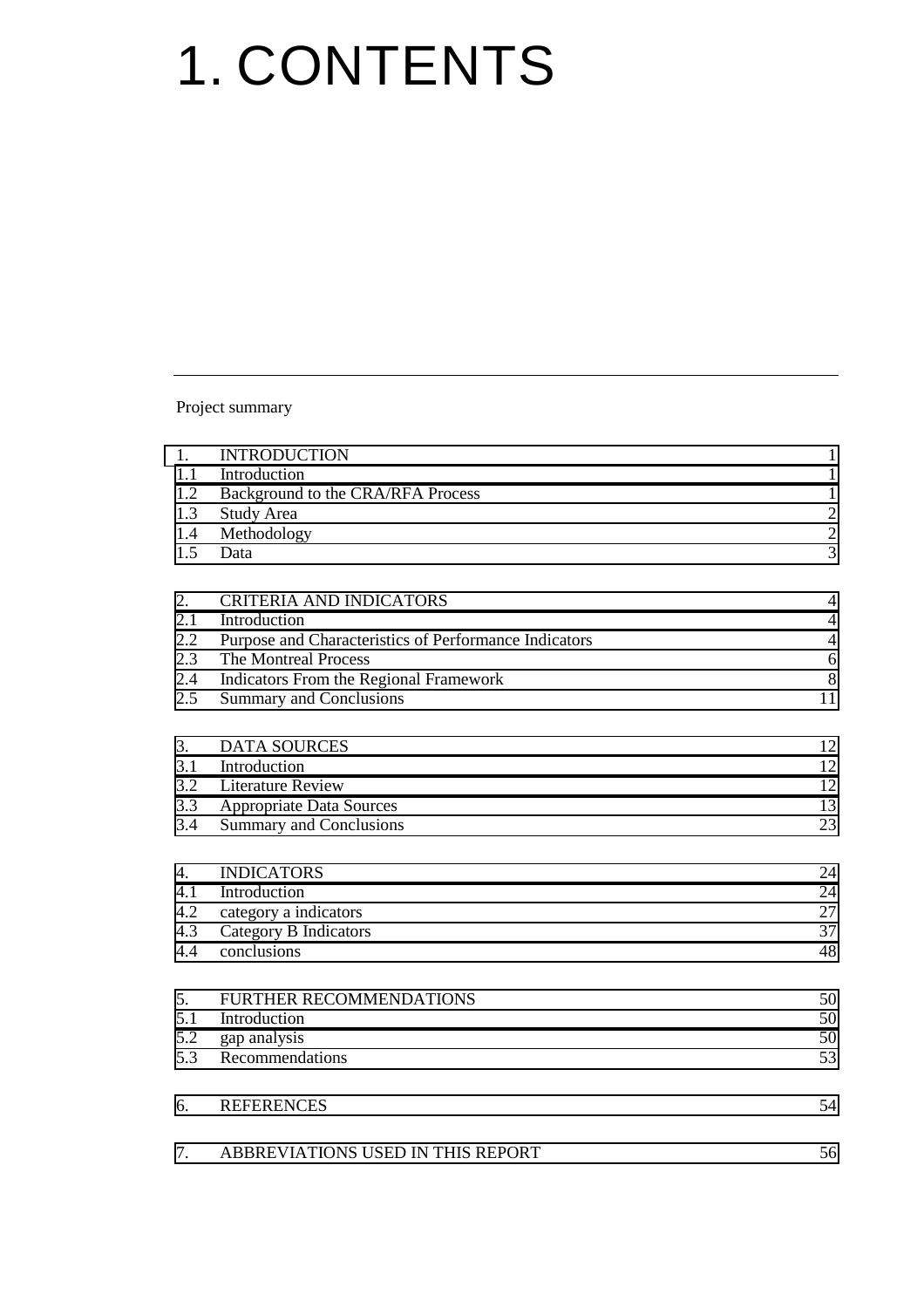# 1. CONTENTS

Project summary

| | | |
|---|---|---|
| 1. | INTRODUCTION | 1 |
| 1.1 | Introduction | 1 |
| 1.2 | Background to the CRA/RFA Process | 1 |
| 1.3 | Study Area | 2 |
| 1.4 | Methodology | 2 |
| 1.5 | Data | 3 |

| | | |
|---|---|---|
| 2. | CRITERIA AND INDICATORS | 4 |
| 2.1 | Introduction | 4 |
| 2.2 | Purpose and Characteristics of Performance Indicators | 4 |
| 2.3 | The Montreal Process | 6 |
| 2.4 | Indicators From the Regional Framework | 8 |
| 2.5 | Summary and Conclusions | 11 |

| | | |
|---|---|---|
| 3. | DATA SOURCES | 12 |
| 3.1 | Introduction | 12 |
| 3.2 | Literature Review | 12 |
| 3.3 | Appropriate Data Sources | 13 |
| 3.4 | Summary and Conclusions | 23 |

| | | |
|---|---|---|
| 4. | INDICATORS | 24 |
| 4.1 | Introduction | 24 |
| 4.2 | category a indicators | 27 |
| 4.3 | Category B Indicators | 37 |
| 4.4 | conclusions | 48 |

| | | |
|---|---|---|
| 5. | FURTHER RECOMMENDATIONS | 50 |
| 5.1 | Introduction | 50 |
| 5.2 | gap analysis | 50 |
| 5.3 | Recommendations | 53 |

| | | |
|---|---|---|
| 6. | REFERENCES | 54 |

| | | |
|---|---|---|
| 7. | ABBREVIATIONS USED IN THIS REPORT | 56 |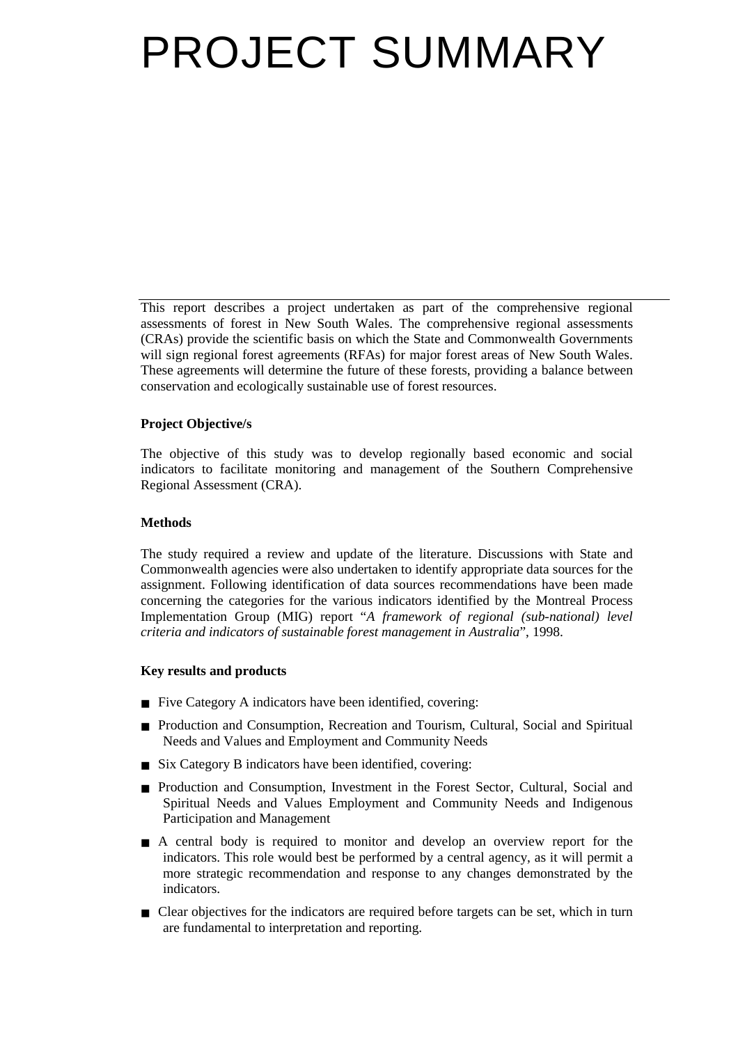# PROJECT SUMMARY

This report describes a project undertaken as part of the comprehensive regional assessments of forest in New South Wales. The comprehensive regional assessments (CRAs) provide the scientific basis on which the State and Commonwealth Governments will sign regional forest agreements (RFAs) for major forest areas of New South Wales. These agreements will determine the future of these forests, providing a balance between conservation and ecologically sustainable use of forest resources.

**Project Objective/s**

The objective of this study was to develop regionally based economic and social indicators to facilitate monitoring and management of the Southern Comprehensive Regional Assessment (CRA).

**Methods**

The study required a review and update of the literature. Discussions with State and Commonwealth agencies were also undertaken to identify appropriate data sources for the assignment. Following identification of data sources recommendations have been made concerning the categories for the various indicators identified by the Montreal Process Implementation Group (MIG) report "*A framework of regional (sub-national) level criteria and indicators of sustainable forest management in Australia*", 1998.

**Key results and products**

- Five Category A indicators have been identified, covering:
- Production and Consumption, Recreation and Tourism, Cultural, Social and Spiritual Needs and Values and Employment and Community Needs
- Six Category B indicators have been identified, covering:
- Production and Consumption, Investment in the Forest Sector, Cultural, Social and Spiritual Needs and Values Employment and Community Needs and Indigenous Participation and Management
- A central body is required to monitor and develop an overview report for the indicators. This role would best be performed by a central agency, as it will permit a more strategic recommendation and response to any changes demonstrated by the indicators.
- Clear objectives for the indicators are required before targets can be set, which in turn are fundamental to interpretation and reporting.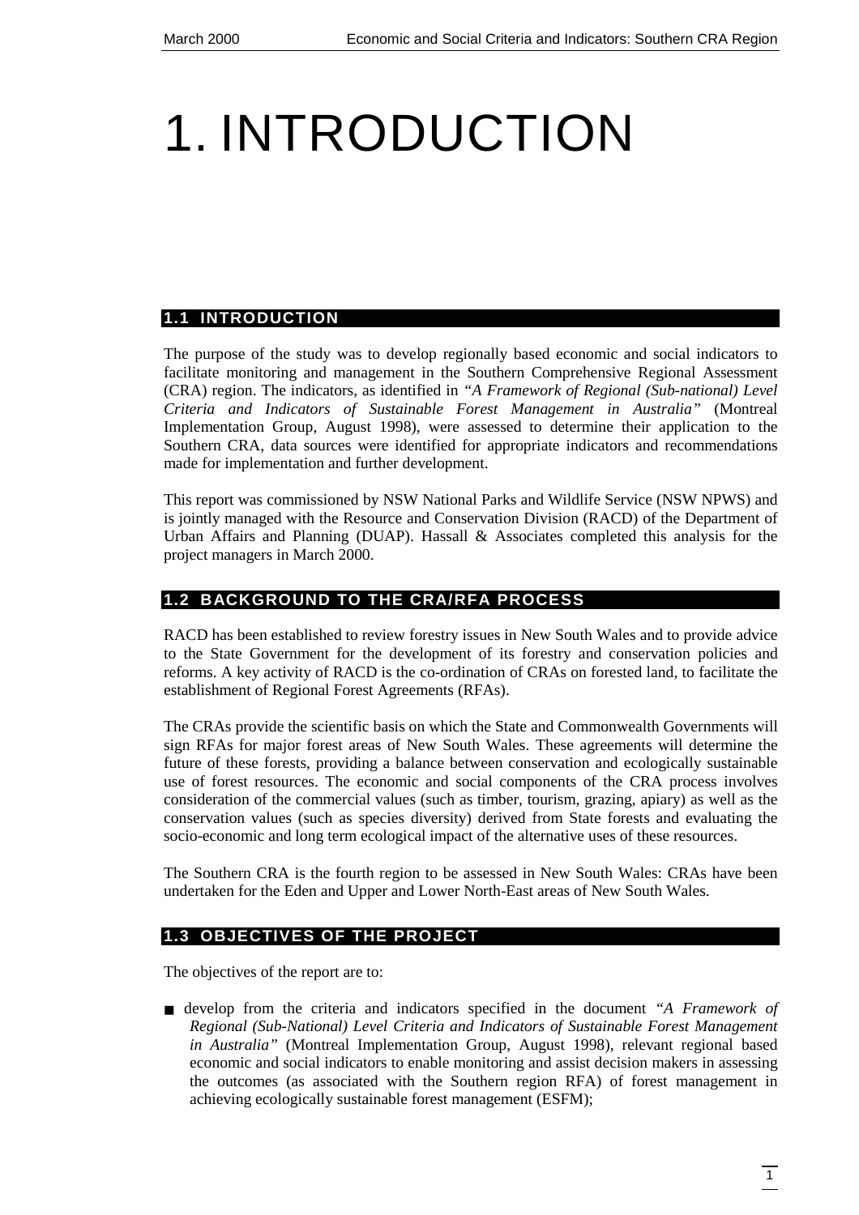# 1. INTRODUCTION

## 1.1 INTRODUCTION

The purpose of the study was to develop regionally based economic and social indicators to facilitate monitoring and management in the Southern Comprehensive Regional Assessment (CRA) region. The indicators, as identified in *"A Framework of Regional (Sub-national) Level Criteria and Indicators of Sustainable Forest Management in Australia"* (Montreal Implementation Group, August 1998), were assessed to determine their application to the Southern CRA, data sources were identified for appropriate indicators and recommendations made for implementation and further development.

This report was commissioned by NSW National Parks and Wildlife Service (NSW NPWS) and is jointly managed with the Resource and Conservation Division (RACD) of the Department of Urban Affairs and Planning (DUAP). Hassall & Associates completed this analysis for the project managers in March 2000.

## 1.2 BACKGROUND TO THE CRA/RFA PROCESS

RACD has been established to review forestry issues in New South Wales and to provide advice to the State Government for the development of its forestry and conservation policies and reforms. A key activity of RACD is the co-ordination of CRAs on forested land, to facilitate the establishment of Regional Forest Agreements (RFAs).

The CRAs provide the scientific basis on which the State and Commonwealth Governments will sign RFAs for major forest areas of New South Wales. These agreements will determine the future of these forests, providing a balance between conservation and ecologically sustainable use of forest resources. The economic and social components of the CRA process involves consideration of the commercial values (such as timber, tourism, grazing, apiary) as well as the conservation values (such as species diversity) derived from State forests and evaluating the socio-economic and long term ecological impact of the alternative uses of these resources.

The Southern CRA is the fourth region to be assessed in New South Wales: CRAs have been undertaken for the Eden and Upper and Lower North-East areas of New South Wales.

## 1.3 OBJECTIVES OF THE PROJECT

The objectives of the report are to:

- develop from the criteria and indicators specified in the document *"A Framework of Regional (Sub-National) Level Criteria and Indicators of Sustainable Forest Management in Australia"* (Montreal Implementation Group, August 1998), relevant regional based economic and social indicators to enable monitoring and assist decision makers in assessing the outcomes (as associated with the Southern region RFA) of forest management in achieving ecologically sustainable forest management (ESFM);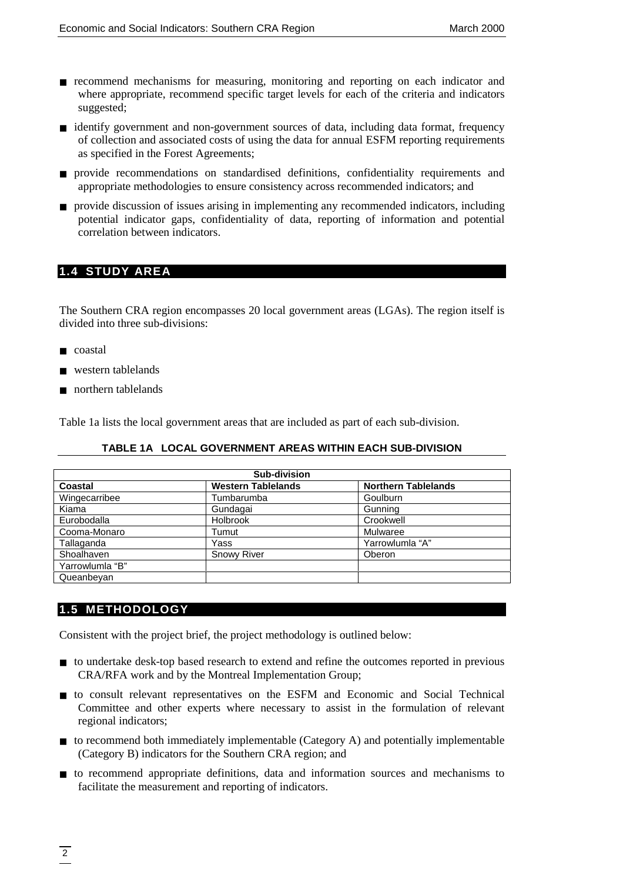- recommend mechanisms for measuring, monitoring and reporting on each indicator and where appropriate, recommend specific target levels for each of the criteria and indicators suggested;
- identify government and non-government sources of data, including data format, frequency of collection and associated costs of using the data for annual ESFM reporting requirements as specified in the Forest Agreements;
- provide recommendations on standardised definitions, confidentiality requirements and appropriate methodologies to ensure consistency across recommended indicators; and
- provide discussion of issues arising in implementing any recommended indicators, including potential indicator gaps, confidentiality of data, reporting of information and potential correlation between indicators.

## 1.4 STUDY AREA

The Southern CRA region encompasses 20 local government areas (LGAs). The region itself is divided into three sub-divisions:

- coastal
- western tablelands
- northern tablelands

Table 1a lists the local government areas that are included as part of each sub-division.

**TABLE 1A LOCAL GOVERNMENT AREAS WITHIN EACH SUB-DIVISION**

| Sub-division | | |
|---|---|---|
| **Coastal** | **Western Tablelands** | **Northern Tablelands** |
| Wingecarribee | Tumbarumba | Goulburn |
| Kiama | Gundagai | Gunning |
| Eurobodalla | Holbrook | Crookwell |
| Cooma-Monaro | Tumut | Mulwaree |
| Tallaganda | Yass | Yarrowlumla "A" |
| Shoalhaven | Snowy River | Oberon |
| Yarrowlumla "B" | | |
| Queanbeyan | | |

## 1.5 METHODOLOGY

Consistent with the project brief, the project methodology is outlined below:

- to undertake desk-top based research to extend and refine the outcomes reported in previous CRA/RFA work and by the Montreal Implementation Group;
- to consult relevant representatives on the ESFM and Economic and Social Technical Committee and other experts where necessary to assist in the formulation of relevant regional indicators;
- to recommend both immediately implementable (Category A) and potentially implementable (Category B) indicators for the Southern CRA region; and
- to recommend appropriate definitions, data and information sources and mechanisms to facilitate the measurement and reporting of indicators.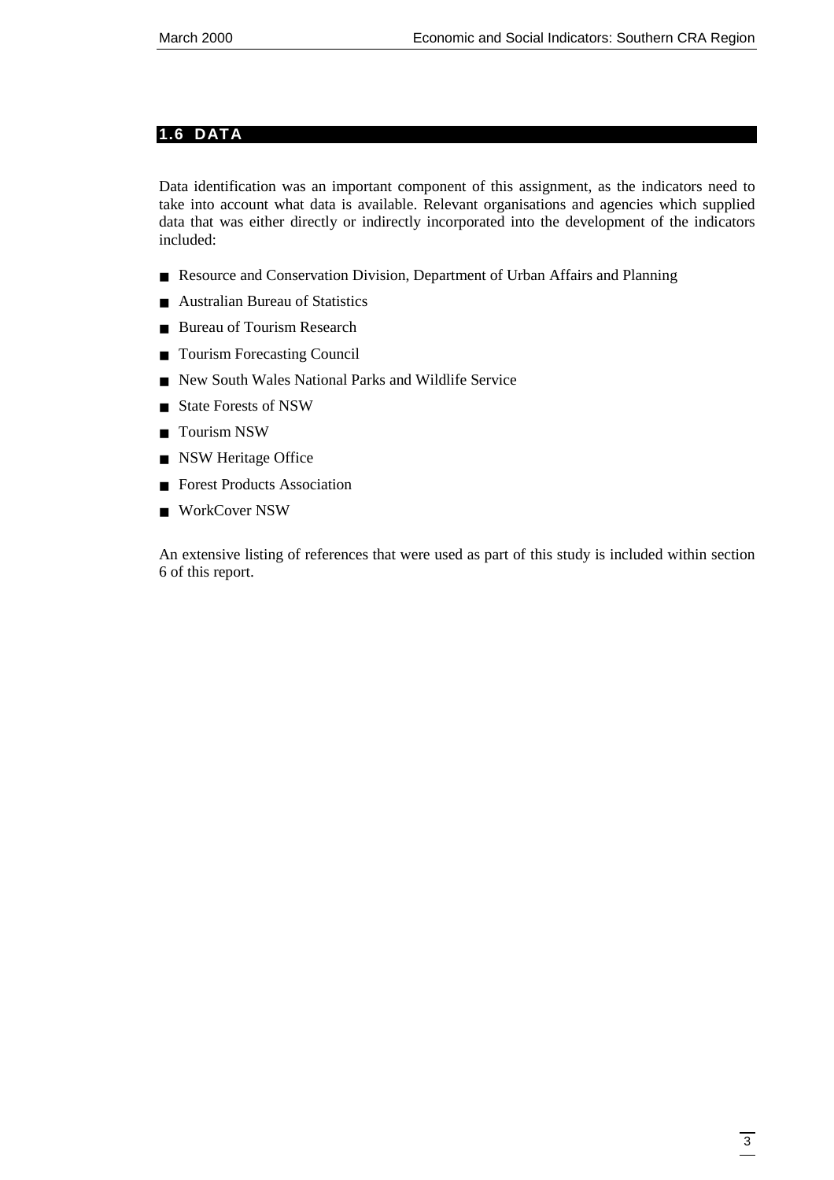## 1.6 DATA

Data identification was an important component of this assignment, as the indicators need to take into account what data is available. Relevant organisations and agencies which supplied data that was either directly or indirectly incorporated into the development of the indicators included:

- Resource and Conservation Division, Department of Urban Affairs and Planning
- Australian Bureau of Statistics
- Bureau of Tourism Research
- Tourism Forecasting Council
- New South Wales National Parks and Wildlife Service
- State Forests of NSW
- Tourism NSW
- NSW Heritage Office
- Forest Products Association
- WorkCover NSW

An extensive listing of references that were used as part of this study is included within section 6 of this report.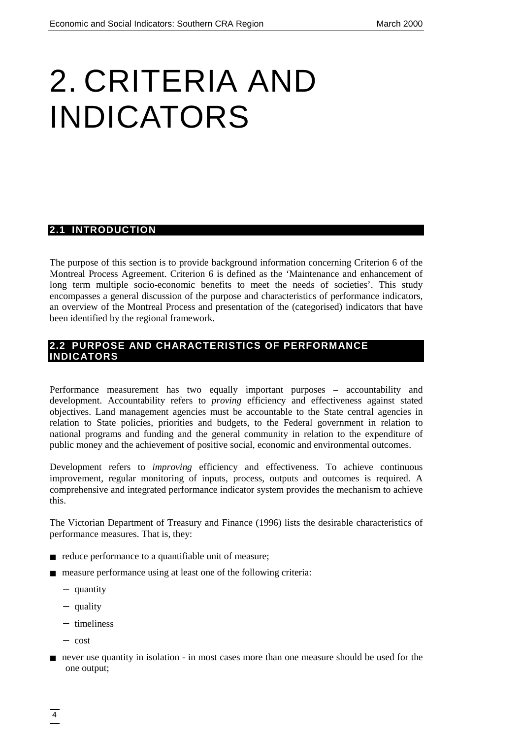# 2. CRITERIA AND INDICATORS

## 2.1 INTRODUCTION

The purpose of this section is to provide background information concerning Criterion 6 of the Montreal Process Agreement. Criterion 6 is defined as the ‘Maintenance and enhancement of long term multiple socio-economic benefits to meet the needs of societies’. This study encompasses a general discussion of the purpose and characteristics of performance indicators, an overview of the Montreal Process and presentation of the (categorised) indicators that have been identified by the regional framework.

## 2.2 PURPOSE AND CHARACTERISTICS OF PERFORMANCE INDICATORS

Performance measurement has two equally important purposes – accountability and development. Accountability refers to *proving* efficiency and effectiveness against stated objectives. Land management agencies must be accountable to the State central agencies in relation to State policies, priorities and budgets, to the Federal government in relation to national programs and funding and the general community in relation to the expenditure of public money and the achievement of positive social, economic and environmental outcomes.

Development refers to *improving* efficiency and effectiveness. To achieve continuous improvement, regular monitoring of inputs, process, outputs and outcomes is required. A comprehensive and integrated performance indicator system provides the mechanism to achieve this.

The Victorian Department of Treasury and Finance (1996) lists the desirable characteristics of performance measures. That is, they:

- reduce performance to a quantifiable unit of measure;
- measure performance using at least one of the following criteria:
  - quantity
  - quality
  - timeliness
  - cost
- never use quantity in isolation - in most cases more than one measure should be used for the one output;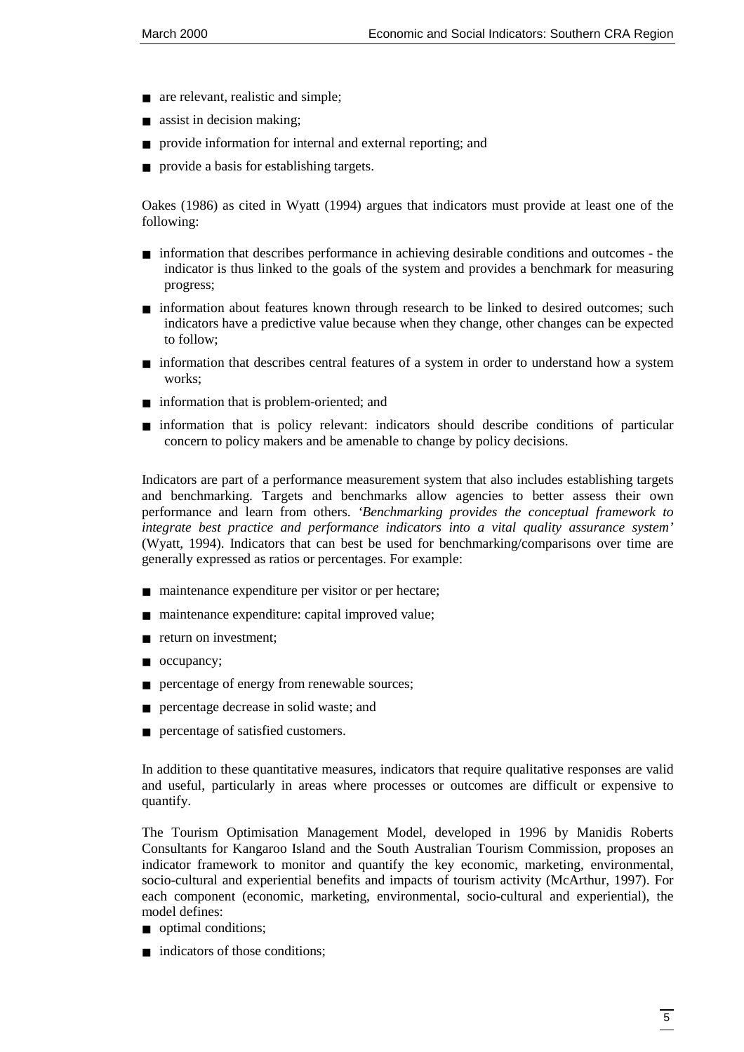- are relevant, realistic and simple;
- assist in decision making;
- provide information for internal and external reporting; and
- provide a basis for establishing targets.

Oakes (1986) as cited in Wyatt (1994) argues that indicators must provide at least one of the following:

- information that describes performance in achieving desirable conditions and outcomes - the indicator is thus linked to the goals of the system and provides a benchmark for measuring progress;
- information about features known through research to be linked to desired outcomes; such indicators have a predictive value because when they change, other changes can be expected to follow;
- information that describes central features of a system in order to understand how a system works;
- information that is problem-oriented; and
- information that is policy relevant: indicators should describe conditions of particular concern to policy makers and be amenable to change by policy decisions.

Indicators are part of a performance measurement system that also includes establishing targets and benchmarking. Targets and benchmarks allow agencies to better assess their own performance and learn from others. '*Benchmarking provides the conceptual framework to integrate best practice and performance indicators into a vital quality assurance system'* (Wyatt, 1994). Indicators that can best be used for benchmarking/comparisons over time are generally expressed as ratios or percentages. For example:

- maintenance expenditure per visitor or per hectare;
- maintenance expenditure: capital improved value;
- return on investment;
- occupancy;
- percentage of energy from renewable sources;
- percentage decrease in solid waste; and
- percentage of satisfied customers.

In addition to these quantitative measures, indicators that require qualitative responses are valid and useful, particularly in areas where processes or outcomes are difficult or expensive to quantify.

The Tourism Optimisation Management Model, developed in 1996 by Manidis Roberts Consultants for Kangaroo Island and the South Australian Tourism Commission, proposes an indicator framework to monitor and quantify the key economic, marketing, environmental, socio-cultural and experiential benefits and impacts of tourism activity (McArthur, 1997). For each component (economic, marketing, environmental, socio-cultural and experiential), the model defines:

- optimal conditions;
- indicators of those conditions;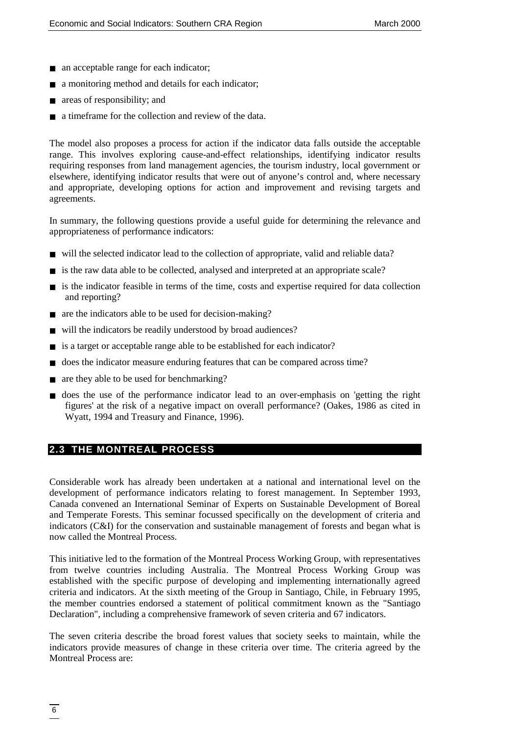- an acceptable range for each indicator;
- a monitoring method and details for each indicator;
- areas of responsibility; and
- a timeframe for the collection and review of the data.

The model also proposes a process for action if the indicator data falls outside the acceptable range. This involves exploring cause-and-effect relationships, identifying indicator results requiring responses from land management agencies, the tourism industry, local government or elsewhere, identifying indicator results that were out of anyone's control and, where necessary and appropriate, developing options for action and improvement and revising targets and agreements.

In summary, the following questions provide a useful guide for determining the relevance and appropriateness of performance indicators:

- will the selected indicator lead to the collection of appropriate, valid and reliable data?
- is the raw data able to be collected, analysed and interpreted at an appropriate scale?
- is the indicator feasible in terms of the time, costs and expertise required for data collection and reporting?
- are the indicators able to be used for decision-making?
- will the indicators be readily understood by broad audiences?
- is a target or acceptable range able to be established for each indicator?
- does the indicator measure enduring features that can be compared across time?
- are they able to be used for benchmarking?
- does the use of the performance indicator lead to an over-emphasis on 'getting the right figures' at the risk of a negative impact on overall performance? (Oakes, 1986 as cited in Wyatt, 1994 and Treasury and Finance, 1996).

## 2.3 THE MONTREAL PROCESS

Considerable work has already been undertaken at a national and international level on the development of performance indicators relating to forest management. In September 1993, Canada convened an International Seminar of Experts on Sustainable Development of Boreal and Temperate Forests. This seminar focussed specifically on the development of criteria and indicators (C&I) for the conservation and sustainable management of forests and began what is now called the Montreal Process.

This initiative led to the formation of the Montreal Process Working Group, with representatives from twelve countries including Australia. The Montreal Process Working Group was established with the specific purpose of developing and implementing internationally agreed criteria and indicators. At the sixth meeting of the Group in Santiago, Chile, in February 1995, the member countries endorsed a statement of political commitment known as the "Santiago Declaration", including a comprehensive framework of seven criteria and 67 indicators.

The seven criteria describe the broad forest values that society seeks to maintain, while the indicators provide measures of change in these criteria over time. The criteria agreed by the Montreal Process are: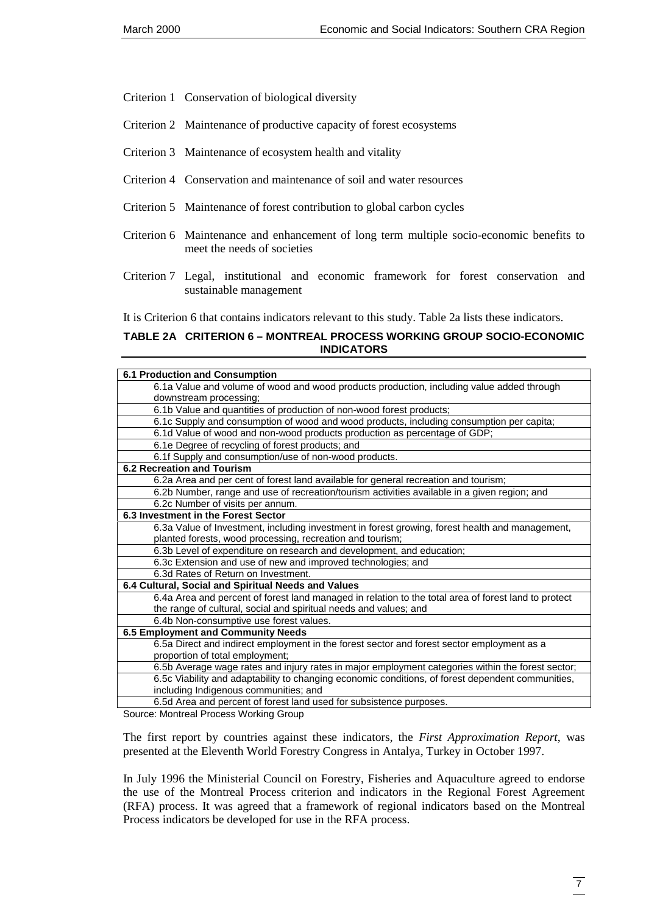Criterion 1 Conservation of biological diversity

Criterion 2 Maintenance of productive capacity of forest ecosystems

Criterion 3 Maintenance of ecosystem health and vitality

Criterion 4 Conservation and maintenance of soil and water resources

Criterion 5 Maintenance of forest contribution to global carbon cycles

Criterion 6 Maintenance and enhancement of long term multiple socio-economic benefits to meet the needs of societies

Criterion 7 Legal, institutional and economic framework for forest conservation and sustainable management

It is Criterion 6 that contains indicators relevant to this study. Table 2a lists these indicators.

**TABLE 2A CRITERION 6 – MONTREAL PROCESS WORKING GROUP SOCIO-ECONOMIC INDICATORS**

| |
|---|
| **6.1 Production and Consumption** |
| 6.1a Value and volume of wood and wood products production, including value added through downstream processing; |
| 6.1b Value and quantities of production of non-wood forest products; |
| 6.1c Supply and consumption of wood and wood products, including consumption per capita; |
| 6.1d Value of wood and non-wood products production as percentage of GDP; |
| 6.1e Degree of recycling of forest products; and |
| 6.1f Supply and consumption/use of non-wood products. |
| **6.2 Recreation and Tourism** |
| 6.2a Area and per cent of forest land available for general recreation and tourism; |
| 6.2b Number, range and use of recreation/tourism activities available in a given region; and |
| 6.2c Number of visits per annum. |
| **6.3 Investment in the Forest Sector** |
| 6.3a Value of Investment, including investment in forest growing, forest health and management, planted forests, wood processing, recreation and tourism; |
| 6.3b Level of expenditure on research and development, and education; |
| 6.3c Extension and use of new and improved technologies; and |
| 6.3d Rates of Return on Investment. |
| **6.4 Cultural, Social and Spiritual Needs and Values** |
| 6.4a Area and percent of forest land managed in relation to the total area of forest land to protect the range of cultural, social and spiritual needs and values; and |
| 6.4b Non-consumptive use forest values. |
| **6.5 Employment and Community Needs** |
| 6.5a Direct and indirect employment in the forest sector and forest sector employment as a proportion of total employment; |
| 6.5b Average wage rates and injury rates in major employment categories within the forest sector; |
| 6.5c Viability and adaptability to changing economic conditions, of forest dependent communities, including Indigenous communities; and |
| 6.5d Area and percent of forest land used for subsistence purposes. |

Source: Montreal Process Working Group

The first report by countries against these indicators, the *First Approximation Report*, was presented at the Eleventh World Forestry Congress in Antalya, Turkey in October 1997.

In July 1996 the Ministerial Council on Forestry, Fisheries and Aquaculture agreed to endorse the use of the Montreal Process criterion and indicators in the Regional Forest Agreement (RFA) process. It was agreed that a framework of regional indicators based on the Montreal Process indicators be developed for use in the RFA process.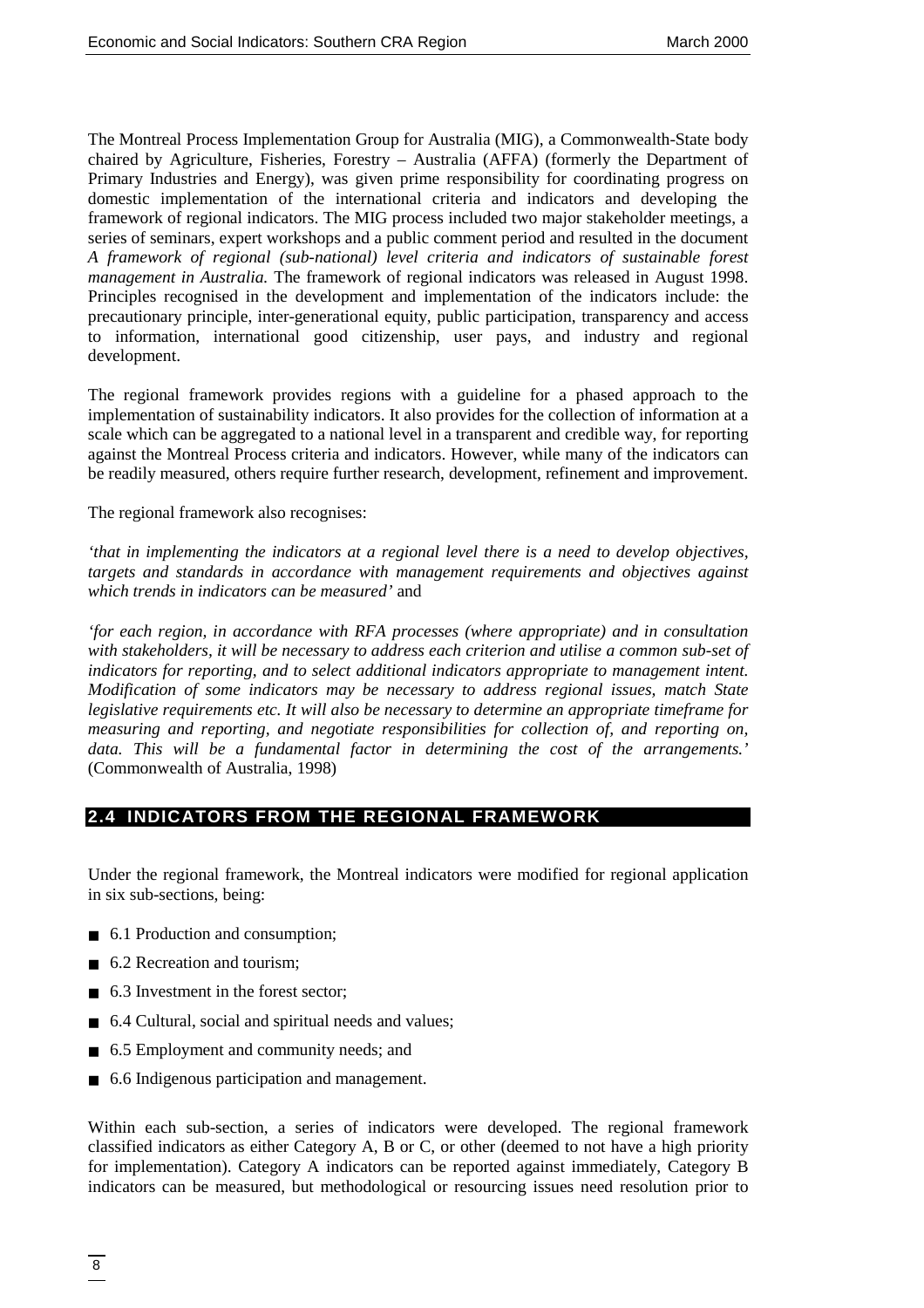The Montreal Process Implementation Group for Australia (MIG), a Commonwealth-State body chaired by Agriculture, Fisheries, Forestry – Australia (AFFA) (formerly the Department of Primary Industries and Energy), was given prime responsibility for coordinating progress on domestic implementation of the international criteria and indicators and developing the framework of regional indicators. The MIG process included two major stakeholder meetings, a series of seminars, expert workshops and a public comment period and resulted in the document *A framework of regional (sub-national) level criteria and indicators of sustainable forest management in Australia.* The framework of regional indicators was released in August 1998. Principles recognised in the development and implementation of the indicators include: the precautionary principle, inter-generational equity, public participation, transparency and access to information, international good citizenship, user pays, and industry and regional development.

The regional framework provides regions with a guideline for a phased approach to the implementation of sustainability indicators. It also provides for the collection of information at a scale which can be aggregated to a national level in a transparent and credible way, for reporting against the Montreal Process criteria and indicators. However, while many of the indicators can be readily measured, others require further research, development, refinement and improvement.

The regional framework also recognises:

*'that in implementing the indicators at a regional level there is a need to develop objectives, targets and standards in accordance with management requirements and objectives against which trends in indicators can be measured'* and

*'for each region, in accordance with RFA processes (where appropriate) and in consultation with stakeholders, it will be necessary to address each criterion and utilise a common sub-set of indicators for reporting, and to select additional indicators appropriate to management intent. Modification of some indicators may be necessary to address regional issues, match State legislative requirements etc. It will also be necessary to determine an appropriate timeframe for measuring and reporting, and negotiate responsibilities for collection of, and reporting on, data. This will be a fundamental factor in determining the cost of the arrangements.'* (Commonwealth of Australia, 1998)

## 2.4 INDICATORS FROM THE REGIONAL FRAMEWORK

Under the regional framework, the Montreal indicators were modified for regional application in six sub-sections, being:

- 6.1 Production and consumption;
- 6.2 Recreation and tourism;
- 6.3 Investment in the forest sector;
- 6.4 Cultural, social and spiritual needs and values;
- 6.5 Employment and community needs; and
- 6.6 Indigenous participation and management.

Within each sub-section, a series of indicators were developed. The regional framework classified indicators as either Category A, B or C, or other (deemed to not have a high priority for implementation). Category A indicators can be reported against immediately, Category B indicators can be measured, but methodological or resourcing issues need resolution prior to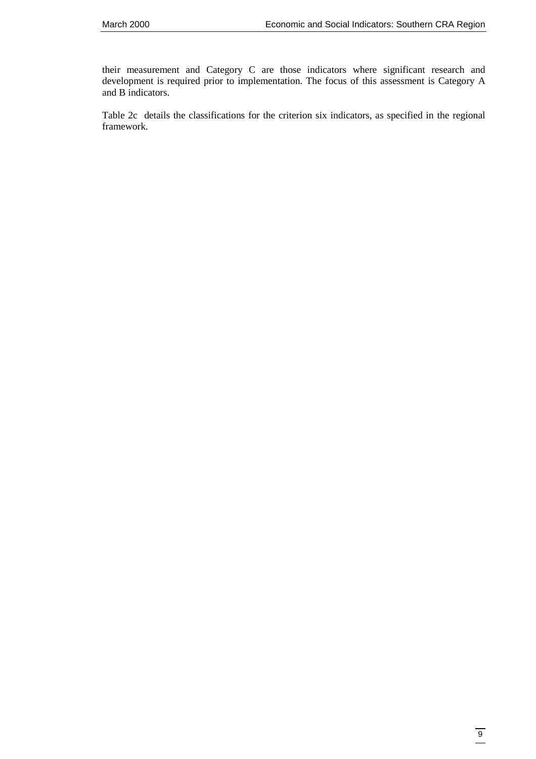their measurement and Category C are those indicators where significant research and development is required prior to implementation. The focus of this assessment is Category A and B indicators.

Table 2c details the classifications for the criterion six indicators, as specified in the regional framework.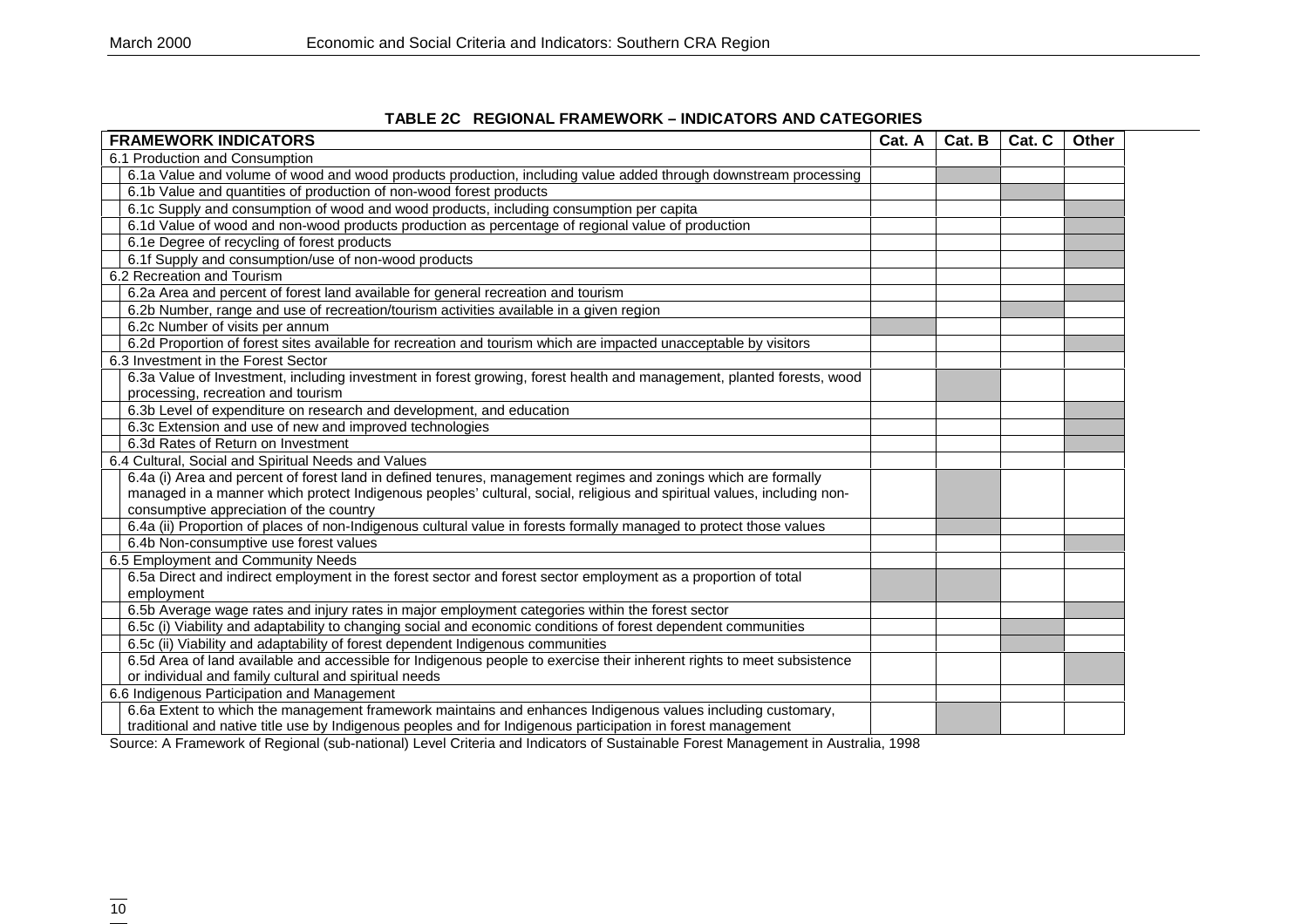**TABLE 2C REGIONAL FRAMEWORK – INDICATORS AND CATEGORIES**

Shaded cells in the original table are marked ■.

| FRAMEWORK INDICATORS | Cat. A | Cat. B | Cat. C | Other |
|---|---|---|---|---|
| 6.1 Production and Consumption | | | | |
| 6.1a Value and volume of wood and wood products production, including value added through downstream processing | | ■ | | |
| 6.1b Value and quantities of production of non-wood forest products | | | ■ | |
| 6.1c Supply and consumption of wood and wood products, including consumption per capita | | | | ■ |
| 6.1d Value of wood and non-wood products production as percentage of regional value of production | | | | ■ |
| 6.1e Degree of recycling of forest products | | | | ■ |
| 6.1f Supply and consumption/use of non-wood products | | | | ■ |
| 6.2 Recreation and Tourism | | | | |
| 6.2a Area and percent of forest land available for general recreation and tourism | | | | ■ |
| 6.2b Number, range and use of recreation/tourism activities available in a given region | | | ■ | |
| 6.2c Number of visits per annum | ■ | | | |
| 6.2d Proportion of forest sites available for recreation and tourism which are impacted unacceptable by visitors | | | | ■ |
| 6.3 Investment in the Forest Sector | | | | |
| 6.3a Value of Investment, including investment in forest growing, forest health and management, planted forests, wood processing, recreation and tourism | | ■ | | |
| 6.3b Level of expenditure on research and development, and education | | | | ■ |
| 6.3c Extension and use of new and improved technologies | | | | ■ |
| 6.3d Rates of Return on Investment | | | | ■ |
| 6.4 Cultural, Social and Spiritual Needs and Values | | | | |
| 6.4a (i) Area and percent of forest land in defined tenures, management regimes and zonings which are formally managed in a manner which protect Indigenous peoples' cultural, social, religious and spiritual values, including non-consumptive appreciation of the country | | ■ | | |
| 6.4a (ii) Proportion of places of non-Indigenous cultural value in forests formally managed to protect those values | | ■ | | |
| 6.4b Non-consumptive use forest values | | | | ■ |
| 6.5 Employment and Community Needs | | | | |
| 6.5a Direct and indirect employment in the forest sector and forest sector employment as a proportion of total employment | ■ | ■ | | |
| 6.5b Average wage rates and injury rates in major employment categories within the forest sector | | | | ■ |
| 6.5c (i) Viability and adaptability to changing social and economic conditions of forest dependent communities | | | ■ | |
| 6.5c (ii) Viability and adaptability of forest dependent Indigenous communities | | | ■ | |
| 6.5d Area of land available and accessible for Indigenous people to exercise their inherent rights to meet subsistence or individual and family cultural and spiritual needs | | | | ■ |
| 6.6 Indigenous Participation and Management | | | | |
| 6.6a Extent to which the management framework maintains and enhances Indigenous values including customary, traditional and native title use by Indigenous peoples and for Indigenous participation in forest management | | ■ | | |

Source: A Framework of Regional (sub-national) Level Criteria and Indicators of Sustainable Forest Management in Australia, 1998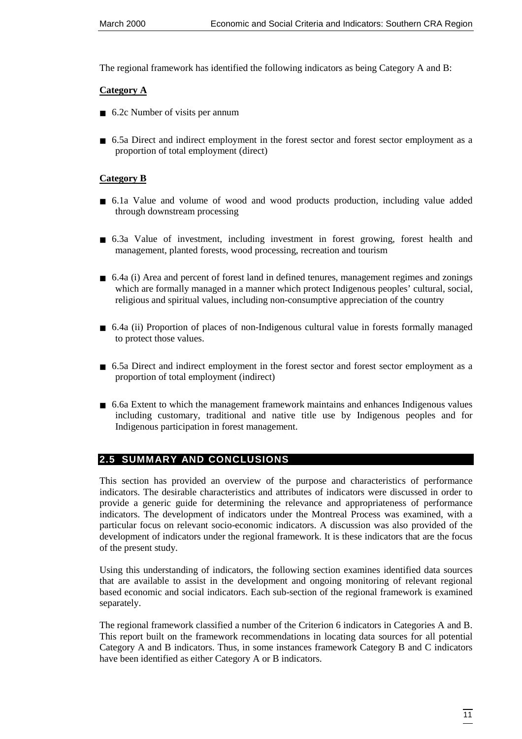The regional framework has identified the following indicators as being Category A and B:

**Category A**

- 6.2c Number of visits per annum
- 6.5a Direct and indirect employment in the forest sector and forest sector employment as a proportion of total employment (direct)

**Category B**

- 6.1a Value and volume of wood and wood products production, including value added through downstream processing
- 6.3a Value of investment, including investment in forest growing, forest health and management, planted forests, wood processing, recreation and tourism
- 6.4a (i) Area and percent of forest land in defined tenures, management regimes and zonings which are formally managed in a manner which protect Indigenous peoples' cultural, social, religious and spiritual values, including non-consumptive appreciation of the country
- 6.4a (ii) Proportion of places of non-Indigenous cultural value in forests formally managed to protect those values.
- 6.5a Direct and indirect employment in the forest sector and forest sector employment as a proportion of total employment (indirect)
- 6.6a Extent to which the management framework maintains and enhances Indigenous values including customary, traditional and native title use by Indigenous peoples and for Indigenous participation in forest management.

## 2.5 SUMMARY AND CONCLUSIONS

This section has provided an overview of the purpose and characteristics of performance indicators. The desirable characteristics and attributes of indicators were discussed in order to provide a generic guide for determining the relevance and appropriateness of performance indicators. The development of indicators under the Montreal Process was examined, with a particular focus on relevant socio-economic indicators. A discussion was also provided of the development of indicators under the regional framework. It is these indicators that are the focus of the present study.

Using this understanding of indicators, the following section examines identified data sources that are available to assist in the development and ongoing monitoring of relevant regional based economic and social indicators. Each sub-section of the regional framework is examined separately.

The regional framework classified a number of the Criterion 6 indicators in Categories A and B. This report built on the framework recommendations in locating data sources for all potential Category A and B indicators. Thus, in some instances framework Category B and C indicators have been identified as either Category A or B indicators.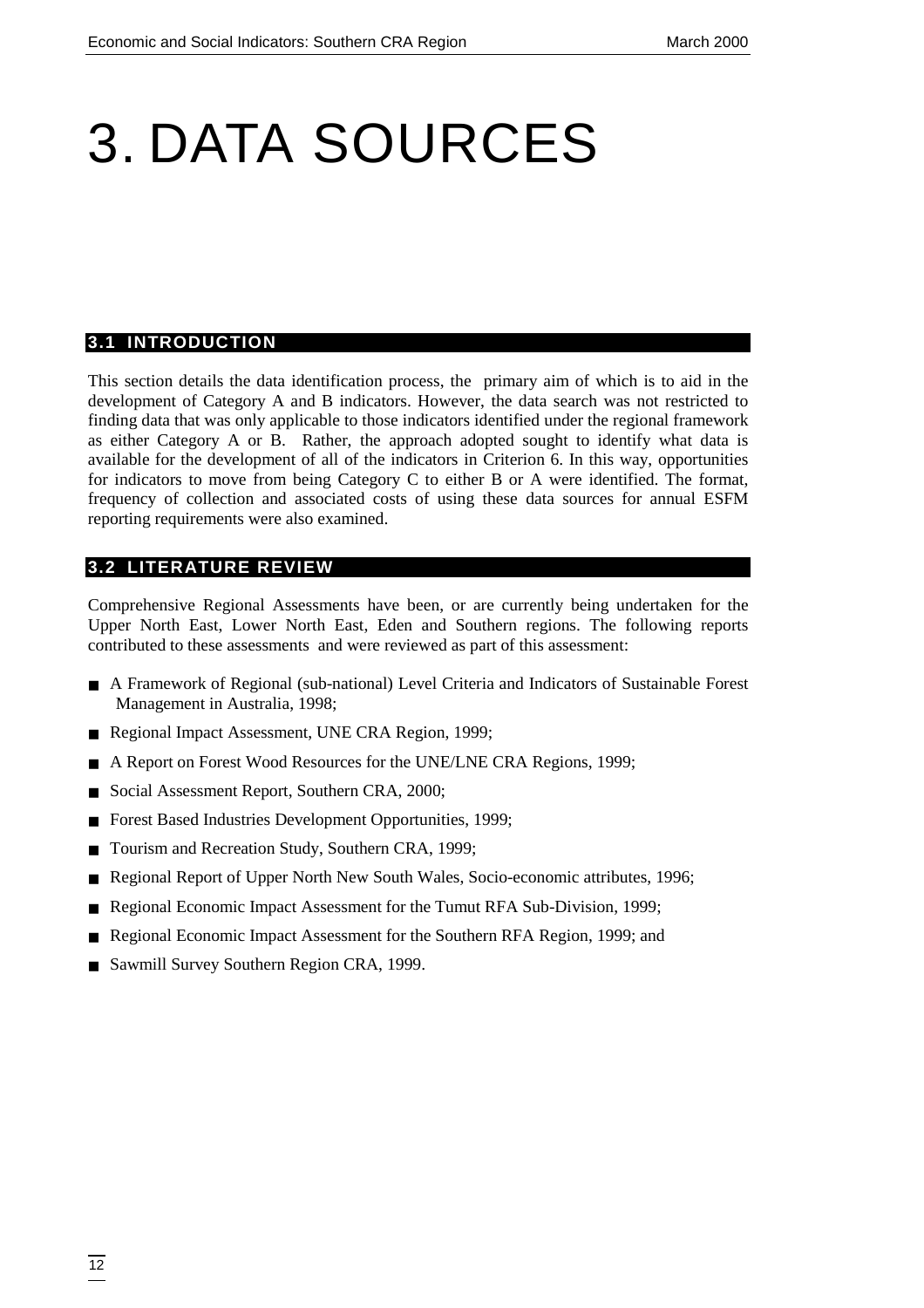# 3. DATA SOURCES

## 3.1 INTRODUCTION

This section details the data identification process, the primary aim of which is to aid in the development of Category A and B indicators. However, the data search was not restricted to finding data that was only applicable to those indicators identified under the regional framework as either Category A or B. Rather, the approach adopted sought to identify what data is available for the development of all of the indicators in Criterion 6. In this way, opportunities for indicators to move from being Category C to either B or A were identified. The format, frequency of collection and associated costs of using these data sources for annual ESFM reporting requirements were also examined.

## 3.2 LITERATURE REVIEW

Comprehensive Regional Assessments have been, or are currently being undertaken for the Upper North East, Lower North East, Eden and Southern regions. The following reports contributed to these assessments and were reviewed as part of this assessment:

- A Framework of Regional (sub-national) Level Criteria and Indicators of Sustainable Forest Management in Australia, 1998;
- Regional Impact Assessment, UNE CRA Region, 1999;
- A Report on Forest Wood Resources for the UNE/LNE CRA Regions, 1999;
- Social Assessment Report, Southern CRA, 2000;
- Forest Based Industries Development Opportunities, 1999;
- Tourism and Recreation Study, Southern CRA, 1999;
- Regional Report of Upper North New South Wales, Socio-economic attributes, 1996;
- Regional Economic Impact Assessment for the Tumut RFA Sub-Division, 1999;
- Regional Economic Impact Assessment for the Southern RFA Region, 1999; and
- Sawmill Survey Southern Region CRA, 1999.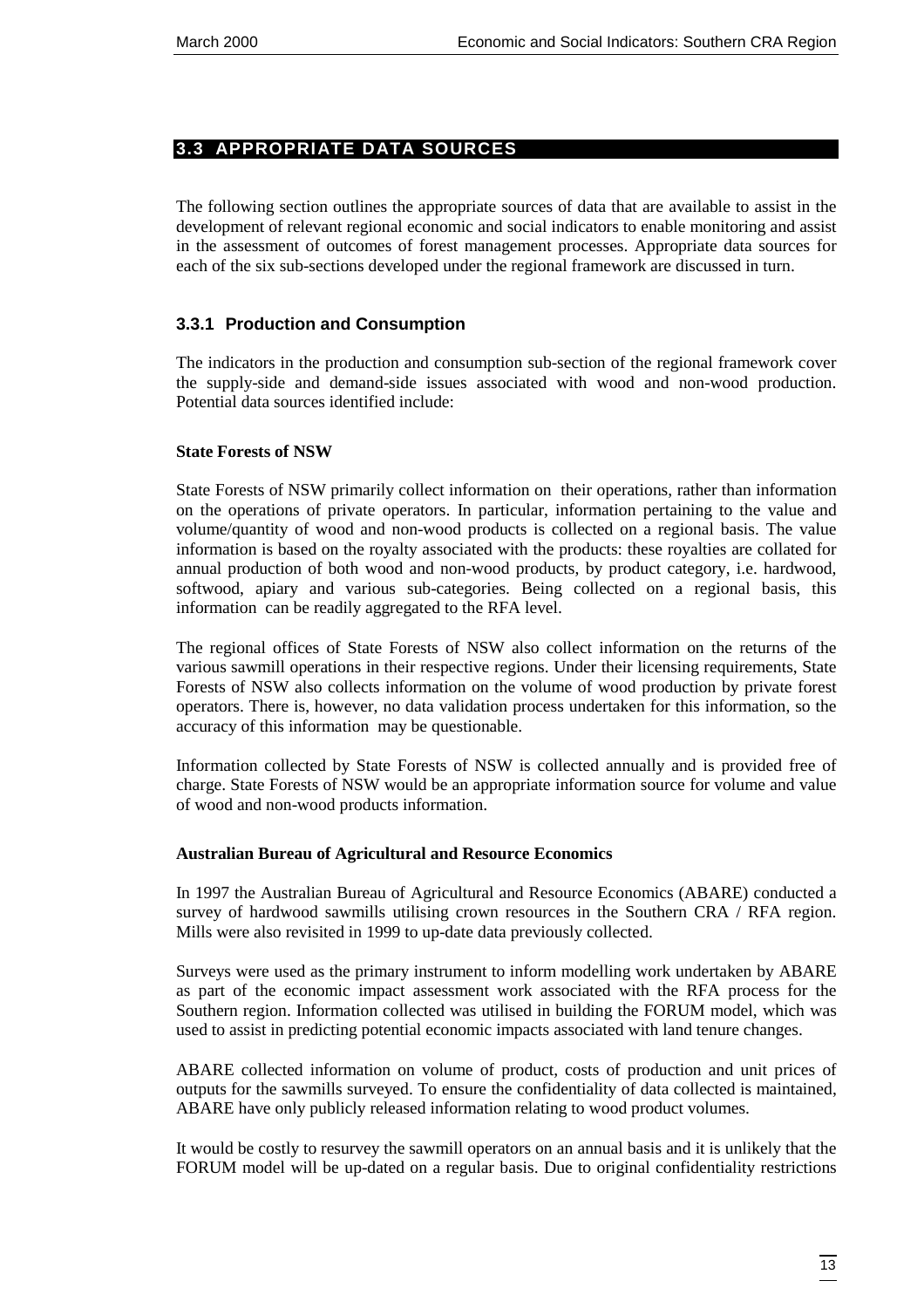## 3.3 APPROPRIATE DATA SOURCES

The following section outlines the appropriate sources of data that are available to assist in the development of relevant regional economic and social indicators to enable monitoring and assist in the assessment of outcomes of forest management processes. Appropriate data sources for each of the six sub-sections developed under the regional framework are discussed in turn.

### 3.3.1 Production and Consumption

The indicators in the production and consumption sub-section of the regional framework cover the supply-side and demand-side issues associated with wood and non-wood production. Potential data sources identified include:

**State Forests of NSW**

State Forests of NSW primarily collect information on their operations, rather than information on the operations of private operators. In particular, information pertaining to the value and volume/quantity of wood and non-wood products is collected on a regional basis. The value information is based on the royalty associated with the products: these royalties are collated for annual production of both wood and non-wood products, by product category, i.e. hardwood, softwood, apiary and various sub-categories. Being collected on a regional basis, this information can be readily aggregated to the RFA level.

The regional offices of State Forests of NSW also collect information on the returns of the various sawmill operations in their respective regions. Under their licensing requirements, State Forests of NSW also collects information on the volume of wood production by private forest operators. There is, however, no data validation process undertaken for this information, so the accuracy of this information may be questionable.

Information collected by State Forests of NSW is collected annually and is provided free of charge. State Forests of NSW would be an appropriate information source for volume and value of wood and non-wood products information.

**Australian Bureau of Agricultural and Resource Economics**

In 1997 the Australian Bureau of Agricultural and Resource Economics (ABARE) conducted a survey of hardwood sawmills utilising crown resources in the Southern CRA / RFA region. Mills were also revisited in 1999 to up-date data previously collected.

Surveys were used as the primary instrument to inform modelling work undertaken by ABARE as part of the economic impact assessment work associated with the RFA process for the Southern region. Information collected was utilised in building the FORUM model, which was used to assist in predicting potential economic impacts associated with land tenure changes.

ABARE collected information on volume of product, costs of production and unit prices of outputs for the sawmills surveyed. To ensure the confidentiality of data collected is maintained, ABARE have only publicly released information relating to wood product volumes.

It would be costly to resurvey the sawmill operators on an annual basis and it is unlikely that the FORUM model will be up-dated on a regular basis. Due to original confidentiality restrictions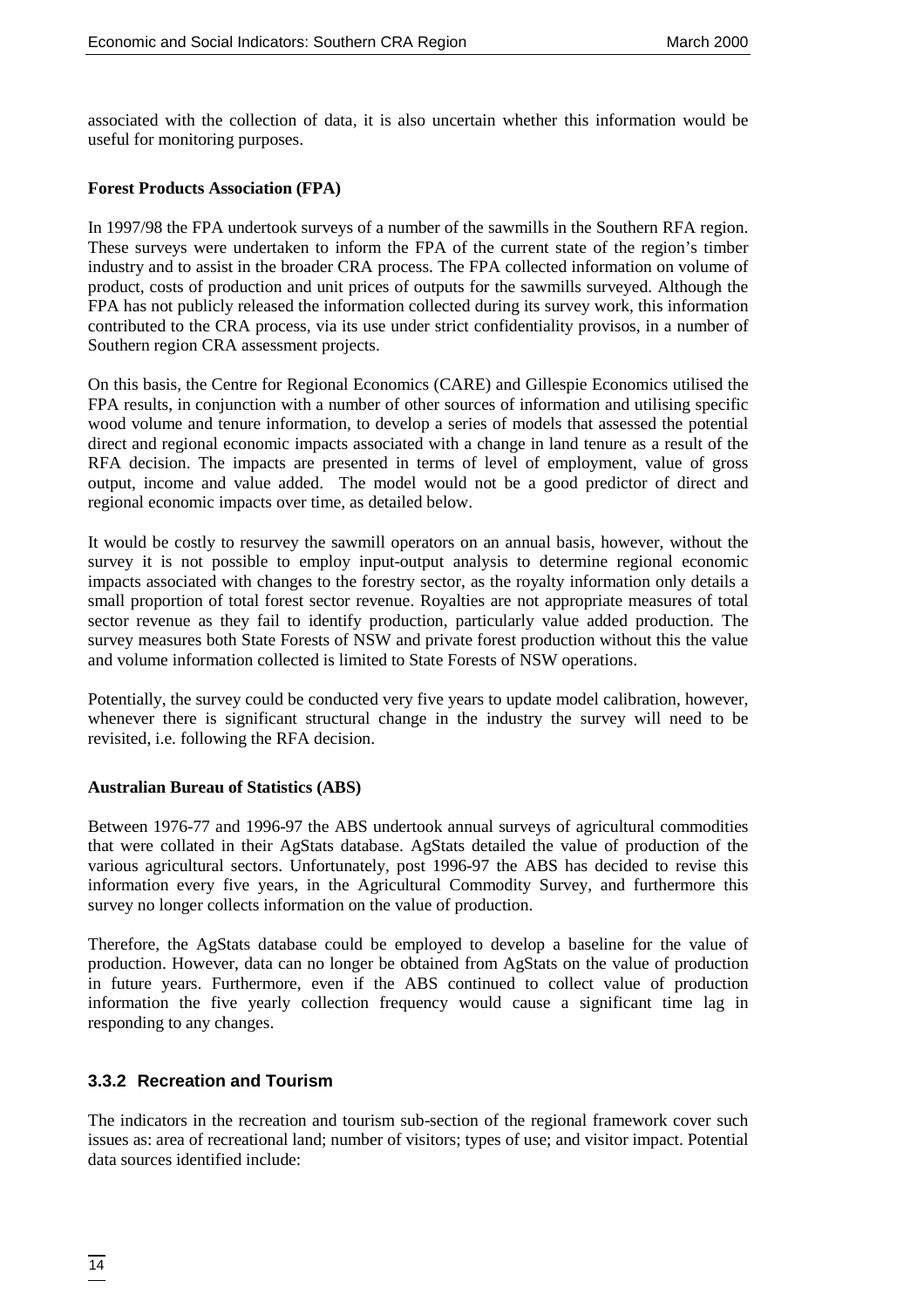associated with the collection of data, it is also uncertain whether this information would be useful for monitoring purposes.

**Forest Products Association (FPA)**

In 1997/98 the FPA undertook surveys of a number of the sawmills in the Southern RFA region. These surveys were undertaken to inform the FPA of the current state of the region's timber industry and to assist in the broader CRA process. The FPA collected information on volume of product, costs of production and unit prices of outputs for the sawmills surveyed. Although the FPA has not publicly released the information collected during its survey work, this information contributed to the CRA process, via its use under strict confidentiality provisos, in a number of Southern region CRA assessment projects.

On this basis, the Centre for Regional Economics (CARE) and Gillespie Economics utilised the FPA results, in conjunction with a number of other sources of information and utilising specific wood volume and tenure information, to develop a series of models that assessed the potential direct and regional economic impacts associated with a change in land tenure as a result of the RFA decision. The impacts are presented in terms of level of employment, value of gross output, income and value added. The model would not be a good predictor of direct and regional economic impacts over time, as detailed below.

It would be costly to resurvey the sawmill operators on an annual basis, however, without the survey it is not possible to employ input-output analysis to determine regional economic impacts associated with changes to the forestry sector, as the royalty information only details a small proportion of total forest sector revenue. Royalties are not appropriate measures of total sector revenue as they fail to identify production, particularly value added production. The survey measures both State Forests of NSW and private forest production without this the value and volume information collected is limited to State Forests of NSW operations.

Potentially, the survey could be conducted very five years to update model calibration, however, whenever there is significant structural change in the industry the survey will need to be revisited, i.e. following the RFA decision.

**Australian Bureau of Statistics (ABS)**

Between 1976-77 and 1996-97 the ABS undertook annual surveys of agricultural commodities that were collated in their AgStats database. AgStats detailed the value of production of the various agricultural sectors. Unfortunately, post 1996-97 the ABS has decided to revise this information every five years, in the Agricultural Commodity Survey, and furthermore this survey no longer collects information on the value of production.

Therefore, the AgStats database could be employed to develop a baseline for the value of production. However, data can no longer be obtained from AgStats on the value of production in future years. Furthermore, even if the ABS continued to collect value of production information the five yearly collection frequency would cause a significant time lag in responding to any changes.

### 3.3.2 Recreation and Tourism

The indicators in the recreation and tourism sub-section of the regional framework cover such issues as: area of recreational land; number of visitors; types of use; and visitor impact. Potential data sources identified include: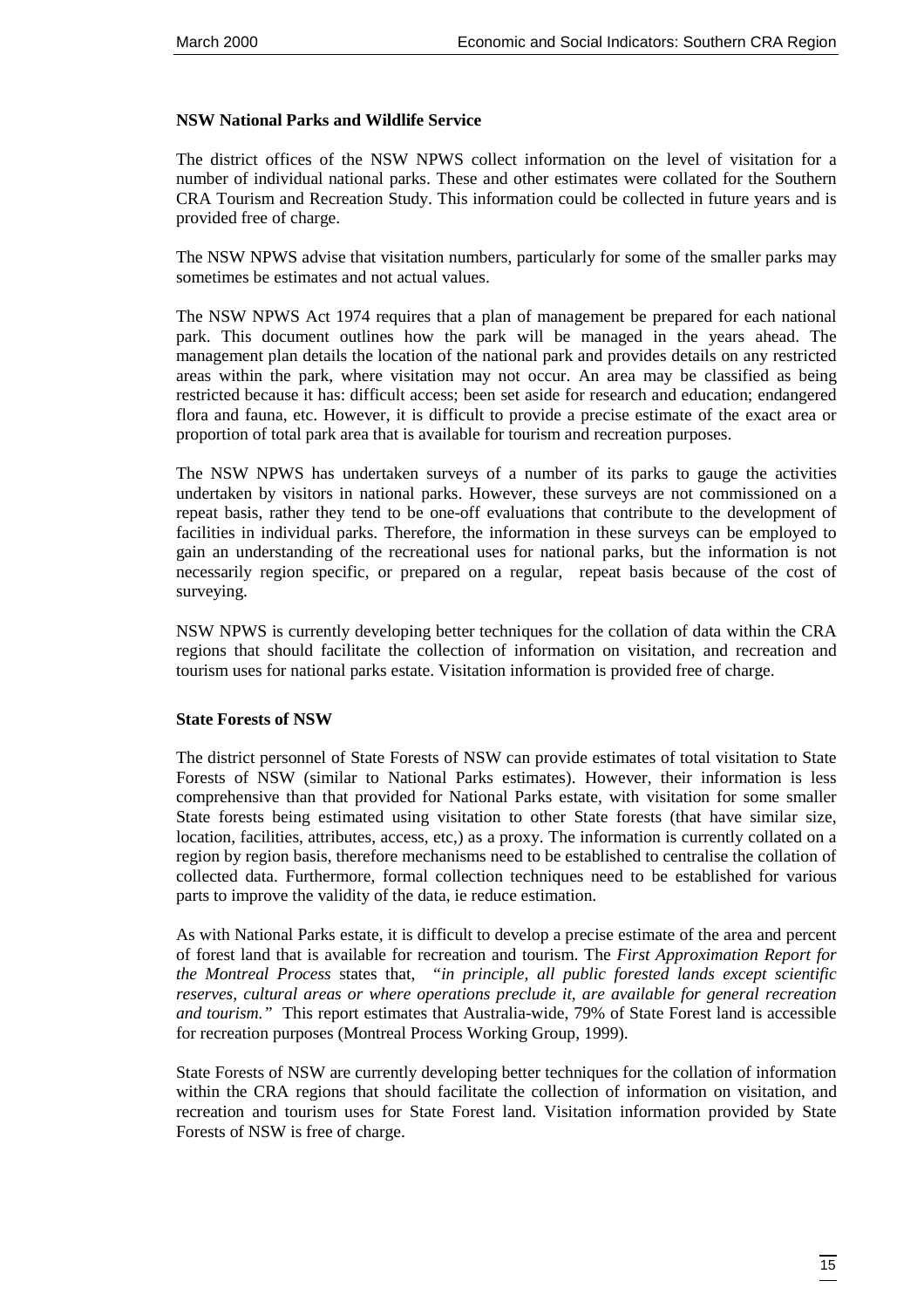**NSW National Parks and Wildlife Service**

The district offices of the NSW NPWS collect information on the level of visitation for a number of individual national parks. These and other estimates were collated for the Southern CRA Tourism and Recreation Study. This information could be collected in future years and is provided free of charge.

The NSW NPWS advise that visitation numbers, particularly for some of the smaller parks may sometimes be estimates and not actual values.

The NSW NPWS Act 1974 requires that a plan of management be prepared for each national park. This document outlines how the park will be managed in the years ahead. The management plan details the location of the national park and provides details on any restricted areas within the park, where visitation may not occur. An area may be classified as being restricted because it has: difficult access; been set aside for research and education; endangered flora and fauna, etc. However, it is difficult to provide a precise estimate of the exact area or proportion of total park area that is available for tourism and recreation purposes.

The NSW NPWS has undertaken surveys of a number of its parks to gauge the activities undertaken by visitors in national parks. However, these surveys are not commissioned on a repeat basis, rather they tend to be one-off evaluations that contribute to the development of facilities in individual parks. Therefore, the information in these surveys can be employed to gain an understanding of the recreational uses for national parks, but the information is not necessarily region specific, or prepared on a regular, repeat basis because of the cost of surveying.

NSW NPWS is currently developing better techniques for the collation of data within the CRA regions that should facilitate the collection of information on visitation, and recreation and tourism uses for national parks estate. Visitation information is provided free of charge.

**State Forests of NSW**

The district personnel of State Forests of NSW can provide estimates of total visitation to State Forests of NSW (similar to National Parks estimates). However, their information is less comprehensive than that provided for National Parks estate, with visitation for some smaller State forests being estimated using visitation to other State forests (that have similar size, location, facilities, attributes, access, etc,) as a proxy. The information is currently collated on a region by region basis, therefore mechanisms need to be established to centralise the collation of collected data. Furthermore, formal collection techniques need to be established for various parts to improve the validity of the data, ie reduce estimation.

As with National Parks estate, it is difficult to develop a precise estimate of the area and percent of forest land that is available for recreation and tourism. The *First Approximation Report for the Montreal Process* states that, *"in principle, all public forested lands except scientific reserves, cultural areas or where operations preclude it, are available for general recreation and tourism."* This report estimates that Australia-wide, 79% of State Forest land is accessible for recreation purposes (Montreal Process Working Group, 1999).

State Forests of NSW are currently developing better techniques for the collation of information within the CRA regions that should facilitate the collection of information on visitation, and recreation and tourism uses for State Forest land. Visitation information provided by State Forests of NSW is free of charge.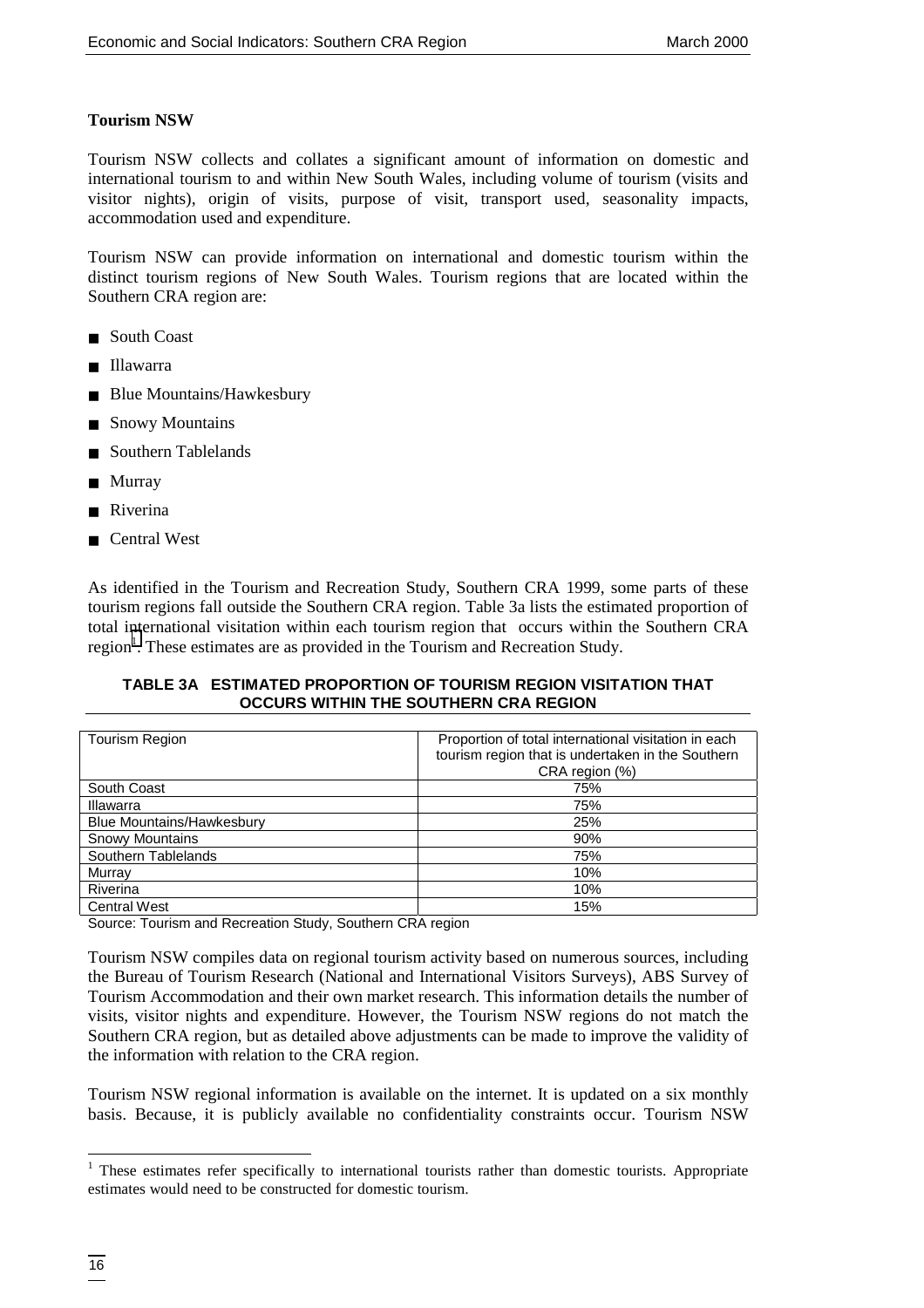**Tourism NSW**

Tourism NSW collects and collates a significant amount of information on domestic and international tourism to and within New South Wales, including volume of tourism (visits and visitor nights), origin of visits, purpose of visit, transport used, seasonality impacts, accommodation used and expenditure.

Tourism NSW can provide information on international and domestic tourism within the distinct tourism regions of New South Wales. Tourism regions that are located within the Southern CRA region are:

- South Coast
- Illawarra
- Blue Mountains/Hawkesbury
- Snowy Mountains
- Southern Tablelands
- Murray
- Riverina
- Central West

As identified in the Tourism and Recreation Study, Southern CRA 1999, some parts of these tourism regions fall outside the Southern CRA region. Table 3a lists the estimated proportion of total international visitation within each tourism region that occurs within the Southern CRA region[1]. These estimates are as provided in the Tourism and Recreation Study.

**TABLE 3A ESTIMATED PROPORTION OF TOURISM REGION VISITATION THAT OCCURS WITHIN THE SOUTHERN CRA REGION**

| Tourism Region | Proportion of total international visitation in each tourism region that is undertaken in the Southern CRA region (%) |
|---|---|
| South Coast | 75% |
| Illawarra | 75% |
| Blue Mountains/Hawkesbury | 25% |
| Snowy Mountains | 90% |
| Southern Tablelands | 75% |
| Murray | 10% |
| Riverina | 10% |
| Central West | 15% |

Source: Tourism and Recreation Study, Southern CRA region

Tourism NSW compiles data on regional tourism activity based on numerous sources, including the Bureau of Tourism Research (National and International Visitors Surveys), ABS Survey of Tourism Accommodation and their own market research. This information details the number of visits, visitor nights and expenditure. However, the Tourism NSW regions do not match the Southern CRA region, but as detailed above adjustments can be made to improve the validity of the information with relation to the CRA region.

Tourism NSW regional information is available on the internet. It is updated on a six monthly basis. Because, it is publicly available no confidentiality constraints occur. Tourism NSW

[1] These estimates refer specifically to international tourists rather than domestic tourists. Appropriate estimates would need to be constructed for domestic tourism.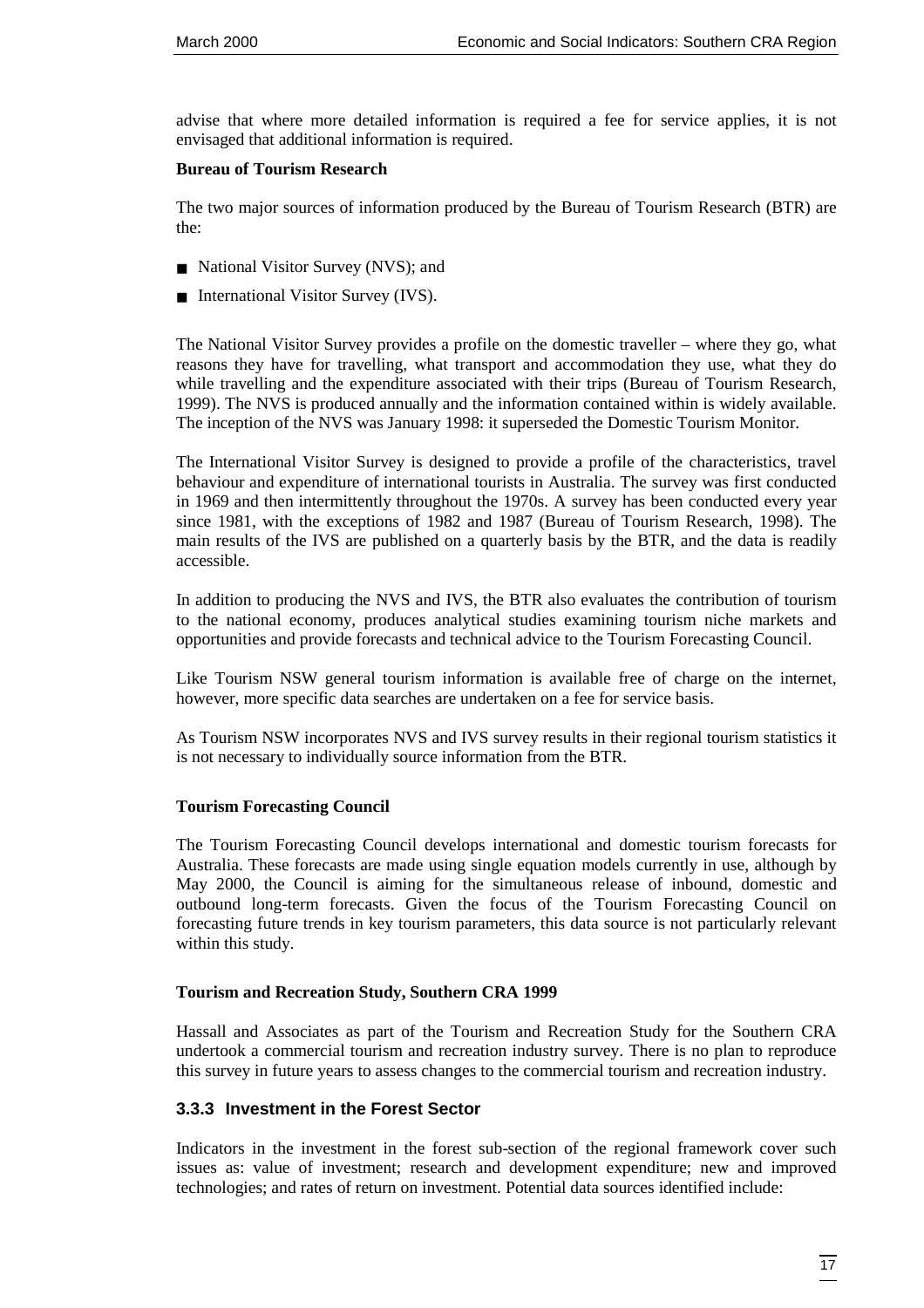advise that where more detailed information is required a fee for service applies, it is not envisaged that additional information is required.

**Bureau of Tourism Research**

The two major sources of information produced by the Bureau of Tourism Research (BTR) are the:

- National Visitor Survey (NVS); and
- International Visitor Survey (IVS).

The National Visitor Survey provides a profile on the domestic traveller – where they go, what reasons they have for travelling, what transport and accommodation they use, what they do while travelling and the expenditure associated with their trips (Bureau of Tourism Research, 1999). The NVS is produced annually and the information contained within is widely available. The inception of the NVS was January 1998: it superseded the Domestic Tourism Monitor.

The International Visitor Survey is designed to provide a profile of the characteristics, travel behaviour and expenditure of international tourists in Australia. The survey was first conducted in 1969 and then intermittently throughout the 1970s. A survey has been conducted every year since 1981, with the exceptions of 1982 and 1987 (Bureau of Tourism Research, 1998). The main results of the IVS are published on a quarterly basis by the BTR, and the data is readily accessible.

In addition to producing the NVS and IVS, the BTR also evaluates the contribution of tourism to the national economy, produces analytical studies examining tourism niche markets and opportunities and provide forecasts and technical advice to the Tourism Forecasting Council.

Like Tourism NSW general tourism information is available free of charge on the internet, however, more specific data searches are undertaken on a fee for service basis.

As Tourism NSW incorporates NVS and IVS survey results in their regional tourism statistics it is not necessary to individually source information from the BTR.

**Tourism Forecasting Council**

The Tourism Forecasting Council develops international and domestic tourism forecasts for Australia. These forecasts are made using single equation models currently in use, although by May 2000, the Council is aiming for the simultaneous release of inbound, domestic and outbound long-term forecasts. Given the focus of the Tourism Forecasting Council on forecasting future trends in key tourism parameters, this data source is not particularly relevant within this study.

**Tourism and Recreation Study, Southern CRA 1999**

Hassall and Associates as part of the Tourism and Recreation Study for the Southern CRA undertook a commercial tourism and recreation industry survey. There is no plan to reproduce this survey in future years to assess changes to the commercial tourism and recreation industry.

### 3.3.3 Investment in the Forest Sector

Indicators in the investment in the forest sub-section of the regional framework cover such issues as: value of investment; research and development expenditure; new and improved technologies; and rates of return on investment. Potential data sources identified include: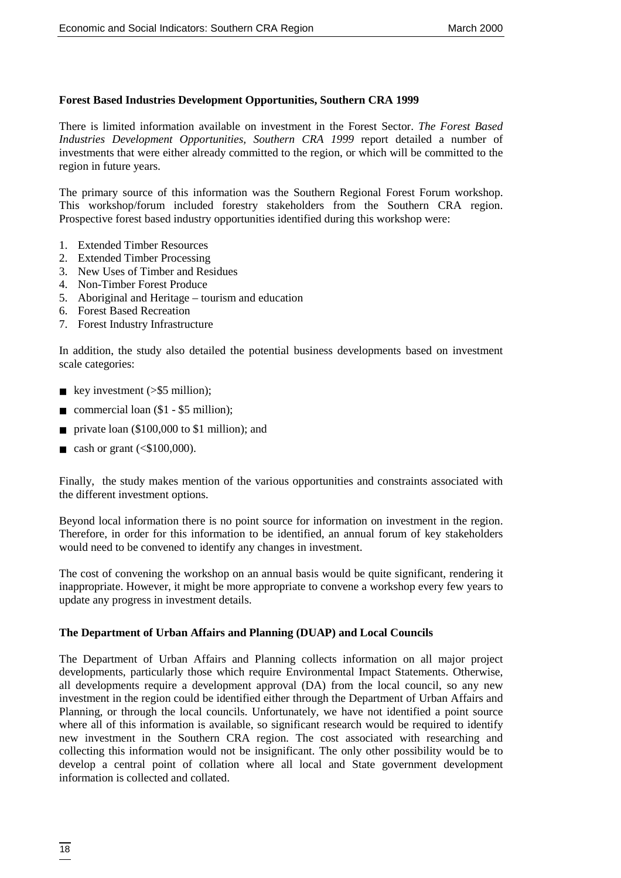**Forest Based Industries Development Opportunities, Southern CRA 1999**

There is limited information available on investment in the Forest Sector. *The Forest Based Industries Development Opportunities, Southern CRA 1999* report detailed a number of investments that were either already committed to the region, or which will be committed to the region in future years.

The primary source of this information was the Southern Regional Forest Forum workshop. This workshop/forum included forestry stakeholders from the Southern CRA region. Prospective forest based industry opportunities identified during this workshop were:

1. Extended Timber Resources
2. Extended Timber Processing
3. New Uses of Timber and Residues
4. Non-Timber Forest Produce
5. Aboriginal and Heritage – tourism and education
6. Forest Based Recreation
7. Forest Industry Infrastructure

In addition, the study also detailed the potential business developments based on investment scale categories:

- key investment (>$5 million);
- commercial loan ($1 - $5 million);
- private loan ($100,000 to $1 million); and
- cash or grant (<$100,000).

Finally, the study makes mention of the various opportunities and constraints associated with the different investment options.

Beyond local information there is no point source for information on investment in the region. Therefore, in order for this information to be identified, an annual forum of key stakeholders would need to be convened to identify any changes in investment.

The cost of convening the workshop on an annual basis would be quite significant, rendering it inappropriate. However, it might be more appropriate to convene a workshop every few years to update any progress in investment details.

**The Department of Urban Affairs and Planning (DUAP) and Local Councils**

The Department of Urban Affairs and Planning collects information on all major project developments, particularly those which require Environmental Impact Statements. Otherwise, all developments require a development approval (DA) from the local council, so any new investment in the region could be identified either through the Department of Urban Affairs and Planning, or through the local councils. Unfortunately, we have not identified a point source where all of this information is available, so significant research would be required to identify new investment in the Southern CRA region. The cost associated with researching and collecting this information would not be insignificant. The only other possibility would be to develop a central point of collation where all local and State government development information is collected and collated.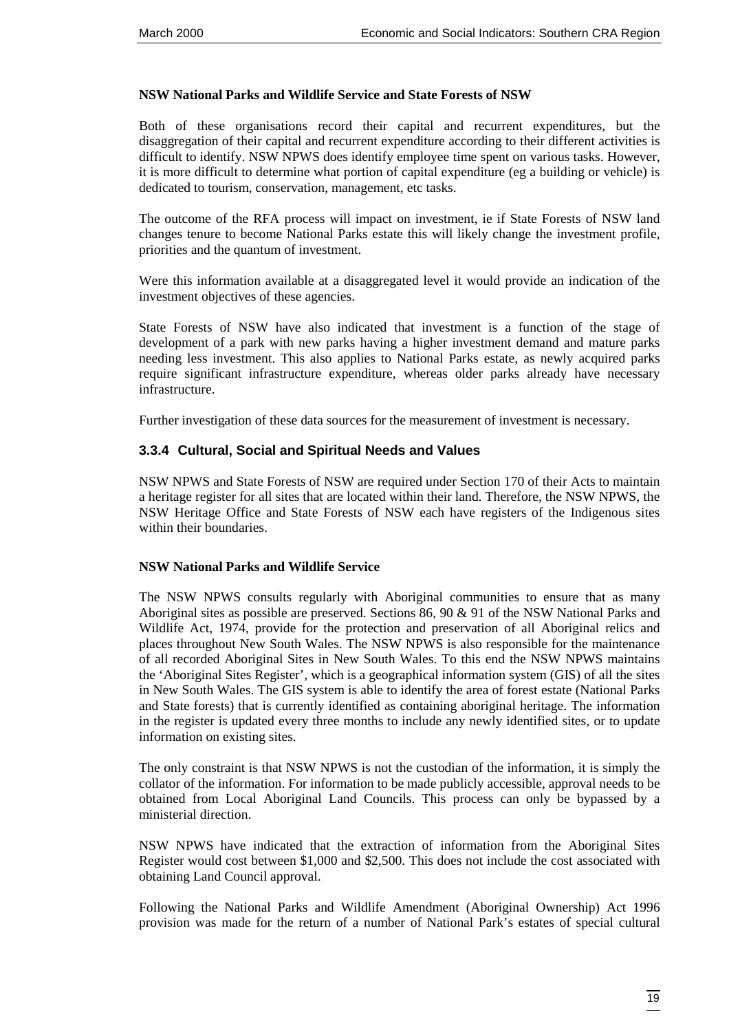**NSW National Parks and Wildlife Service and State Forests of NSW**

Both of these organisations record their capital and recurrent expenditures, but the disaggregation of their capital and recurrent expenditure according to their different activities is difficult to identify. NSW NPWS does identify employee time spent on various tasks. However, it is more difficult to determine what portion of capital expenditure (eg a building or vehicle) is dedicated to tourism, conservation, management, etc tasks.

The outcome of the RFA process will impact on investment, ie if State Forests of NSW land changes tenure to become National Parks estate this will likely change the investment profile, priorities and the quantum of investment.

Were this information available at a disaggregated level it would provide an indication of the investment objectives of these agencies.

State Forests of NSW have also indicated that investment is a function of the stage of development of a park with new parks having a higher investment demand and mature parks needing less investment. This also applies to National Parks estate, as newly acquired parks require significant infrastructure expenditure, whereas older parks already have necessary infrastructure.

Further investigation of these data sources for the measurement of investment is necessary.

### 3.3.4 Cultural, Social and Spiritual Needs and Values

NSW NPWS and State Forests of NSW are required under Section 170 of their Acts to maintain a heritage register for all sites that are located within their land. Therefore, the NSW NPWS, the NSW Heritage Office and State Forests of NSW each have registers of the Indigenous sites within their boundaries.

**NSW National Parks and Wildlife Service**

The NSW NPWS consults regularly with Aboriginal communities to ensure that as many Aboriginal sites as possible are preserved. Sections 86, 90 & 91 of the NSW National Parks and Wildlife Act, 1974, provide for the protection and preservation of all Aboriginal relics and places throughout New South Wales. The NSW NPWS is also responsible for the maintenance of all recorded Aboriginal Sites in New South Wales. To this end the NSW NPWS maintains the 'Aboriginal Sites Register', which is a geographical information system (GIS) of all the sites in New South Wales. The GIS system is able to identify the area of forest estate (National Parks and State forests) that is currently identified as containing aboriginal heritage. The information in the register is updated every three months to include any newly identified sites, or to update information on existing sites.

The only constraint is that NSW NPWS is not the custodian of the information, it is simply the collator of the information. For information to be made publicly accessible, approval needs to be obtained from Local Aboriginal Land Councils. This process can only be bypassed by a ministerial direction.

NSW NPWS have indicated that the extraction of information from the Aboriginal Sites Register would cost between $1,000 and $2,500. This does not include the cost associated with obtaining Land Council approval.

Following the National Parks and Wildlife Amendment (Aboriginal Ownership) Act 1996 provision was made for the return of a number of National Park's estates of special cultural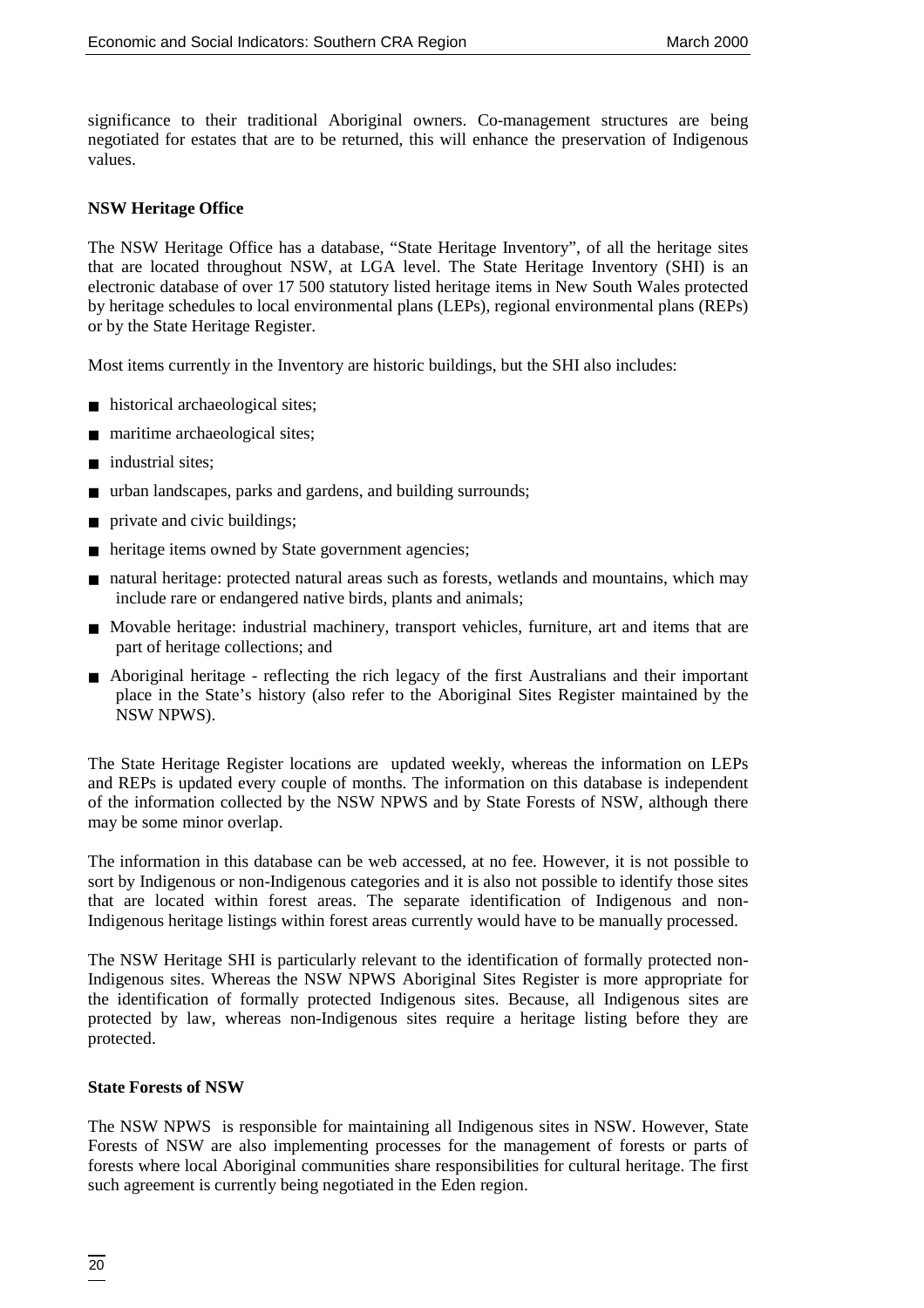significance to their traditional Aboriginal owners. Co-management structures are being negotiated for estates that are to be returned, this will enhance the preservation of Indigenous values.

**NSW Heritage Office**

The NSW Heritage Office has a database, "State Heritage Inventory", of all the heritage sites that are located throughout NSW, at LGA level. The State Heritage Inventory (SHI) is an electronic database of over 17 500 statutory listed heritage items in New South Wales protected by heritage schedules to local environmental plans (LEPs), regional environmental plans (REPs) or by the State Heritage Register.

Most items currently in the Inventory are historic buildings, but the SHI also includes:

- historical archaeological sites;
- maritime archaeological sites;
- industrial sites;
- urban landscapes, parks and gardens, and building surrounds;
- private and civic buildings;
- heritage items owned by State government agencies;
- natural heritage: protected natural areas such as forests, wetlands and mountains, which may include rare or endangered native birds, plants and animals;
- Movable heritage: industrial machinery, transport vehicles, furniture, art and items that are part of heritage collections; and
- Aboriginal heritage - reflecting the rich legacy of the first Australians and their important place in the State's history (also refer to the Aboriginal Sites Register maintained by the NSW NPWS).

The State Heritage Register locations are updated weekly, whereas the information on LEPs and REPs is updated every couple of months. The information on this database is independent of the information collected by the NSW NPWS and by State Forests of NSW, although there may be some minor overlap.

The information in this database can be web accessed, at no fee. However, it is not possible to sort by Indigenous or non-Indigenous categories and it is also not possible to identify those sites that are located within forest areas. The separate identification of Indigenous and non-Indigenous heritage listings within forest areas currently would have to be manually processed.

The NSW Heritage SHI is particularly relevant to the identification of formally protected non-Indigenous sites. Whereas the NSW NPWS Aboriginal Sites Register is more appropriate for the identification of formally protected Indigenous sites. Because, all Indigenous sites are protected by law, whereas non-Indigenous sites require a heritage listing before they are protected.

**State Forests of NSW**

The NSW NPWS is responsible for maintaining all Indigenous sites in NSW. However, State Forests of NSW are also implementing processes for the management of forests or parts of forests where local Aboriginal communities share responsibilities for cultural heritage. The first such agreement is currently being negotiated in the Eden region.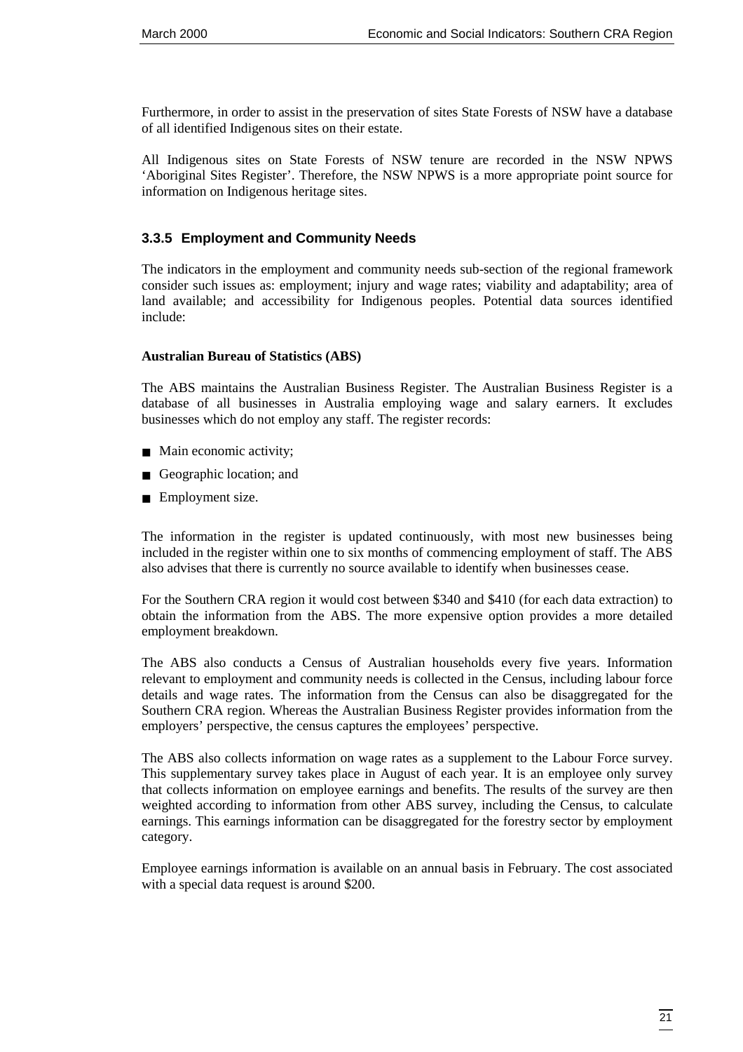Furthermore, in order to assist in the preservation of sites State Forests of NSW have a database of all identified Indigenous sites on their estate.

All Indigenous sites on State Forests of NSW tenure are recorded in the NSW NPWS 'Aboriginal Sites Register'. Therefore, the NSW NPWS is a more appropriate point source for information on Indigenous heritage sites.

### 3.3.5 Employment and Community Needs

The indicators in the employment and community needs sub-section of the regional framework consider such issues as: employment; injury and wage rates; viability and adaptability; area of land available; and accessibility for Indigenous peoples. Potential data sources identified include:

**Australian Bureau of Statistics (ABS)**

The ABS maintains the Australian Business Register. The Australian Business Register is a database of all businesses in Australia employing wage and salary earners. It excludes businesses which do not employ any staff. The register records:

- Main economic activity;
- Geographic location; and
- Employment size.

The information in the register is updated continuously, with most new businesses being included in the register within one to six months of commencing employment of staff. The ABS also advises that there is currently no source available to identify when businesses cease.

For the Southern CRA region it would cost between $340 and $410 (for each data extraction) to obtain the information from the ABS. The more expensive option provides a more detailed employment breakdown.

The ABS also conducts a Census of Australian households every five years. Information relevant to employment and community needs is collected in the Census, including labour force details and wage rates. The information from the Census can also be disaggregated for the Southern CRA region. Whereas the Australian Business Register provides information from the employers' perspective, the census captures the employees' perspective.

The ABS also collects information on wage rates as a supplement to the Labour Force survey. This supplementary survey takes place in August of each year. It is an employee only survey that collects information on employee earnings and benefits. The results of the survey are then weighted according to information from other ABS survey, including the Census, to calculate earnings. This earnings information can be disaggregated for the forestry sector by employment category.

Employee earnings information is available on an annual basis in February. The cost associated with a special data request is around $200.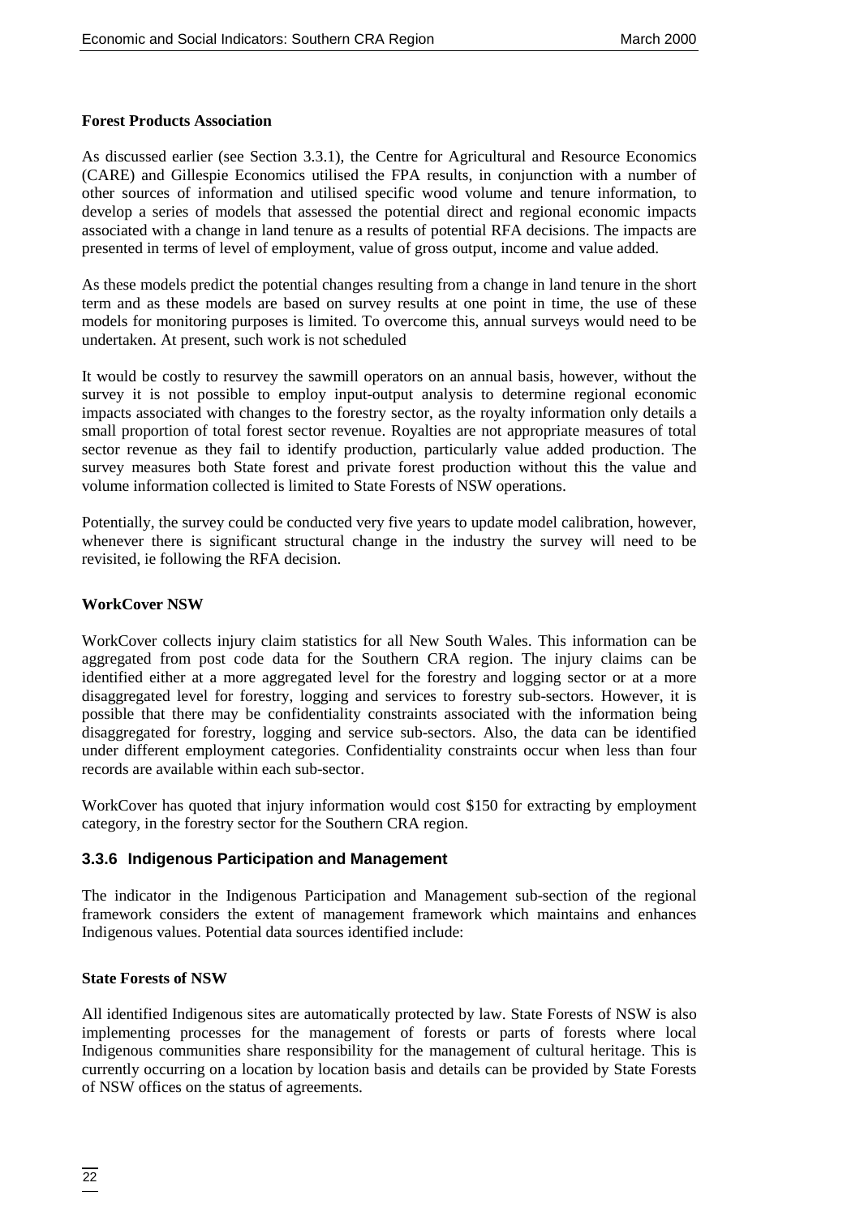**Forest Products Association**

As discussed earlier (see Section 3.3.1), the Centre for Agricultural and Resource Economics (CARE) and Gillespie Economics utilised the FPA results, in conjunction with a number of other sources of information and utilised specific wood volume and tenure information, to develop a series of models that assessed the potential direct and regional economic impacts associated with a change in land tenure as a results of potential RFA decisions. The impacts are presented in terms of level of employment, value of gross output, income and value added.

As these models predict the potential changes resulting from a change in land tenure in the short term and as these models are based on survey results at one point in time, the use of these models for monitoring purposes is limited. To overcome this, annual surveys would need to be undertaken. At present, such work is not scheduled

It would be costly to resurvey the sawmill operators on an annual basis, however, without the survey it is not possible to employ input-output analysis to determine regional economic impacts associated with changes to the forestry sector, as the royalty information only details a small proportion of total forest sector revenue. Royalties are not appropriate measures of total sector revenue as they fail to identify production, particularly value added production. The survey measures both State forest and private forest production without this the value and volume information collected is limited to State Forests of NSW operations.

Potentially, the survey could be conducted very five years to update model calibration, however, whenever there is significant structural change in the industry the survey will need to be revisited, ie following the RFA decision.

**WorkCover NSW**

WorkCover collects injury claim statistics for all New South Wales. This information can be aggregated from post code data for the Southern CRA region. The injury claims can be identified either at a more aggregated level for the forestry and logging sector or at a more disaggregated level for forestry, logging and services to forestry sub-sectors. However, it is possible that there may be confidentiality constraints associated with the information being disaggregated for forestry, logging and service sub-sectors. Also, the data can be identified under different employment categories. Confidentiality constraints occur when less than four records are available within each sub-sector.

WorkCover has quoted that injury information would cost $150 for extracting by employment category, in the forestry sector for the Southern CRA region.

### 3.3.6 Indigenous Participation and Management

The indicator in the Indigenous Participation and Management sub-section of the regional framework considers the extent of management framework which maintains and enhances Indigenous values. Potential data sources identified include:

**State Forests of NSW**

All identified Indigenous sites are automatically protected by law. State Forests of NSW is also implementing processes for the management of forests or parts of forests where local Indigenous communities share responsibility for the management of cultural heritage. This is currently occurring on a location by location basis and details can be provided by State Forests of NSW offices on the status of agreements.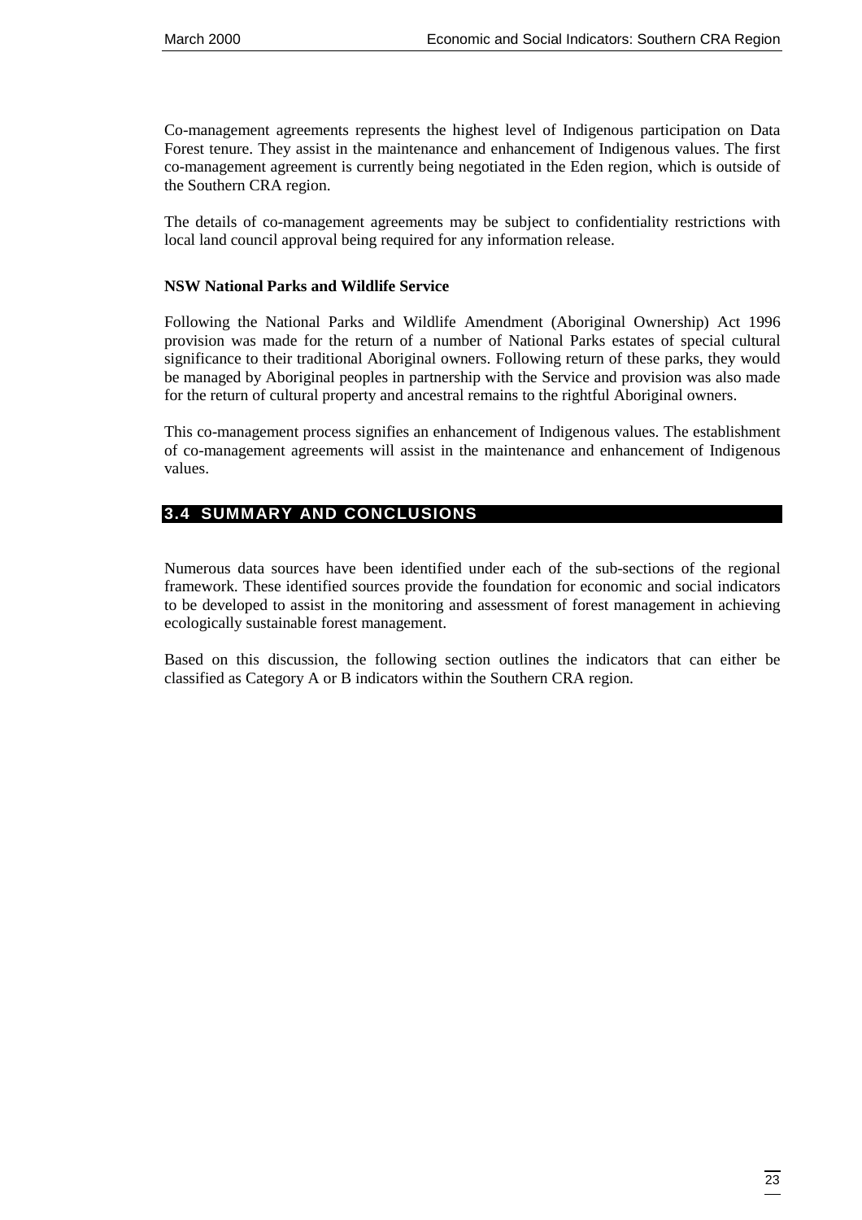Co-management agreements represents the highest level of Indigenous participation on Data Forest tenure. They assist in the maintenance and enhancement of Indigenous values. The first co-management agreement is currently being negotiated in the Eden region, which is outside of the Southern CRA region.

The details of co-management agreements may be subject to confidentiality restrictions with local land council approval being required for any information release.

**NSW National Parks and Wildlife Service**

Following the National Parks and Wildlife Amendment (Aboriginal Ownership) Act 1996 provision was made for the return of a number of National Parks estates of special cultural significance to their traditional Aboriginal owners. Following return of these parks, they would be managed by Aboriginal peoples in partnership with the Service and provision was also made for the return of cultural property and ancestral remains to the rightful Aboriginal owners.

This co-management process signifies an enhancement of Indigenous values. The establishment of co-management agreements will assist in the maintenance and enhancement of Indigenous values.

## 3.4 SUMMARY AND CONCLUSIONS

Numerous data sources have been identified under each of the sub-sections of the regional framework. These identified sources provide the foundation for economic and social indicators to be developed to assist in the monitoring and assessment of forest management in achieving ecologically sustainable forest management.

Based on this discussion, the following section outlines the indicators that can either be classified as Category A or B indicators within the Southern CRA region.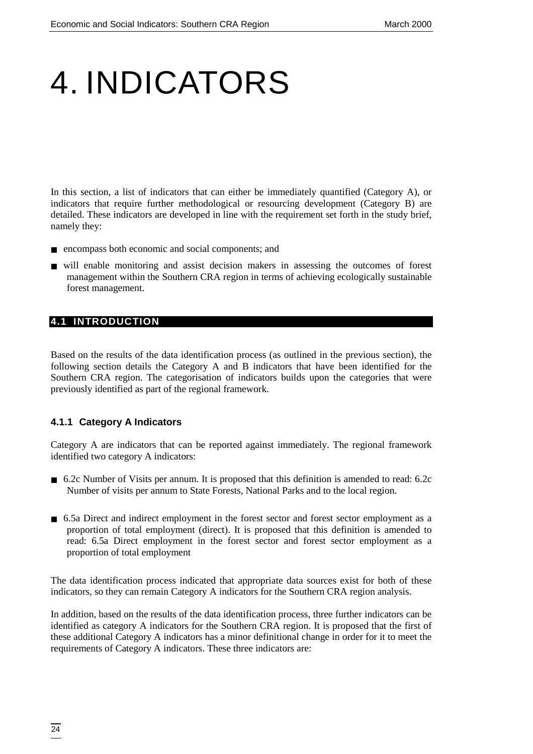# 4. INDICATORS

In this section, a list of indicators that can either be immediately quantified (Category A), or indicators that require further methodological or resourcing development (Category B) are detailed. These indicators are developed in line with the requirement set forth in the study brief, namely they:

- encompass both economic and social components; and
- will enable monitoring and assist decision makers in assessing the outcomes of forest management within the Southern CRA region in terms of achieving ecologically sustainable forest management.

## 4.1 INTRODUCTION

Based on the results of the data identification process (as outlined in the previous section), the following section details the Category A and B indicators that have been identified for the Southern CRA region. The categorisation of indicators builds upon the categories that were previously identified as part of the regional framework.

### 4.1.1 Category A Indicators

Category A are indicators that can be reported against immediately. The regional framework identified two category A indicators:

- 6.2c Number of Visits per annum. It is proposed that this definition is amended to read: 6.2c Number of visits per annum to State Forests, National Parks and to the local region.
- 6.5a Direct and indirect employment in the forest sector and forest sector employment as a proportion of total employment (direct). It is proposed that this definition is amended to read: 6.5a Direct employment in the forest sector and forest sector employment as a proportion of total employment

The data identification process indicated that appropriate data sources exist for both of these indicators, so they can remain Category A indicators for the Southern CRA region analysis.

In addition, based on the results of the data identification process, three further indicators can be identified as category A indicators for the Southern CRA region. It is proposed that the first of these additional Category A indicators has a minor definitional change in order for it to meet the requirements of Category A indicators. These three indicators are: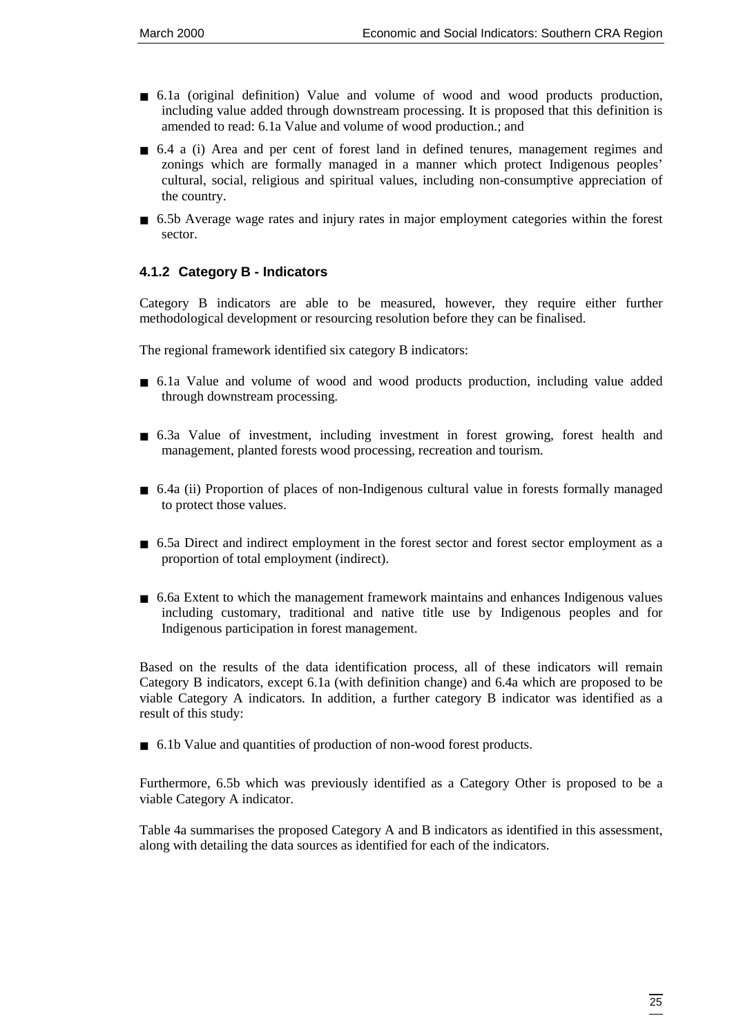- 6.1a (original definition) Value and volume of wood and wood products production, including value added through downstream processing. It is proposed that this definition is amended to read: 6.1a Value and volume of wood production.; and

- 6.4 a (i) Area and per cent of forest land in defined tenures, management regimes and zonings which are formally managed in a manner which protect Indigenous peoples' cultural, social, religious and spiritual values, including non-consumptive appreciation of the country.

- 6.5b Average wage rates and injury rates in major employment categories within the forest sector.

### 4.1.2 Category B - Indicators

Category B indicators are able to be measured, however, they require either further methodological development or resourcing resolution before they can be finalised.

The regional framework identified six category B indicators:

- 6.1a Value and volume of wood and wood products production, including value added through downstream processing.

- 6.3a Value of investment, including investment in forest growing, forest health and management, planted forests wood processing, recreation and tourism.

- 6.4a (ii) Proportion of places of non-Indigenous cultural value in forests formally managed to protect those values.

- 6.5a Direct and indirect employment in the forest sector and forest sector employment as a proportion of total employment (indirect).

- 6.6a Extent to which the management framework maintains and enhances Indigenous values including customary, traditional and native title use by Indigenous peoples and for Indigenous participation in forest management.

Based on the results of the data identification process, all of these indicators will remain Category B indicators, except 6.1a (with definition change) and 6.4a which are proposed to be viable Category A indicators. In addition, a further category B indicator was identified as a result of this study:

- 6.1b Value and quantities of production of non-wood forest products.

Furthermore, 6.5b which was previously identified as a Category Other is proposed to be a viable Category A indicator.

Table 4a summarises the proposed Category A and B indicators as identified in this assessment, along with detailing the data sources as identified for each of the indicators.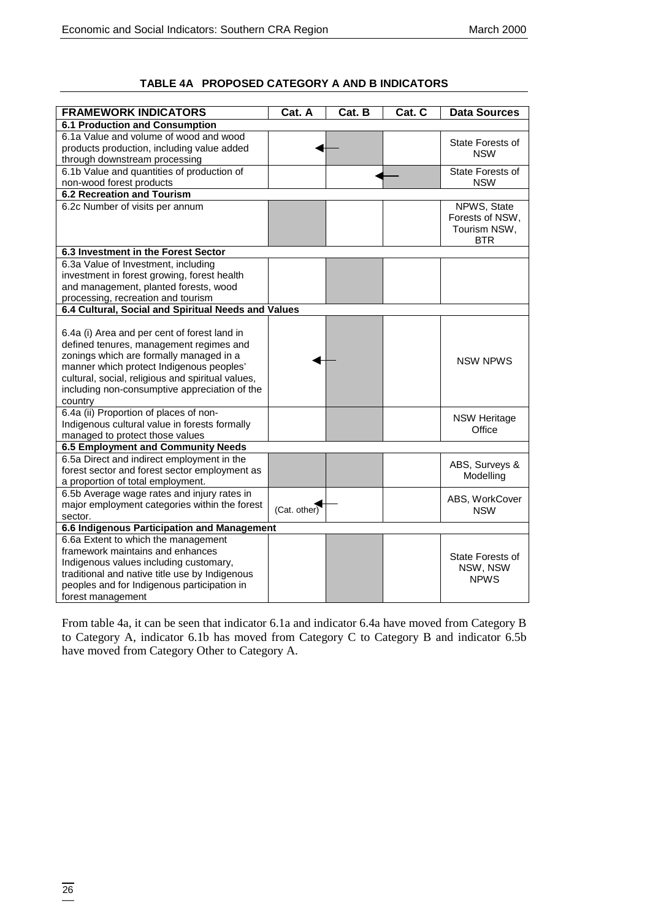### TABLE 4A PROPOSED CATEGORY A AND B INDICATORS

| FRAMEWORK INDICATORS | Cat. A | Cat. B | Cat. C | Data Sources |
|---|---|---|---|---|
| **6.1 Production and Consumption** | | | | |
| 6.1a Value and volume of wood and wood products production, including value added through downstream processing | ◄ | ■ — | | State Forests of NSW |
| 6.1b Value and quantities of production of non-wood forest products | | ◄ | ■ — | State Forests of NSW |
| **6.2 Recreation and Tourism** | | | | |
| 6.2c Number of visits per annum | ■ | | | NPWS, State Forests of NSW, Tourism NSW, BTR |
| **6.3 Investment in the Forest Sector** | | | | |
| 6.3a Value of Investment, including investment in forest growing, forest health and management, planted forests, wood processing, recreation and tourism | | ■ | | |
| **6.4 Cultural, Social and Spiritual Needs and Values** | | | | |
| 6.4a (i) Area and per cent of forest land in defined tenures, management regimes and zonings which are formally managed in a manner which protect Indigenous peoples' cultural, social, religious and spiritual values, including non-consumptive appreciation of the country | ◄ | ■ — | | NSW NPWS |
| 6.4a (ii) Proportion of places of non-Indigenous cultural value in forests formally managed to protect those values | | ■ | | NSW Heritage Office |
| **6.5 Employment and Community Needs** | | | | |
| 6.5a Direct and indirect employment in the forest sector and forest sector employment as a proportion of total employment. | ■ | ■ | | ABS, Surveys & Modelling |
| 6.5b Average wage rates and injury rates in major employment categories within the forest sector. | (Cat. other) ◄ | — | | ABS, WorkCover NSW |
| **6.6 Indigenous Participation and Management** | | | | |
| 6.6a Extent to which the management framework maintains and enhances Indigenous values including customary, traditional and native title use by Indigenous peoples and for Indigenous participation in forest management | | ■ | | State Forests of NSW, NSW NPWS |

From table 4a, it can be seen that indicator 6.1a and indicator 6.4a have moved from Category B to Category A, indicator 6.1b has moved from Category C to Category B and indicator 6.5b have moved from Category Other to Category A.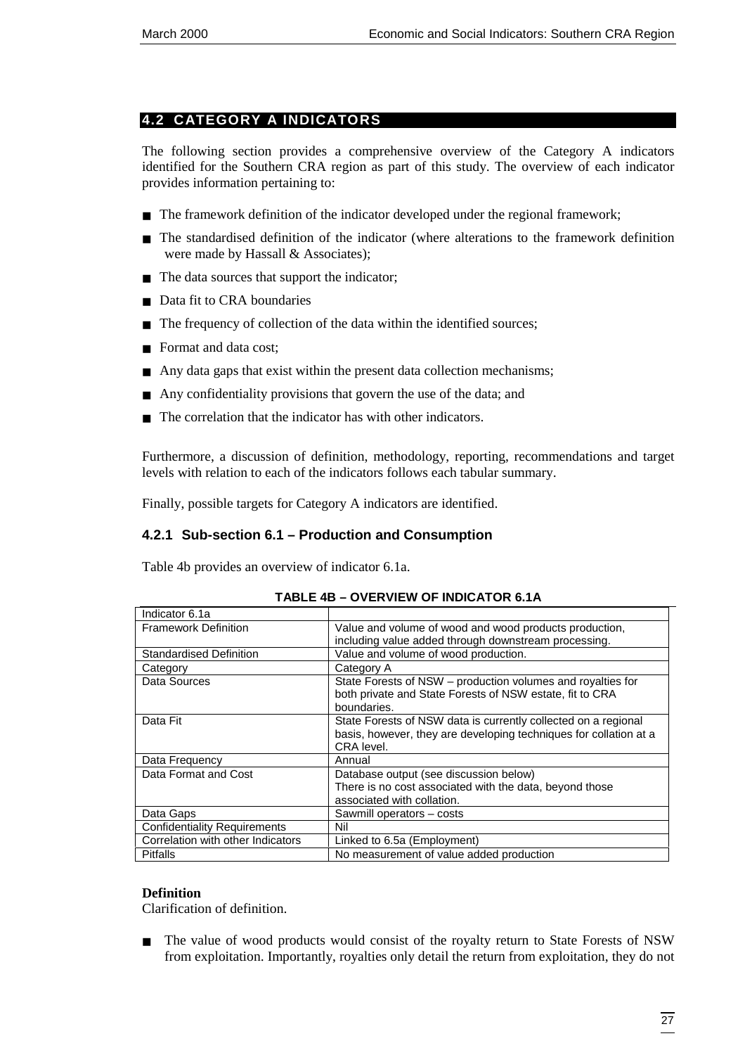## 4.2 CATEGORY A INDICATORS

The following section provides a comprehensive overview of the Category A indicators identified for the Southern CRA region as part of this study. The overview of each indicator provides information pertaining to:

- The framework definition of the indicator developed under the regional framework;
- The standardised definition of the indicator (where alterations to the framework definition were made by Hassall & Associates);
- The data sources that support the indicator;
- Data fit to CRA boundaries
- The frequency of collection of the data within the identified sources;
- Format and data cost;
- Any data gaps that exist within the present data collection mechanisms;
- Any confidentiality provisions that govern the use of the data; and
- The correlation that the indicator has with other indicators.

Furthermore, a discussion of definition, methodology, reporting, recommendations and target levels with relation to each of the indicators follows each tabular summary.

Finally, possible targets for Category A indicators are identified.

### 4.2.1 Sub-section 6.1 – Production and Consumption

Table 4b provides an overview of indicator 6.1a.

**TABLE 4B – OVERVIEW OF INDICATOR 6.1A**

| Indicator 6.1a | |
|---|---|
| Framework Definition | Value and volume of wood and wood products production, including value added through downstream processing. |
| Standardised Definition | Value and volume of wood production. |
| Category | Category A |
| Data Sources | State Forests of NSW – production volumes and royalties for both private and State Forests of NSW estate, fit to CRA boundaries. |
| Data Fit | State Forests of NSW data is currently collected on a regional basis, however, they are developing techniques for collation at a CRA level. |
| Data Frequency | Annual |
| Data Format and Cost | Database output (see discussion below)<br>There is no cost associated with the data, beyond those associated with collation. |
| Data Gaps | Sawmill operators – costs |
| Confidentiality Requirements | Nil |
| Correlation with other Indicators | Linked to 6.5a (Employment) |
| Pitfalls | No measurement of value added production |

**Definition**
Clarification of definition.

- The value of wood products would consist of the royalty return to State Forests of NSW from exploitation. Importantly, royalties only detail the return from exploitation, they do not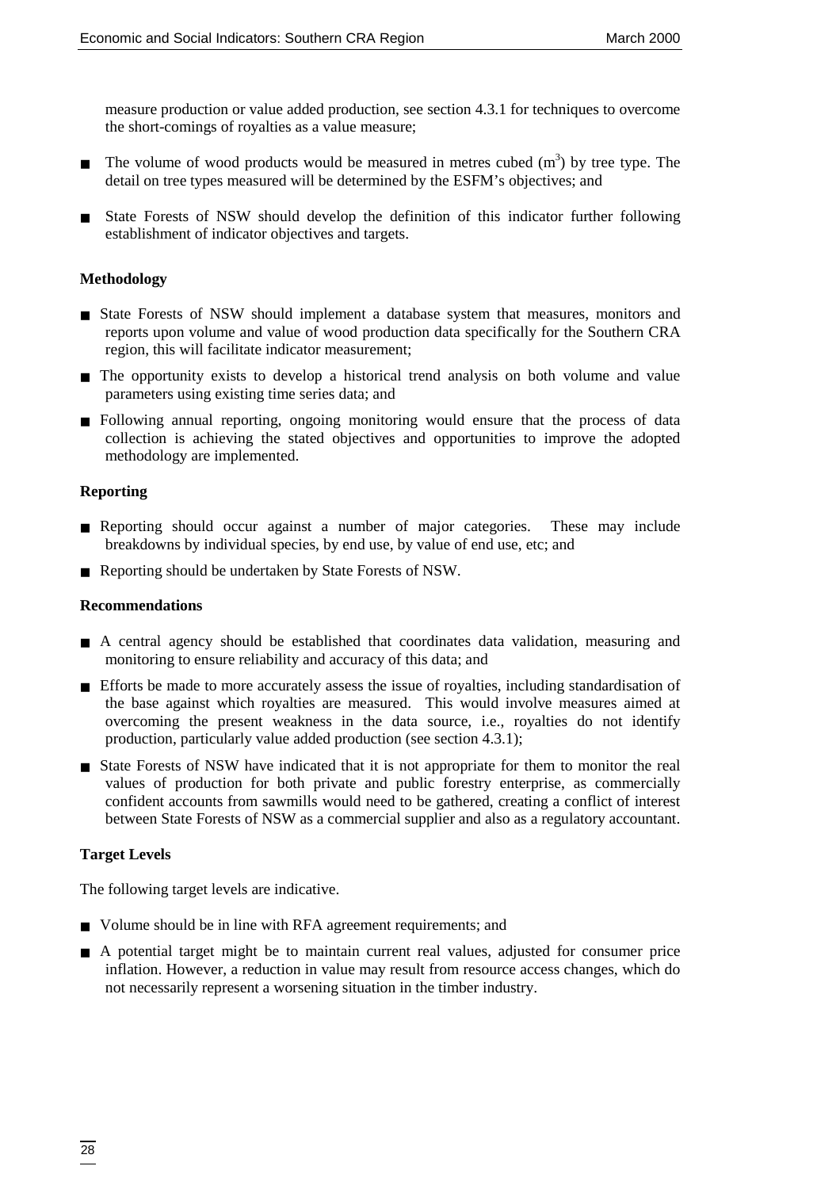measure production or value added production, see section 4.3.1 for techniques to overcome the short-comings of royalties as a value measure;

- The volume of wood products would be measured in metres cubed ($m^3$) by tree type. The detail on tree types measured will be determined by the ESFM's objectives; and
- State Forests of NSW should develop the definition of this indicator further following establishment of indicator objectives and targets.

**Methodology**

- State Forests of NSW should implement a database system that measures, monitors and reports upon volume and value of wood production data specifically for the Southern CRA region, this will facilitate indicator measurement;
- The opportunity exists to develop a historical trend analysis on both volume and value parameters using existing time series data; and
- Following annual reporting, ongoing monitoring would ensure that the process of data collection is achieving the stated objectives and opportunities to improve the adopted methodology are implemented.

**Reporting**

- Reporting should occur against a number of major categories. These may include breakdowns by individual species, by end use, by value of end use, etc; and
- Reporting should be undertaken by State Forests of NSW.

**Recommendations**

- A central agency should be established that coordinates data validation, measuring and monitoring to ensure reliability and accuracy of this data; and
- Efforts be made to more accurately assess the issue of royalties, including standardisation of the base against which royalties are measured. This would involve measures aimed at overcoming the present weakness in the data source, i.e., royalties do not identify production, particularly value added production (see section 4.3.1);
- State Forests of NSW have indicated that it is not appropriate for them to monitor the real values of production for both private and public forestry enterprise, as commercially confident accounts from sawmills would need to be gathered, creating a conflict of interest between State Forests of NSW as a commercial supplier and also as a regulatory accountant.

**Target Levels**

The following target levels are indicative.

- Volume should be in line with RFA agreement requirements; and
- A potential target might be to maintain current real values, adjusted for consumer price inflation. However, a reduction in value may result from resource access changes, which do not necessarily represent a worsening situation in the timber industry.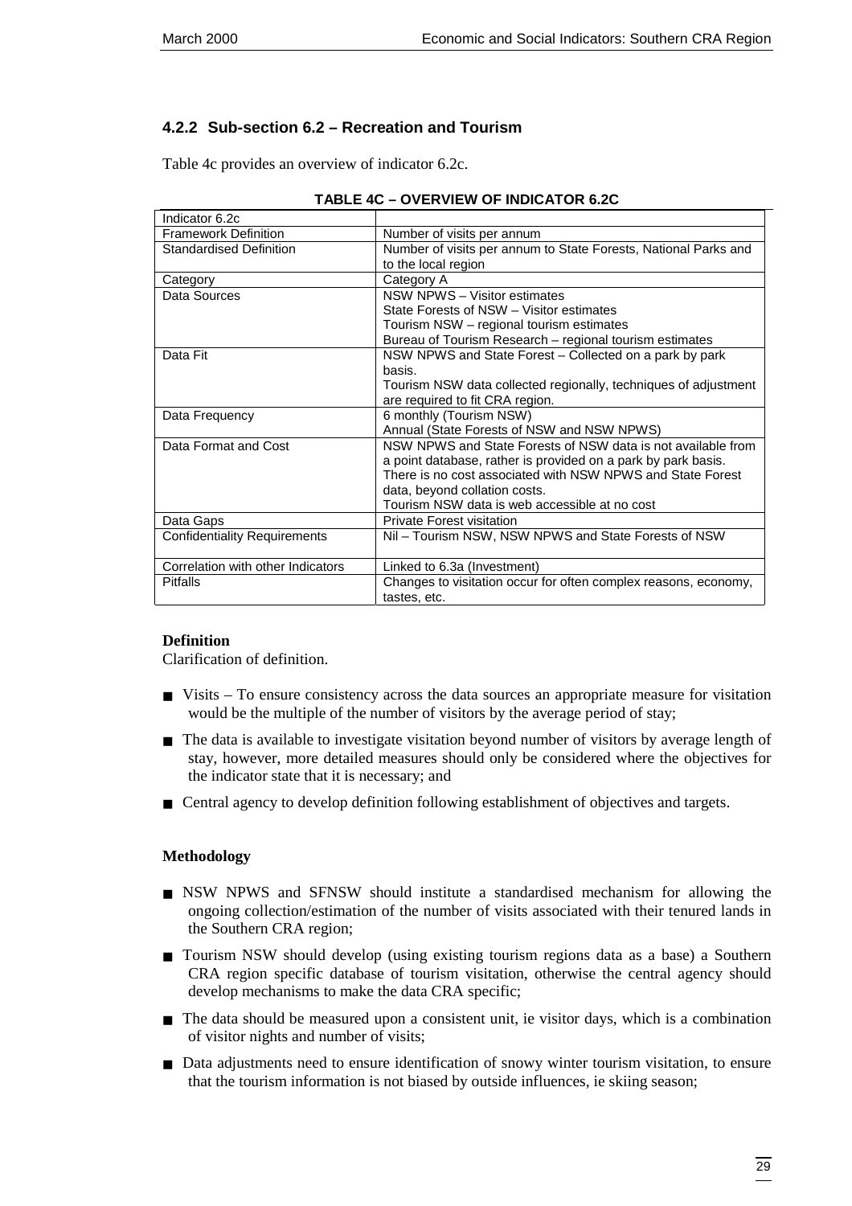### 4.2.2 Sub-section 6.2 – Recreation and Tourism

Table 4c provides an overview of indicator 6.2c.

**TABLE 4C – OVERVIEW OF INDICATOR 6.2C**

| Indicator 6.2c | |
|---|---|
| Framework Definition | Number of visits per annum |
| Standardised Definition | Number of visits per annum to State Forests, National Parks and to the local region |
| Category | Category A |
| Data Sources | NSW NPWS – Visitor estimates<br>State Forests of NSW – Visitor estimates<br>Tourism NSW – regional tourism estimates<br>Bureau of Tourism Research – regional tourism estimates |
| Data Fit | NSW NPWS and State Forest – Collected on a park by park basis.<br>Tourism NSW data collected regionally, techniques of adjustment are required to fit CRA region. |
| Data Frequency | 6 monthly (Tourism NSW)<br>Annual (State Forests of NSW and NSW NPWS) |
| Data Format and Cost | NSW NPWS and State Forests of NSW data is not available from a point database, rather is provided on a park by park basis. There is no cost associated with NSW NPWS and State Forest data, beyond collation costs.<br>Tourism NSW data is web accessible at no cost |
| Data Gaps | Private Forest visitation |
| Confidentiality Requirements | Nil – Tourism NSW, NSW NPWS and State Forests of NSW |
| Correlation with other Indicators | Linked to 6.3a (Investment) |
| Pitfalls | Changes to visitation occur for often complex reasons, economy, tastes, etc. |

**Definition**

Clarification of definition.

- Visits – To ensure consistency across the data sources an appropriate measure for visitation would be the multiple of the number of visitors by the average period of stay;
- The data is available to investigate visitation beyond number of visitors by average length of stay, however, more detailed measures should only be considered where the objectives for the indicator state that it is necessary; and
- Central agency to develop definition following establishment of objectives and targets.

**Methodology**

- NSW NPWS and SFNSW should institute a standardised mechanism for allowing the ongoing collection/estimation of the number of visits associated with their tenured lands in the Southern CRA region;
- Tourism NSW should develop (using existing tourism regions data as a base) a Southern CRA region specific database of tourism visitation, otherwise the central agency should develop mechanisms to make the data CRA specific;
- The data should be measured upon a consistent unit, ie visitor days, which is a combination of visitor nights and number of visits;
- Data adjustments need to ensure identification of snowy winter tourism visitation, to ensure that the tourism information is not biased by outside influences, ie skiing season;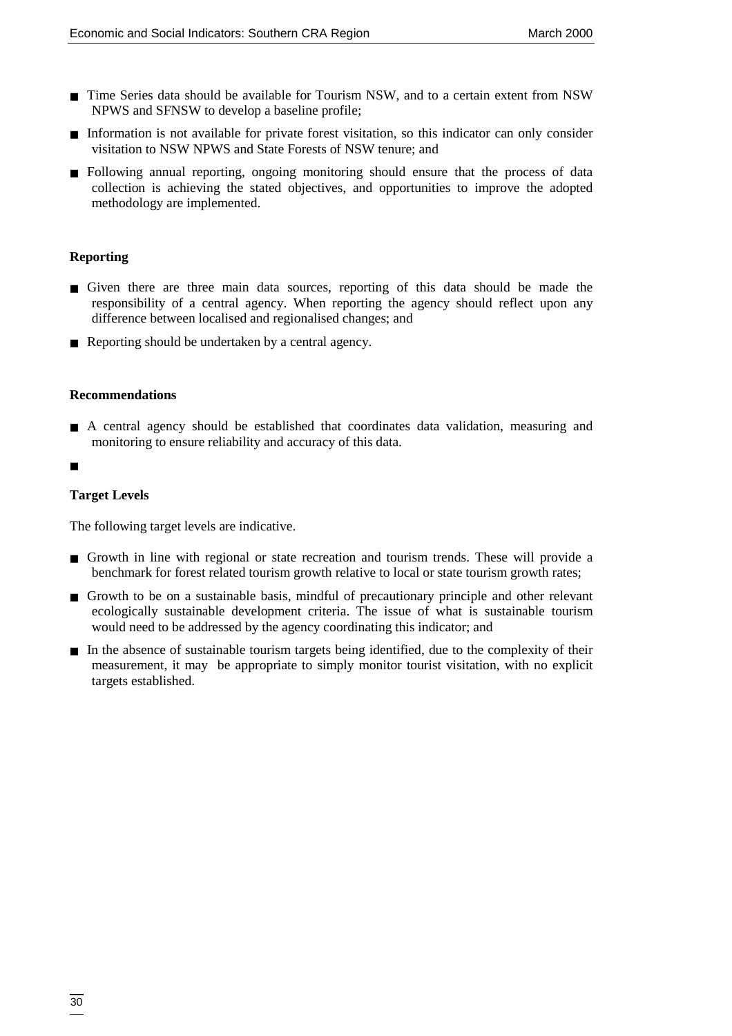- Time Series data should be available for Tourism NSW, and to a certain extent from NSW NPWS and SFNSW to develop a baseline profile;
- Information is not available for private forest visitation, so this indicator can only consider visitation to NSW NPWS and State Forests of NSW tenure; and
- Following annual reporting, ongoing monitoring should ensure that the process of data collection is achieving the stated objectives, and opportunities to improve the adopted methodology are implemented.

**Reporting**

- Given there are three main data sources, reporting of this data should be made the responsibility of a central agency. When reporting the agency should reflect upon any difference between localised and regionalised changes; and
- Reporting should be undertaken by a central agency.

**Recommendations**

- A central agency should be established that coordinates data validation, measuring and monitoring to ensure reliability and accuracy of this data.
- 

**Target Levels**

The following target levels are indicative.

- Growth in line with regional or state recreation and tourism trends. These will provide a benchmark for forest related tourism growth relative to local or state tourism growth rates;
- Growth to be on a sustainable basis, mindful of precautionary principle and other relevant ecologically sustainable development criteria. The issue of what is sustainable tourism would need to be addressed by the agency coordinating this indicator; and
- In the absence of sustainable tourism targets being identified, due to the complexity of their measurement, it may be appropriate to simply monitor tourist visitation, with no explicit targets established.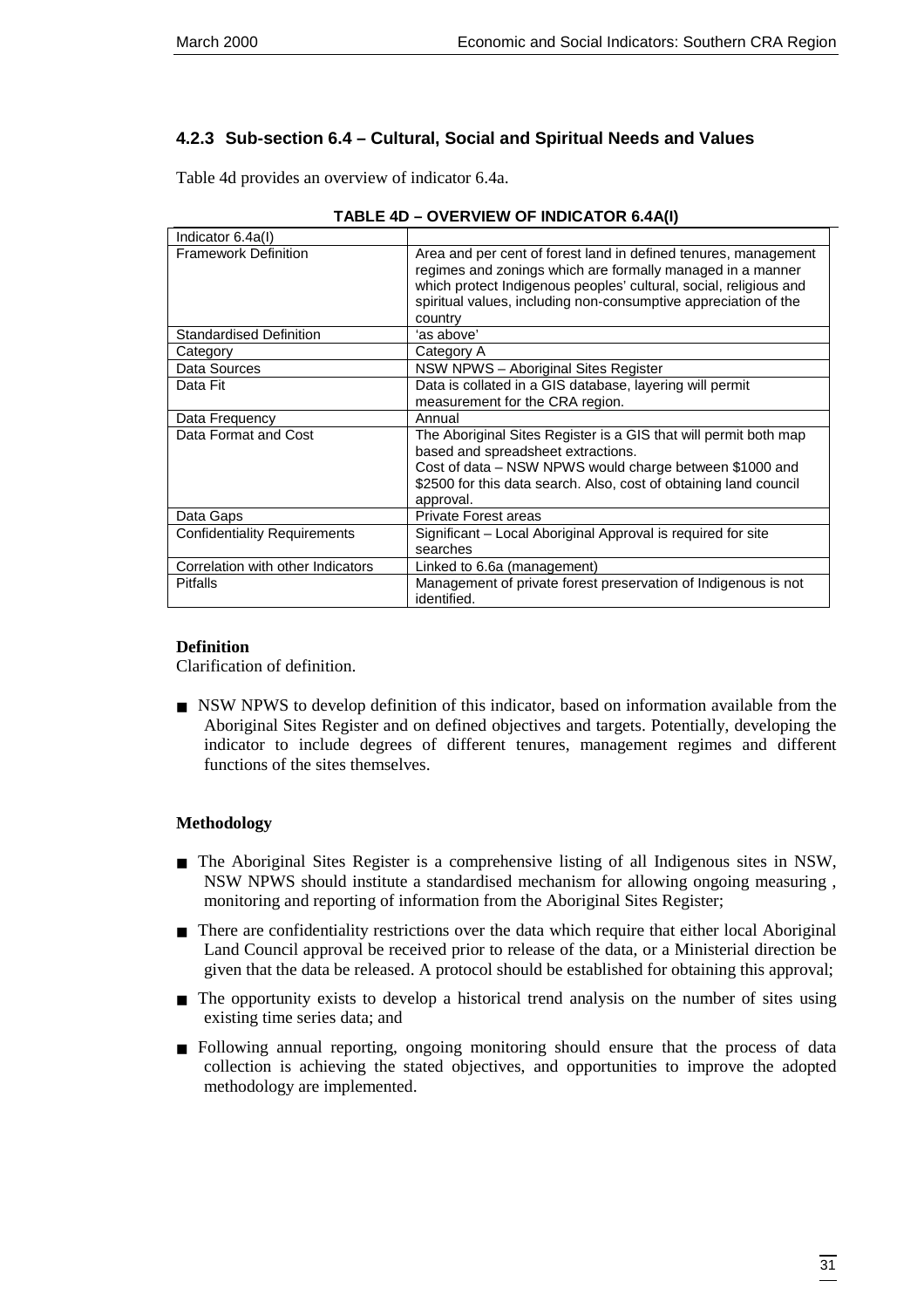### 4.2.3 Sub-section 6.4 – Cultural, Social and Spiritual Needs and Values

Table 4d provides an overview of indicator 6.4a.

**TABLE 4D – OVERVIEW OF INDICATOR 6.4A(I)**

| Indicator 6.4a(I) | |
|---|---|
| Framework Definition | Area and per cent of forest land in defined tenures, management regimes and zonings which are formally managed in a manner which protect Indigenous peoples' cultural, social, religious and spiritual values, including non-consumptive appreciation of the country |
| Standardised Definition | 'as above' |
| Category | Category A |
| Data Sources | NSW NPWS – Aboriginal Sites Register |
| Data Fit | Data is collated in a GIS database, layering will permit measurement for the CRA region. |
| Data Frequency | Annual |
| Data Format and Cost | The Aboriginal Sites Register is a GIS that will permit both map based and spreadsheet extractions. Cost of data – NSW NPWS would charge between $1000 and $2500 for this data search. Also, cost of obtaining land council approval. |
| Data Gaps | Private Forest areas |
| Confidentiality Requirements | Significant – Local Aboriginal Approval is required for site searches |
| Correlation with other Indicators | Linked to 6.6a (management) |
| Pitfalls | Management of private forest preservation of Indigenous is not identified. |

**Definition**

Clarification of definition.

- NSW NPWS to develop definition of this indicator, based on information available from the Aboriginal Sites Register and on defined objectives and targets. Potentially, developing the indicator to include degrees of different tenures, management regimes and different functions of the sites themselves.

**Methodology**

- The Aboriginal Sites Register is a comprehensive listing of all Indigenous sites in NSW, NSW NPWS should institute a standardised mechanism for allowing ongoing measuring , monitoring and reporting of information from the Aboriginal Sites Register;
- There are confidentiality restrictions over the data which require that either local Aboriginal Land Council approval be received prior to release of the data, or a Ministerial direction be given that the data be released. A protocol should be established for obtaining this approval;
- The opportunity exists to develop a historical trend analysis on the number of sites using existing time series data; and
- Following annual reporting, ongoing monitoring should ensure that the process of data collection is achieving the stated objectives, and opportunities to improve the adopted methodology are implemented.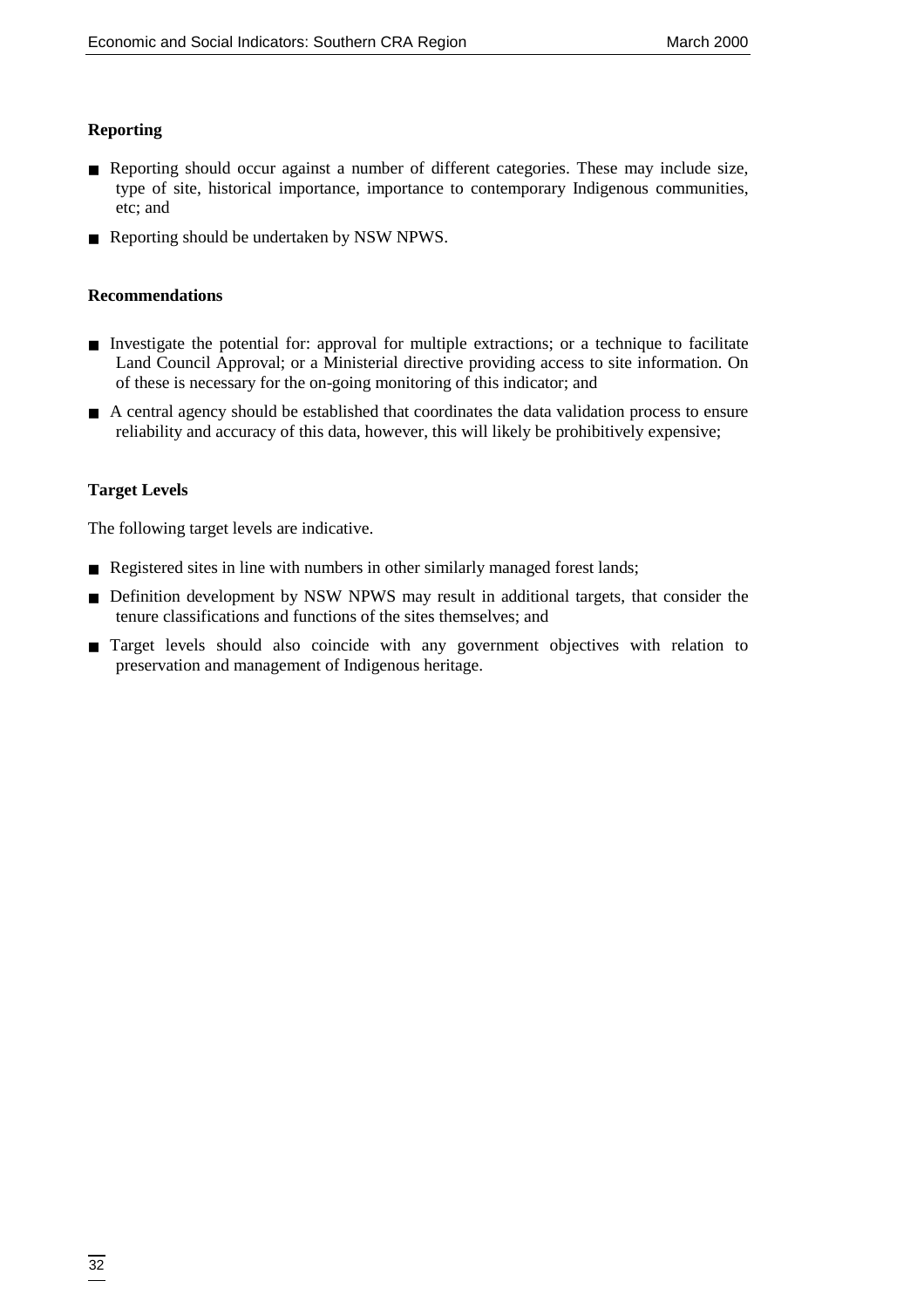**Reporting**

- Reporting should occur against a number of different categories. These may include size, type of site, historical importance, importance to contemporary Indigenous communities, etc; and
- Reporting should be undertaken by NSW NPWS.

**Recommendations**

- Investigate the potential for: approval for multiple extractions; or a technique to facilitate Land Council Approval; or a Ministerial directive providing access to site information. On of these is necessary for the on-going monitoring of this indicator; and
- A central agency should be established that coordinates the data validation process to ensure reliability and accuracy of this data, however, this will likely be prohibitively expensive;

**Target Levels**

The following target levels are indicative.

- Registered sites in line with numbers in other similarly managed forest lands;
- Definition development by NSW NPWS may result in additional targets, that consider the tenure classifications and functions of the sites themselves; and
- Target levels should also coincide with any government objectives with relation to preservation and management of Indigenous heritage.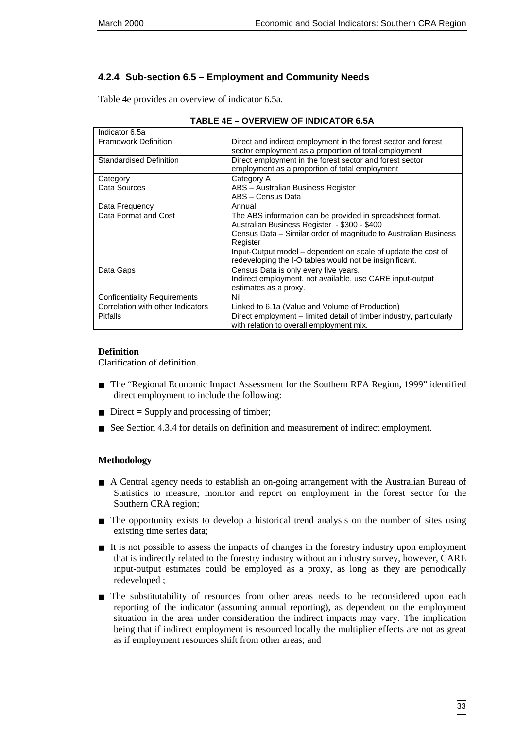### 4.2.4 Sub-section 6.5 – Employment and Community Needs

Table 4e provides an overview of indicator 6.5a.

**TABLE 4E – OVERVIEW OF INDICATOR 6.5A**

| Indicator 6.5a | |
|---|---|
| Framework Definition | Direct and indirect employment in the forest sector and forest sector employment as a proportion of total employment |
| Standardised Definition | Direct employment in the forest sector and forest sector employment as a proportion of total employment |
| Category | Category A |
| Data Sources | ABS – Australian Business Register<br>ABS – Census Data |
| Data Frequency | Annual |
| Data Format and Cost | The ABS information can be provided in spreadsheet format.<br>Australian Business Register - $300 - $400<br>Census Data – Similar order of magnitude to Australian Business Register<br>Input-Output model – dependent on scale of update the cost of redeveloping the I-O tables would not be insignificant. |
| Data Gaps | Census Data is only every five years.<br>Indirect employment, not available, use CARE input-output estimates as a proxy. |
| Confidentiality Requirements | Nil |
| Correlation with other Indicators | Linked to 6.1a (Value and Volume of Production) |
| Pitfalls | Direct employment – limited detail of timber industry, particularly with relation to overall employment mix. |

**Definition**

Clarification of definition.

- The "Regional Economic Impact Assessment for the Southern RFA Region, 1999" identified direct employment to include the following:
- Direct = Supply and processing of timber;
- See Section 4.3.4 for details on definition and measurement of indirect employment.

**Methodology**

- A Central agency needs to establish an on-going arrangement with the Australian Bureau of Statistics to measure, monitor and report on employment in the forest sector for the Southern CRA region;
- The opportunity exists to develop a historical trend analysis on the number of sites using existing time series data;
- It is not possible to assess the impacts of changes in the forestry industry upon employment that is indirectly related to the forestry industry without an industry survey, however, CARE input-output estimates could be employed as a proxy, as long as they are periodically redeveloped ;
- The substitutability of resources from other areas needs to be reconsidered upon each reporting of the indicator (assuming annual reporting), as dependent on the employment situation in the area under consideration the indirect impacts may vary. The implication being that if indirect employment is resourced locally the multiplier effects are not as great as if employment resources shift from other areas; and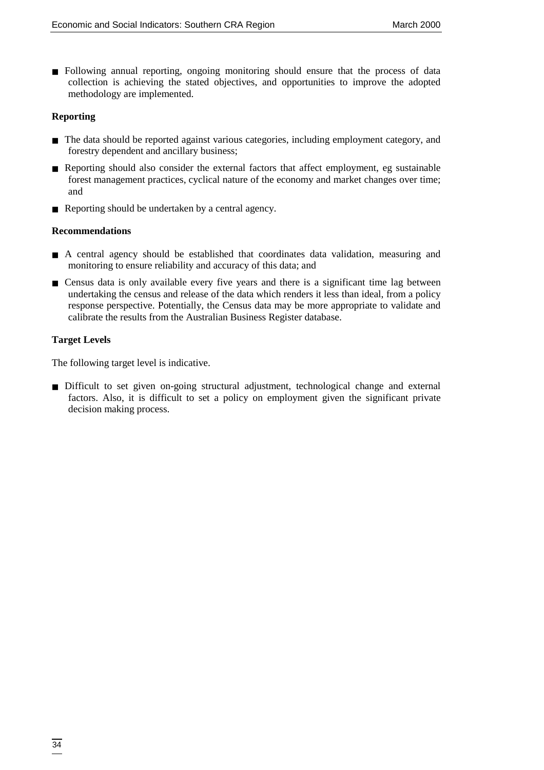- Following annual reporting, ongoing monitoring should ensure that the process of data collection is achieving the stated objectives, and opportunities to improve the adopted methodology are implemented.

**Reporting**

- The data should be reported against various categories, including employment category, and forestry dependent and ancillary business;
- Reporting should also consider the external factors that affect employment, eg sustainable forest management practices, cyclical nature of the economy and market changes over time; and
- Reporting should be undertaken by a central agency.

**Recommendations**

- A central agency should be established that coordinates data validation, measuring and monitoring to ensure reliability and accuracy of this data; and
- Census data is only available every five years and there is a significant time lag between undertaking the census and release of the data which renders it less than ideal, from a policy response perspective. Potentially, the Census data may be more appropriate to validate and calibrate the results from the Australian Business Register database.

**Target Levels**

The following target level is indicative.

- Difficult to set given on-going structural adjustment, technological change and external factors. Also, it is difficult to set a policy on employment given the significant private decision making process.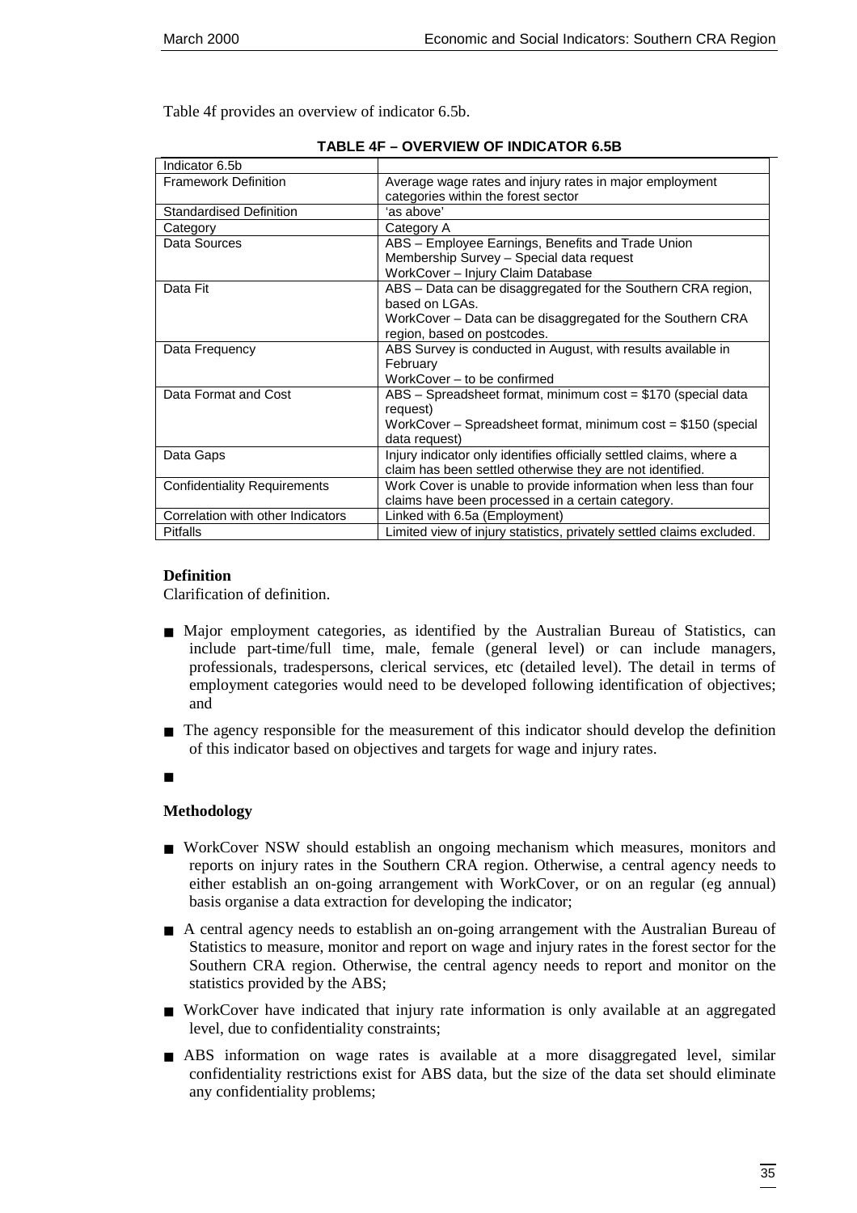Table 4f provides an overview of indicator 6.5b.

**TABLE 4F – OVERVIEW OF INDICATOR 6.5B**

| Indicator 6.5b | |
|---|---|
| Framework Definition | Average wage rates and injury rates in major employment categories within the forest sector |
| Standardised Definition | 'as above' |
| Category | Category A |
| Data Sources | ABS – Employee Earnings, Benefits and Trade Union Membership Survey – Special data request<br>WorkCover – Injury Claim Database |
| Data Fit | ABS – Data can be disaggregated for the Southern CRA region, based on LGAs.<br>WorkCover – Data can be disaggregated for the Southern CRA region, based on postcodes. |
| Data Frequency | ABS Survey is conducted in August, with results available in February<br>WorkCover – to be confirmed |
| Data Format and Cost | ABS – Spreadsheet format, minimum cost = $170 (special data request)<br>WorkCover – Spreadsheet format, minimum cost = $150 (special data request) |
| Data Gaps | Injury indicator only identifies officially settled claims, where a claim has been settled otherwise they are not identified. |
| Confidentiality Requirements | Work Cover is unable to provide information when less than four claims have been processed in a certain category. |
| Correlation with other Indicators | Linked with 6.5a (Employment) |
| Pitfalls | Limited view of injury statistics, privately settled claims excluded. |

**Definition**

Clarification of definition.

- Major employment categories, as identified by the Australian Bureau of Statistics, can include part-time/full time, male, female (general level) or can include managers, professionals, tradespersons, clerical services, etc (detailed level). The detail in terms of employment categories would need to be developed following identification of objectives; and
- The agency responsible for the measurement of this indicator should develop the definition of this indicator based on objectives and targets for wage and injury rates.
- 

**Methodology**

- WorkCover NSW should establish an ongoing mechanism which measures, monitors and reports on injury rates in the Southern CRA region. Otherwise, a central agency needs to either establish an on-going arrangement with WorkCover, or on an regular (eg annual) basis organise a data extraction for developing the indicator;
- A central agency needs to establish an on-going arrangement with the Australian Bureau of Statistics to measure, monitor and report on wage and injury rates in the forest sector for the Southern CRA region. Otherwise, the central agency needs to report and monitor on the statistics provided by the ABS;
- WorkCover have indicated that injury rate information is only available at an aggregated level, due to confidentiality constraints;
- ABS information on wage rates is available at a more disaggregated level, similar confidentiality restrictions exist for ABS data, but the size of the data set should eliminate any confidentiality problems;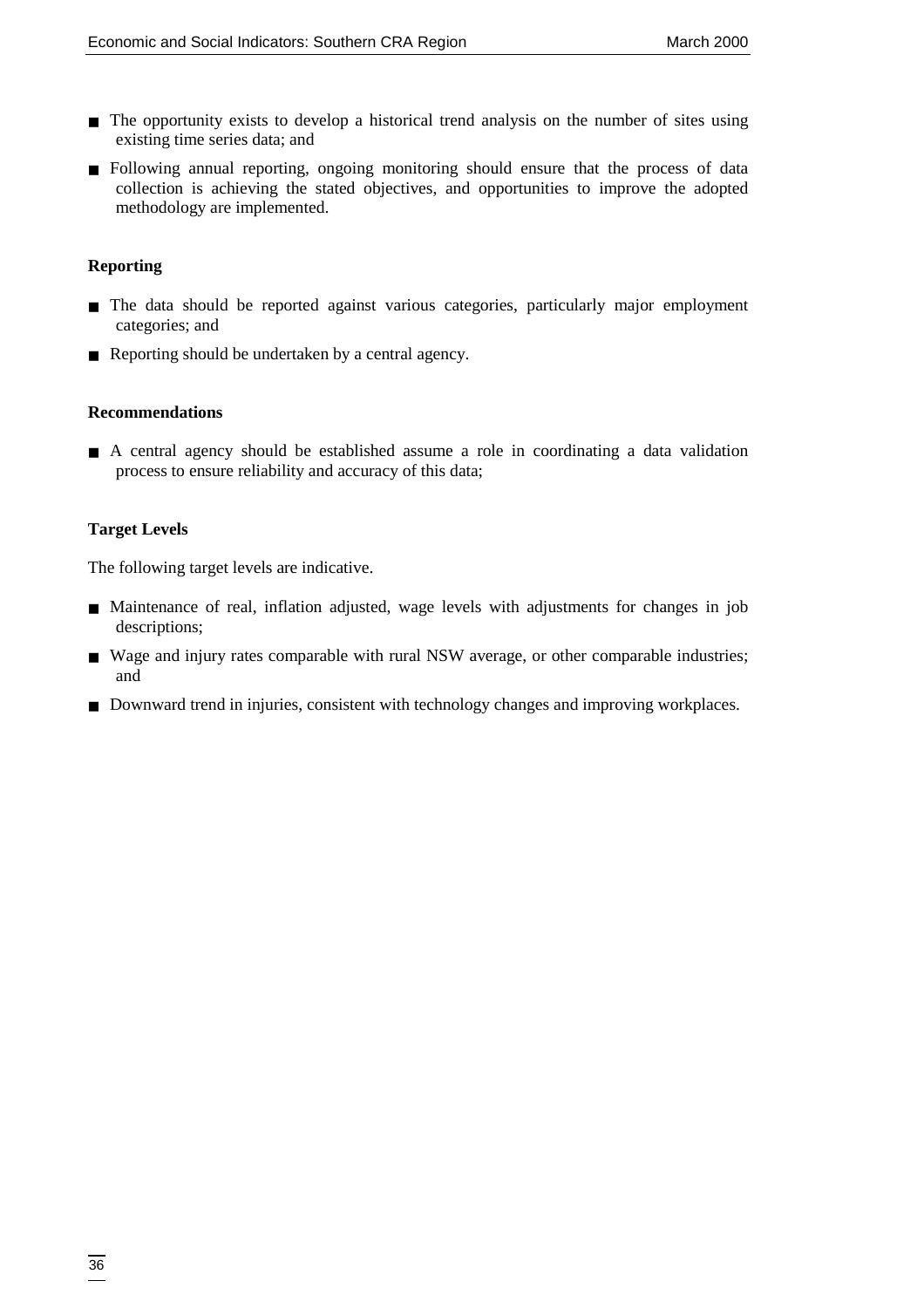- The opportunity exists to develop a historical trend analysis on the number of sites using existing time series data; and
- Following annual reporting, ongoing monitoring should ensure that the process of data collection is achieving the stated objectives, and opportunities to improve the adopted methodology are implemented.

**Reporting**

- The data should be reported against various categories, particularly major employment categories; and
- Reporting should be undertaken by a central agency.

**Recommendations**

- A central agency should be established assume a role in coordinating a data validation process to ensure reliability and accuracy of this data;

**Target Levels**

The following target levels are indicative.

- Maintenance of real, inflation adjusted, wage levels with adjustments for changes in job descriptions;
- Wage and injury rates comparable with rural NSW average, or other comparable industries; and
- Downward trend in injuries, consistent with technology changes and improving workplaces.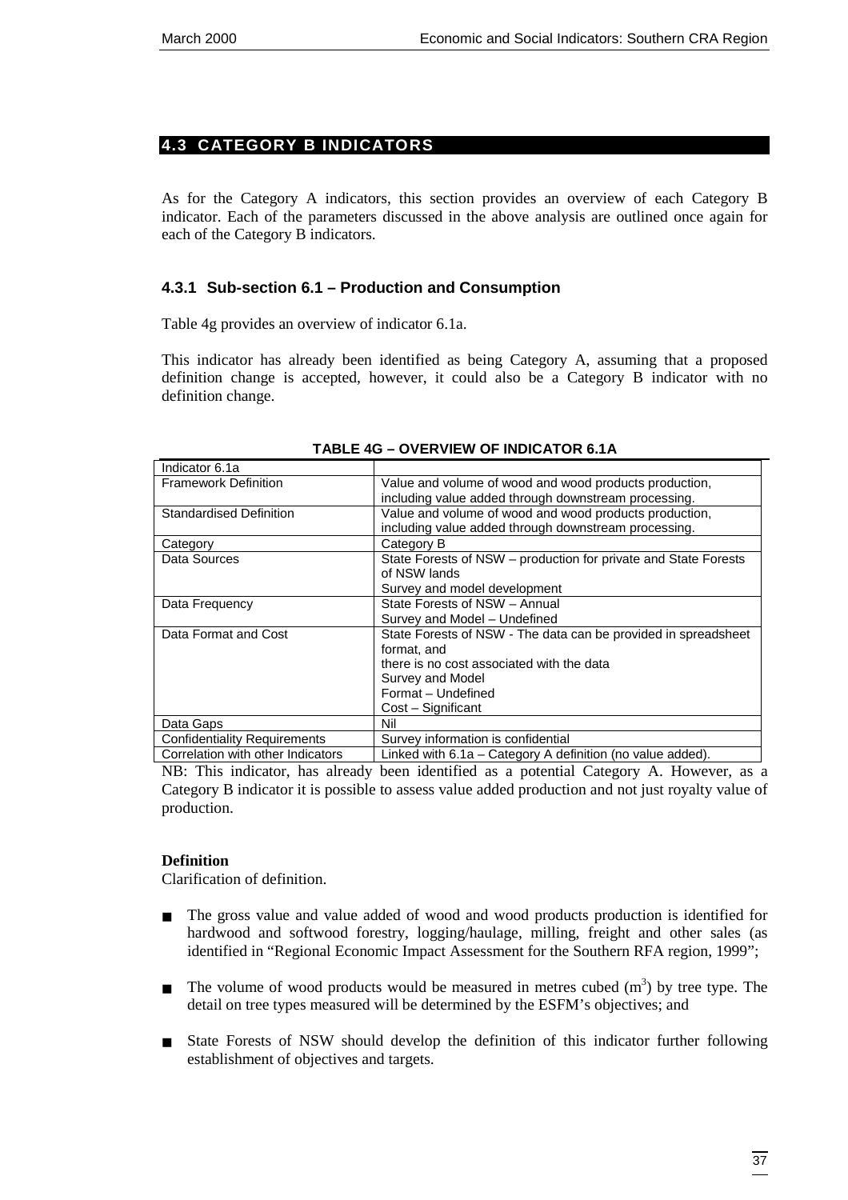## 4.3 CATEGORY B INDICATORS

As for the Category A indicators, this section provides an overview of each Category B indicator. Each of the parameters discussed in the above analysis are outlined once again for each of the Category B indicators.

### 4.3.1 Sub-section 6.1 – Production and Consumption

Table 4g provides an overview of indicator 6.1a.

This indicator has already been identified as being Category A, assuming that a proposed definition change is accepted, however, it could also be a Category B indicator with no definition change.

**TABLE 4G – OVERVIEW OF INDICATOR 6.1A**

| Indicator 6.1a | |
|---|---|
| Framework Definition | Value and volume of wood and wood products production, including value added through downstream processing. |
| Standardised Definition | Value and volume of wood and wood products production, including value added through downstream processing. |
| Category | Category B |
| Data Sources | State Forests of NSW – production for private and State Forests of NSW lands<br>Survey and model development |
| Data Frequency | State Forests of NSW – Annual<br>Survey and Model – Undefined |
| Data Format and Cost | State Forests of NSW - The data can be provided in spreadsheet format, and<br>there is no cost associated with the data<br>Survey and Model<br>Format – Undefined<br>Cost – Significant |
| Data Gaps | Nil |
| Confidentiality Requirements | Survey information is confidential |
| Correlation with other Indicators | Linked with 6.1a – Category A definition (no value added). |

NB: This indicator, has already been identified as a potential Category A. However, as a Category B indicator it is possible to assess value added production and not just royalty value of production.

**Definition**

Clarification of definition.

- The gross value and value added of wood and wood products production is identified for hardwood and softwood forestry, logging/haulage, milling, freight and other sales (as identified in "Regional Economic Impact Assessment for the Southern RFA region, 1999";
- The volume of wood products would be measured in metres cubed ($m^3$) by tree type. The detail on tree types measured will be determined by the ESFM's objectives; and
- State Forests of NSW should develop the definition of this indicator further following establishment of objectives and targets.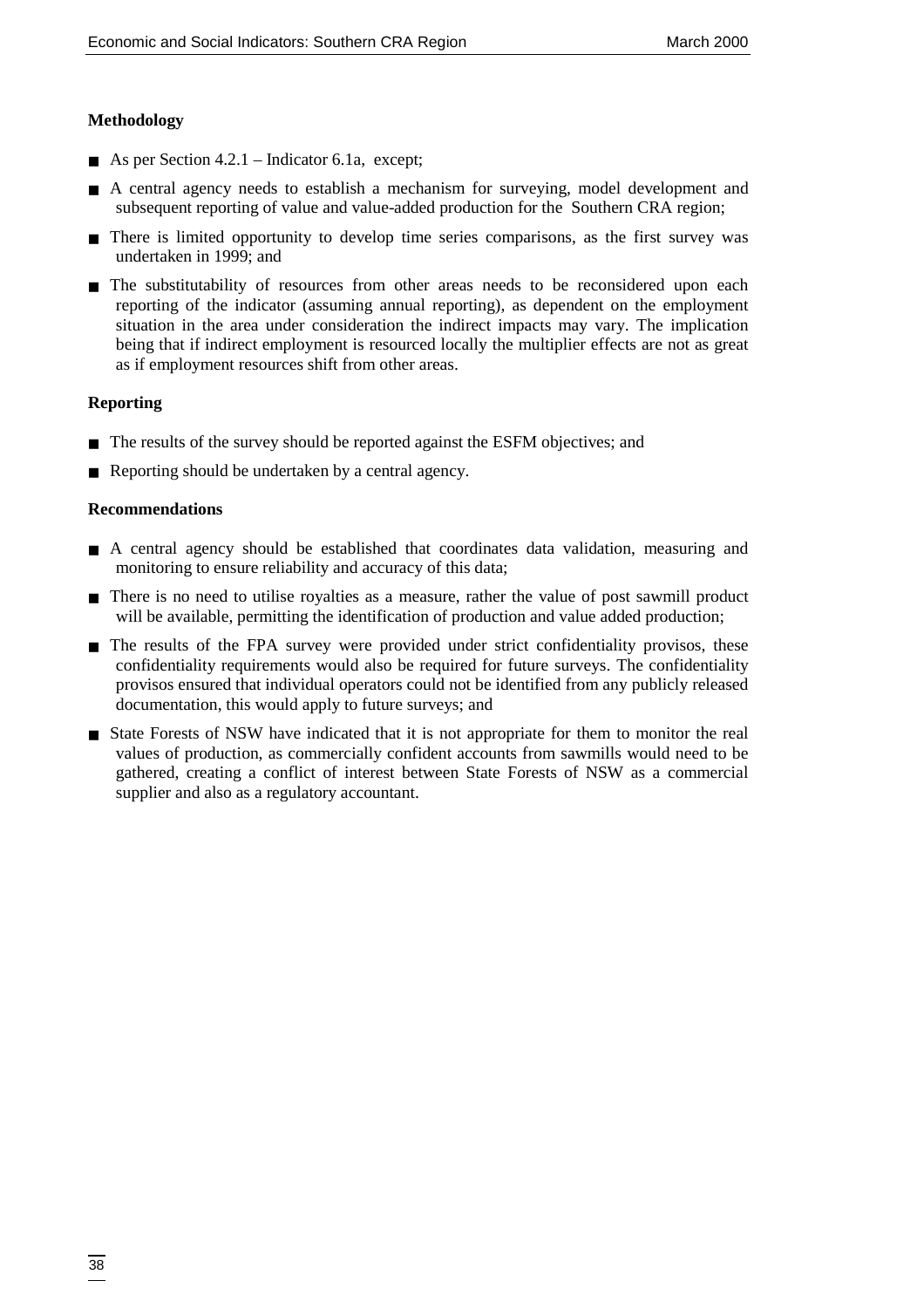**Methodology**

- As per Section 4.2.1 – Indicator 6.1a, except;
- A central agency needs to establish a mechanism for surveying, model development and subsequent reporting of value and value-added production for the Southern CRA region;
- There is limited opportunity to develop time series comparisons, as the first survey was undertaken in 1999; and
- The substitutability of resources from other areas needs to be reconsidered upon each reporting of the indicator (assuming annual reporting), as dependent on the employment situation in the area under consideration the indirect impacts may vary. The implication being that if indirect employment is resourced locally the multiplier effects are not as great as if employment resources shift from other areas.

**Reporting**

- The results of the survey should be reported against the ESFM objectives; and
- Reporting should be undertaken by a central agency.

**Recommendations**

- A central agency should be established that coordinates data validation, measuring and monitoring to ensure reliability and accuracy of this data;
- There is no need to utilise royalties as a measure, rather the value of post sawmill product will be available, permitting the identification of production and value added production;
- The results of the FPA survey were provided under strict confidentiality provisos, these confidentiality requirements would also be required for future surveys. The confidentiality provisos ensured that individual operators could not be identified from any publicly released documentation, this would apply to future surveys; and
- State Forests of NSW have indicated that it is not appropriate for them to monitor the real values of production, as commercially confident accounts from sawmills would need to be gathered, creating a conflict of interest between State Forests of NSW as a commercial supplier and also as a regulatory accountant.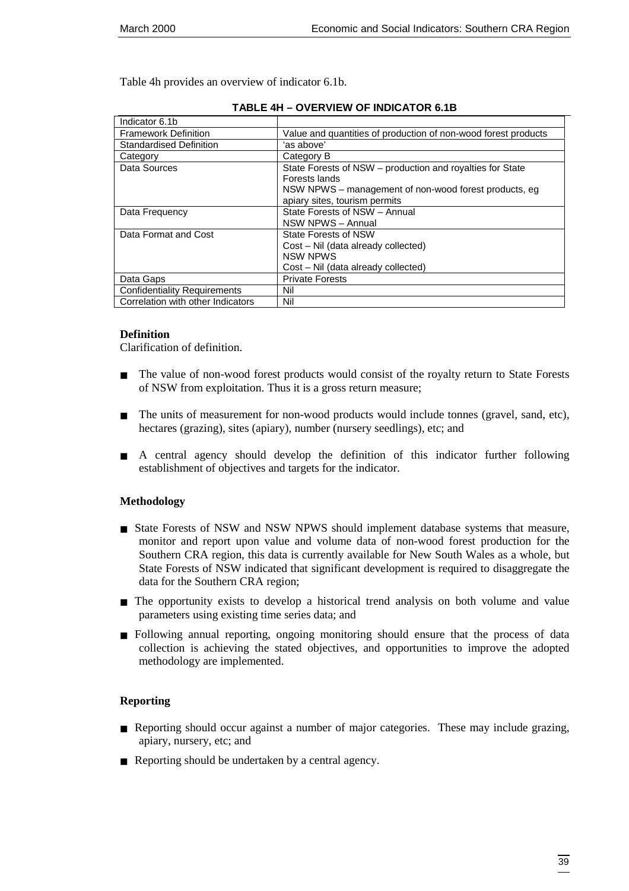Table 4h provides an overview of indicator 6.1b.

**TABLE 4H – OVERVIEW OF INDICATOR 6.1B**

| Indicator 6.1b | |
|---|---|
| Framework Definition | Value and quantities of production of non-wood forest products |
| Standardised Definition | 'as above' |
| Category | Category B |
| Data Sources | State Forests of NSW – production and royalties for State Forests lands<br>NSW NPWS – management of non-wood forest products, eg apiary sites, tourism permits |
| Data Frequency | State Forests of NSW – Annual<br>NSW NPWS – Annual |
| Data Format and Cost | State Forests of NSW<br>Cost – Nil (data already collected)<br>NSW NPWS<br>Cost – Nil (data already collected) |
| Data Gaps | Private Forests |
| Confidentiality Requirements | Nil |
| Correlation with other Indicators | Nil |

**Definition**

Clarification of definition.

- The value of non-wood forest products would consist of the royalty return to State Forests of NSW from exploitation. Thus it is a gross return measure;
- The units of measurement for non-wood products would include tonnes (gravel, sand, etc), hectares (grazing), sites (apiary), number (nursery seedlings), etc; and
- A central agency should develop the definition of this indicator further following establishment of objectives and targets for the indicator.

**Methodology**

- State Forests of NSW and NSW NPWS should implement database systems that measure, monitor and report upon value and volume data of non-wood forest production for the Southern CRA region, this data is currently available for New South Wales as a whole, but State Forests of NSW indicated that significant development is required to disaggregate the data for the Southern CRA region;
- The opportunity exists to develop a historical trend analysis on both volume and value parameters using existing time series data; and
- Following annual reporting, ongoing monitoring should ensure that the process of data collection is achieving the stated objectives, and opportunities to improve the adopted methodology are implemented.

**Reporting**

- Reporting should occur against a number of major categories. These may include grazing, apiary, nursery, etc; and
- Reporting should be undertaken by a central agency.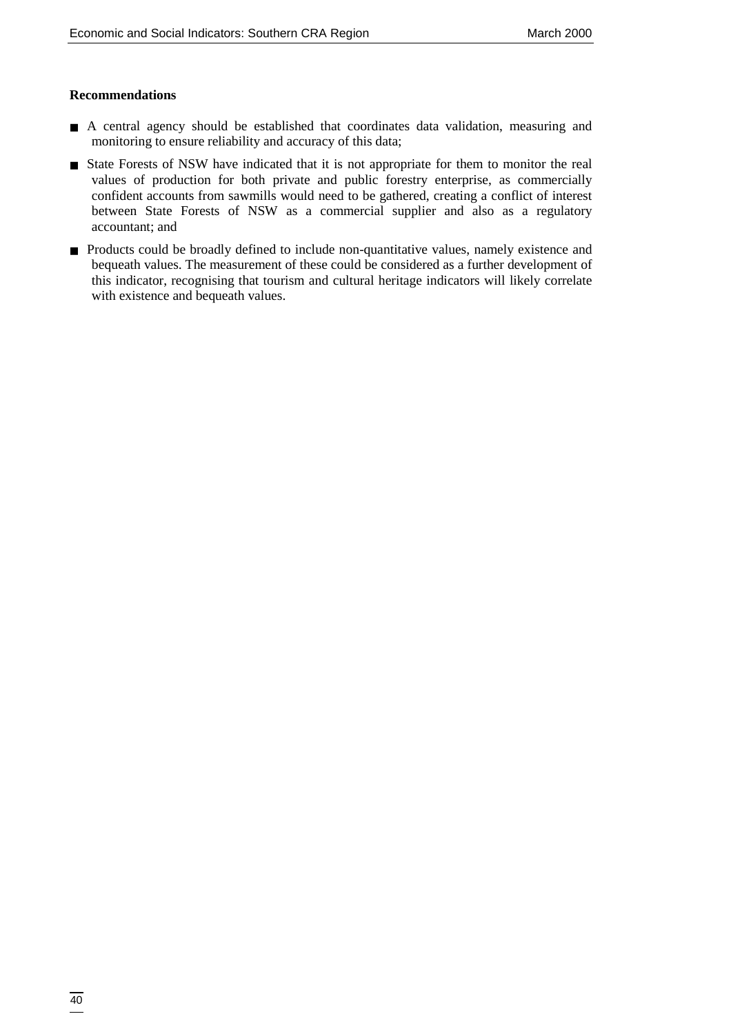**Recommendations**

- A central agency should be established that coordinates data validation, measuring and monitoring to ensure reliability and accuracy of this data;
- State Forests of NSW have indicated that it is not appropriate for them to monitor the real values of production for both private and public forestry enterprise, as commercially confident accounts from sawmills would need to be gathered, creating a conflict of interest between State Forests of NSW as a commercial supplier and also as a regulatory accountant; and
- Products could be broadly defined to include non-quantitative values, namely existence and bequeath values. The measurement of these could be considered as a further development of this indicator, recognising that tourism and cultural heritage indicators will likely correlate with existence and bequeath values.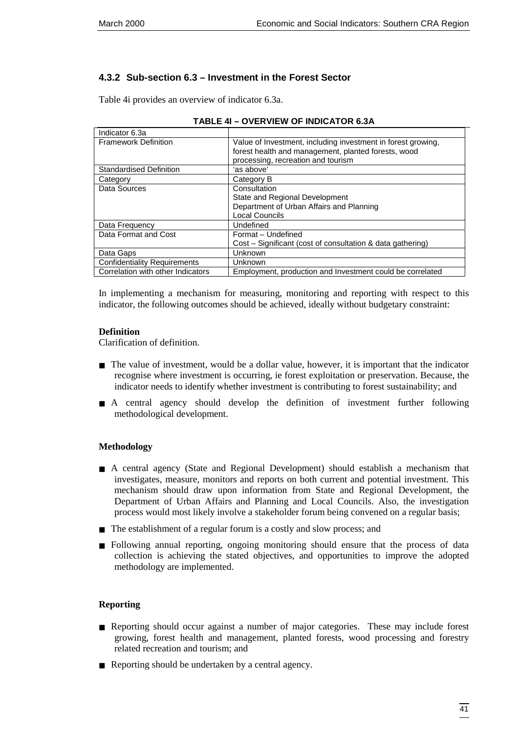### 4.3.2 Sub-section 6.3 – Investment in the Forest Sector

Table 4i provides an overview of indicator 6.3a.

**TABLE 4I – OVERVIEW OF INDICATOR 6.3A**

| Indicator 6.3a | |
|---|---|
| Framework Definition | Value of Investment, including investment in forest growing, forest health and management, planted forests, wood processing, recreation and tourism |
| Standardised Definition | 'as above' |
| Category | Category B |
| Data Sources | Consultation<br>State and Regional Development<br>Department of Urban Affairs and Planning<br>Local Councils |
| Data Frequency | Undefined |
| Data Format and Cost | Format – Undefined<br>Cost – Significant (cost of consultation & data gathering) |
| Data Gaps | Unknown |
| Confidentiality Requirements | Unknown |
| Correlation with other Indicators | Employment, production and Investment could be correlated |

In implementing a mechanism for measuring, monitoring and reporting with respect to this indicator, the following outcomes should be achieved, ideally without budgetary constraint:

**Definition**

Clarification of definition.

- The value of investment, would be a dollar value, however, it is important that the indicator recognise where investment is occurring, ie forest exploitation or preservation. Because, the indicator needs to identify whether investment is contributing to forest sustainability; and
- A central agency should develop the definition of investment further following methodological development.

**Methodology**

- A central agency (State and Regional Development) should establish a mechanism that investigates, measure, monitors and reports on both current and potential investment. This mechanism should draw upon information from State and Regional Development, the Department of Urban Affairs and Planning and Local Councils. Also, the investigation process would most likely involve a stakeholder forum being convened on a regular basis;
- The establishment of a regular forum is a costly and slow process; and
- Following annual reporting, ongoing monitoring should ensure that the process of data collection is achieving the stated objectives, and opportunities to improve the adopted methodology are implemented.

**Reporting**

- Reporting should occur against a number of major categories. These may include forest growing, forest health and management, planted forests, wood processing and forestry related recreation and tourism; and
- Reporting should be undertaken by a central agency.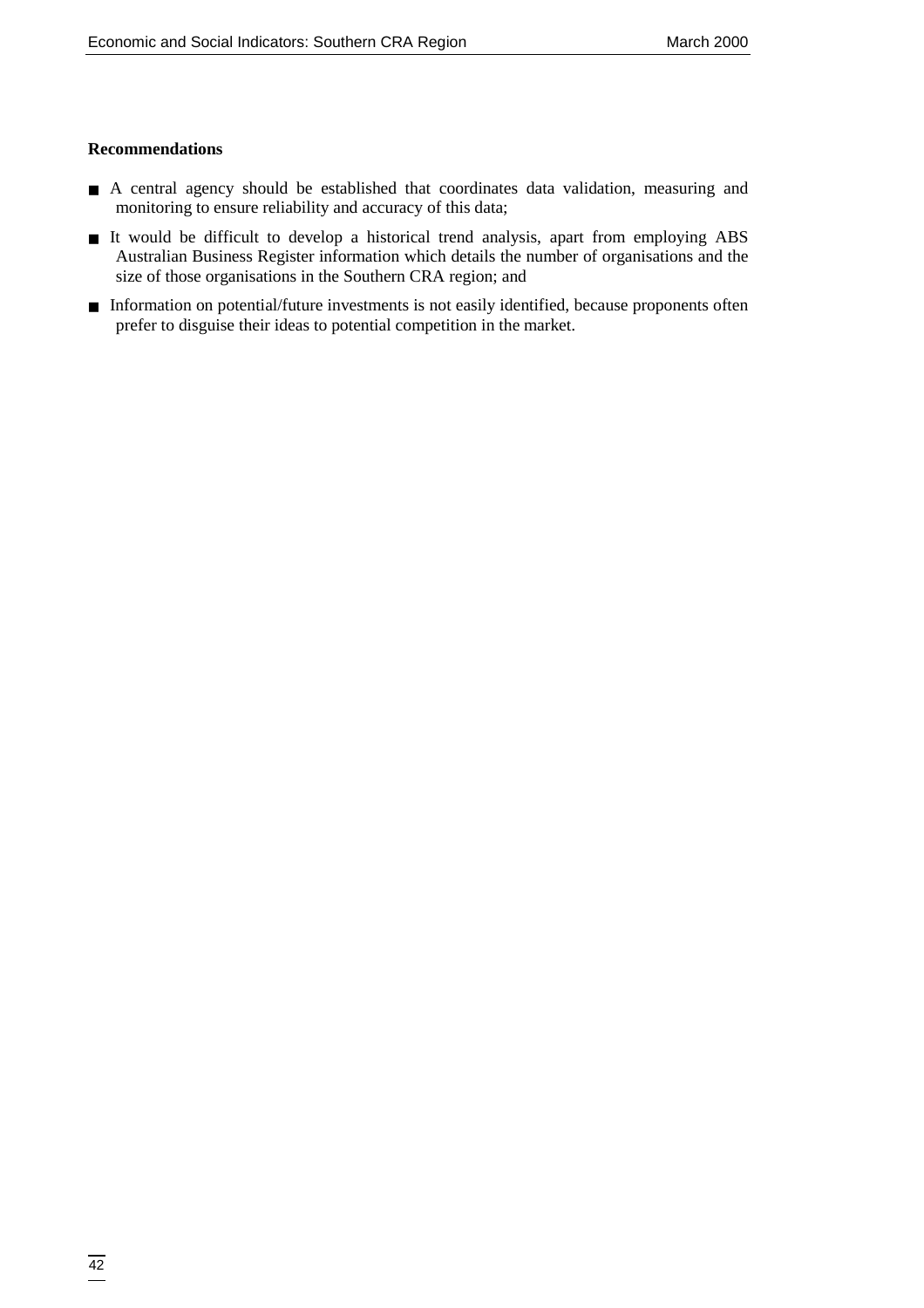**Recommendations**

- A central agency should be established that coordinates data validation, measuring and monitoring to ensure reliability and accuracy of this data;
- It would be difficult to develop a historical trend analysis, apart from employing ABS Australian Business Register information which details the number of organisations and the size of those organisations in the Southern CRA region; and
- Information on potential/future investments is not easily identified, because proponents often prefer to disguise their ideas to potential competition in the market.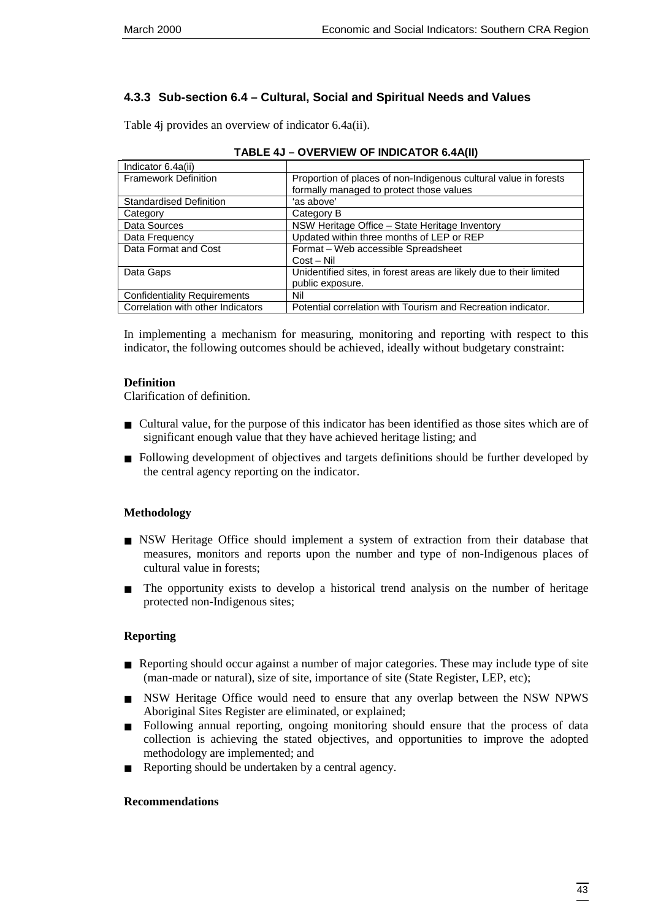### 4.3.3 Sub-section 6.4 – Cultural, Social and Spiritual Needs and Values

Table 4j provides an overview of indicator 6.4a(ii).

**TABLE 4J – OVERVIEW OF INDICATOR 6.4A(II)**

| Indicator 6.4a(ii) | |
|---|---|
| Framework Definition | Proportion of places of non-Indigenous cultural value in forests formally managed to protect those values |
| Standardised Definition | 'as above' |
| Category | Category B |
| Data Sources | NSW Heritage Office – State Heritage Inventory |
| Data Frequency | Updated within three months of LEP or REP |
| Data Format and Cost | Format – Web accessible Spreadsheet<br>Cost – Nil |
| Data Gaps | Unidentified sites, in forest areas are likely due to their limited public exposure. |
| Confidentiality Requirements | Nil |
| Correlation with other Indicators | Potential correlation with Tourism and Recreation indicator. |

In implementing a mechanism for measuring, monitoring and reporting with respect to this indicator, the following outcomes should be achieved, ideally without budgetary constraint:

**Definition**
Clarification of definition.

- Cultural value, for the purpose of this indicator has been identified as those sites which are of significant enough value that they have achieved heritage listing; and
- Following development of objectives and targets definitions should be further developed by the central agency reporting on the indicator.

**Methodology**

- NSW Heritage Office should implement a system of extraction from their database that measures, monitors and reports upon the number and type of non-Indigenous places of cultural value in forests;
- The opportunity exists to develop a historical trend analysis on the number of heritage protected non-Indigenous sites;

**Reporting**

- Reporting should occur against a number of major categories. These may include type of site (man-made or natural), size of site, importance of site (State Register, LEP, etc);
- NSW Heritage Office would need to ensure that any overlap between the NSW NPWS Aboriginal Sites Register are eliminated, or explained;
- Following annual reporting, ongoing monitoring should ensure that the process of data collection is achieving the stated objectives, and opportunities to improve the adopted methodology are implemented; and
- Reporting should be undertaken by a central agency.

**Recommendations**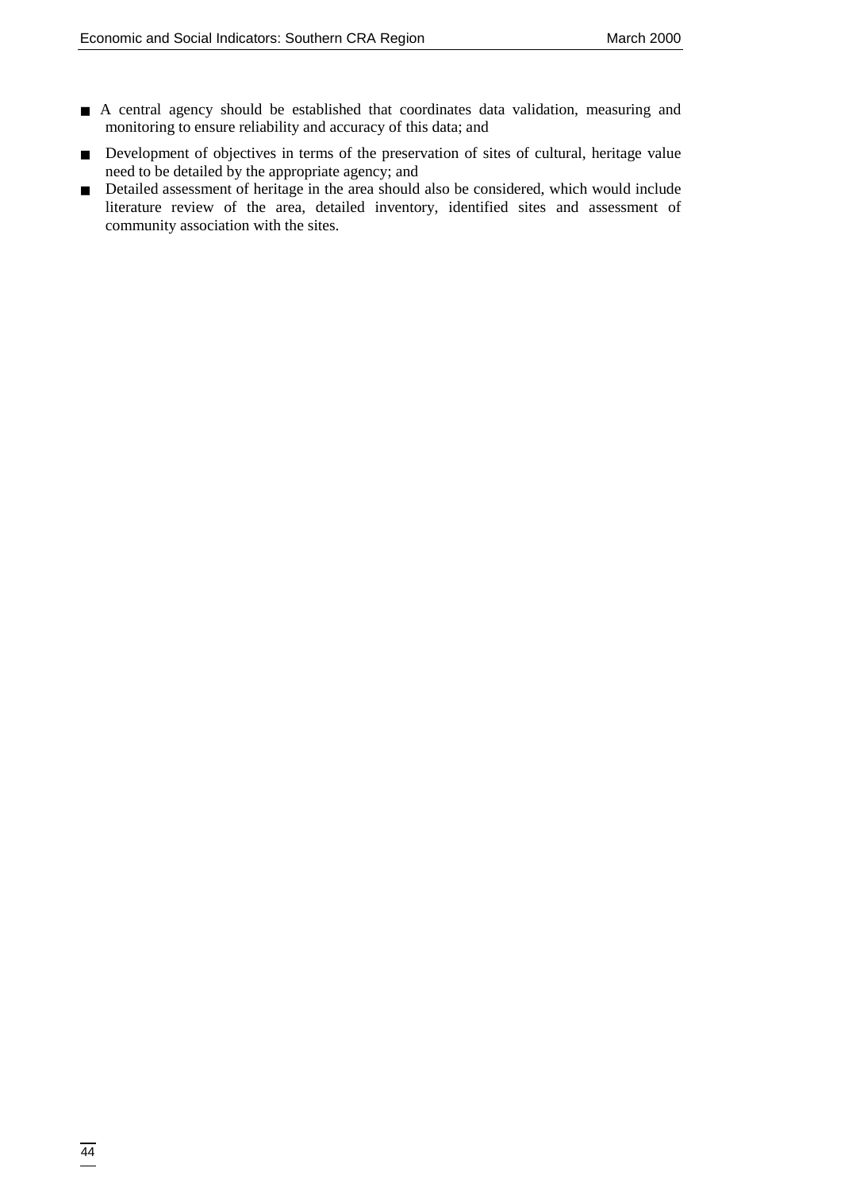- A central agency should be established that coordinates data validation, measuring and monitoring to ensure reliability and accuracy of this data; and
- Development of objectives in terms of the preservation of sites of cultural, heritage value need to be detailed by the appropriate agency; and
- Detailed assessment of heritage in the area should also be considered, which would include literature review of the area, detailed inventory, identified sites and assessment of community association with the sites.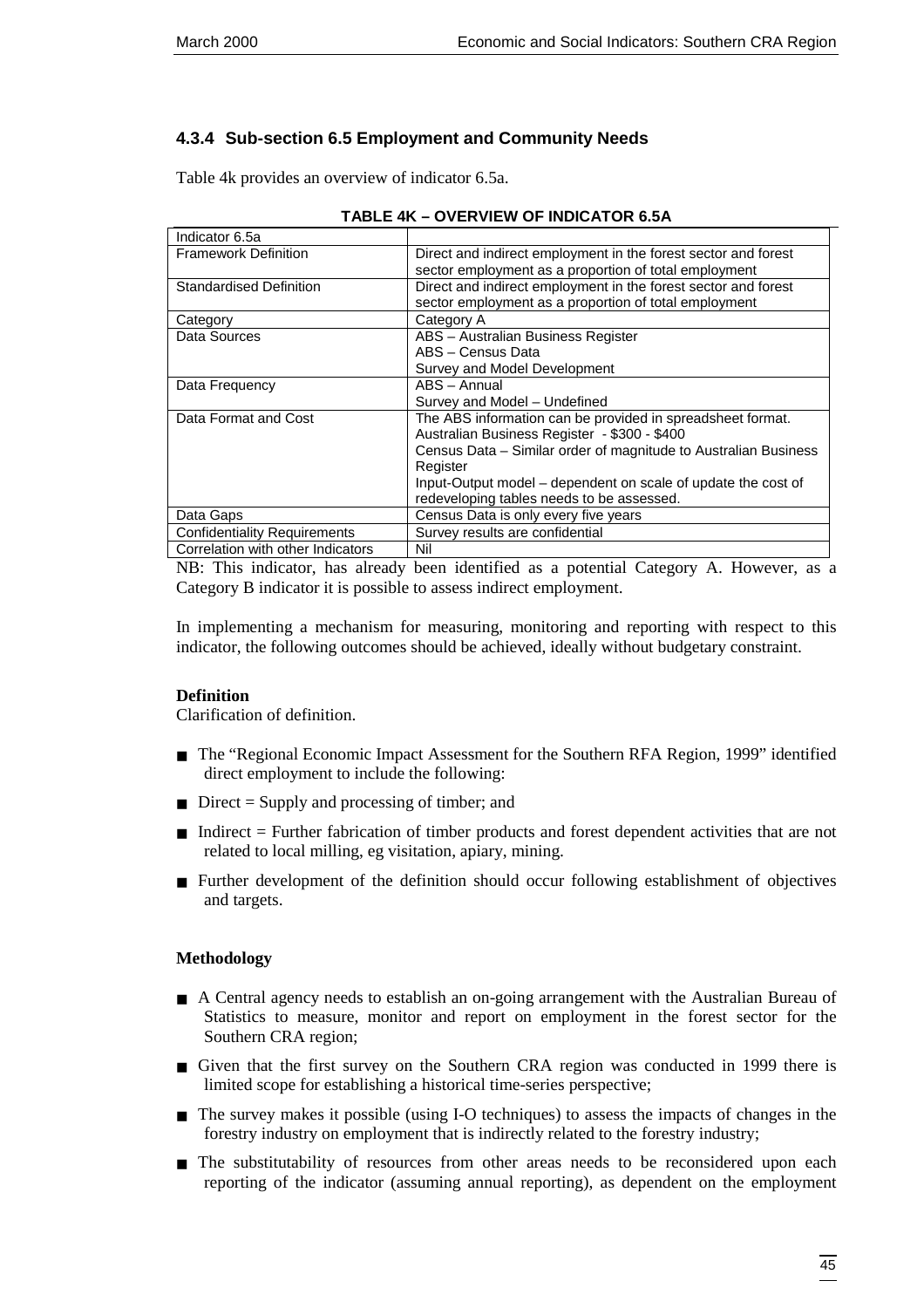### 4.3.4 Sub-section 6.5 Employment and Community Needs

Table 4k provides an overview of indicator 6.5a.

**TABLE 4K – OVERVIEW OF INDICATOR 6.5A**

| Indicator 6.5a | |
|---|---|
| Framework Definition | Direct and indirect employment in the forest sector and forest sector employment as a proportion of total employment |
| Standardised Definition | Direct and indirect employment in the forest sector and forest sector employment as a proportion of total employment |
| Category | Category A |
| Data Sources | ABS – Australian Business Register<br>ABS – Census Data<br>Survey and Model Development |
| Data Frequency | ABS – Annual<br>Survey and Model – Undefined |
| Data Format and Cost | The ABS information can be provided in spreadsheet format.<br>Australian Business Register - $300 - $400<br>Census Data – Similar order of magnitude to Australian Business Register<br>Input-Output model – dependent on scale of update the cost of redeveloping tables needs to be assessed. |
| Data Gaps | Census Data is only every five years |
| Confidentiality Requirements | Survey results are confidential |
| Correlation with other Indicators | Nil |

NB: This indicator, has already been identified as a potential Category A. However, as a Category B indicator it is possible to assess indirect employment.

In implementing a mechanism for measuring, monitoring and reporting with respect to this indicator, the following outcomes should be achieved, ideally without budgetary constraint.

**Definition**

Clarification of definition.

- The "Regional Economic Impact Assessment for the Southern RFA Region, 1999" identified direct employment to include the following:
- Direct = Supply and processing of timber; and
- Indirect = Further fabrication of timber products and forest dependent activities that are not related to local milling, eg visitation, apiary, mining.
- Further development of the definition should occur following establishment of objectives and targets.

**Methodology**

- A Central agency needs to establish an on-going arrangement with the Australian Bureau of Statistics to measure, monitor and report on employment in the forest sector for the Southern CRA region;
- Given that the first survey on the Southern CRA region was conducted in 1999 there is limited scope for establishing a historical time-series perspective;
- The survey makes it possible (using I-O techniques) to assess the impacts of changes in the forestry industry on employment that is indirectly related to the forestry industry;
- The substitutability of resources from other areas needs to be reconsidered upon each reporting of the indicator (assuming annual reporting), as dependent on the employment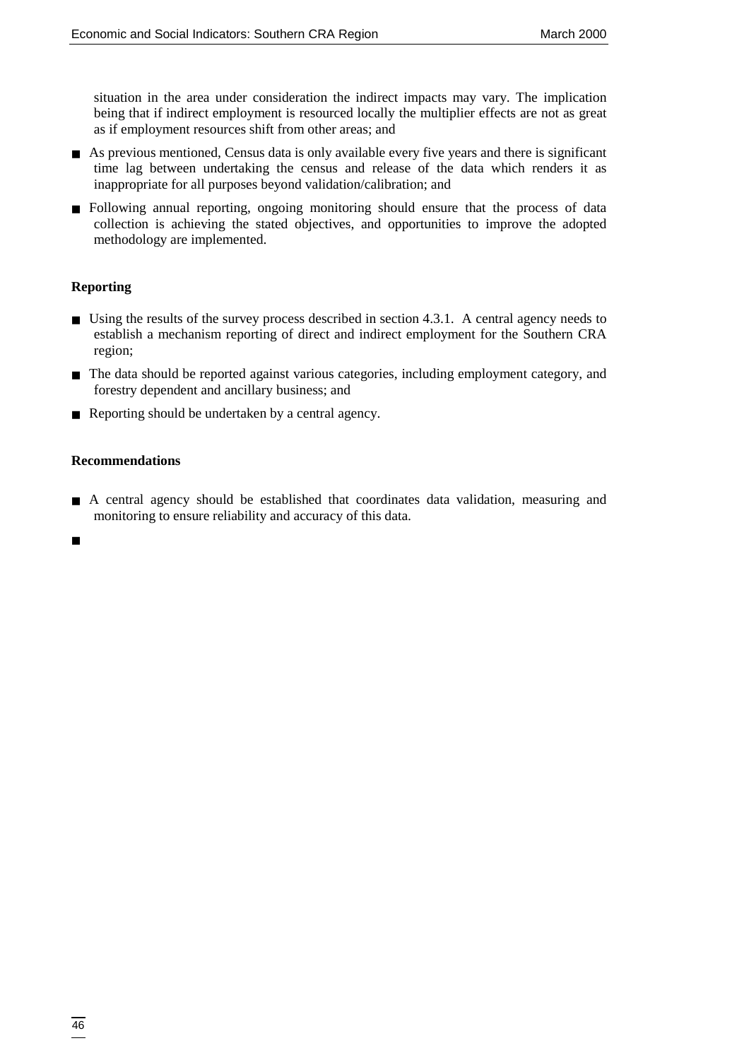situation in the area under consideration the indirect impacts may vary. The implication being that if indirect employment is resourced locally the multiplier effects are not as great as if employment resources shift from other areas; and

- As previous mentioned, Census data is only available every five years and there is significant time lag between undertaking the census and release of the data which renders it as inappropriate for all purposes beyond validation/calibration; and
- Following annual reporting, ongoing monitoring should ensure that the process of data collection is achieving the stated objectives, and opportunities to improve the adopted methodology are implemented.

**Reporting**

- Using the results of the survey process described in section 4.3.1. A central agency needs to establish a mechanism reporting of direct and indirect employment for the Southern CRA region;
- The data should be reported against various categories, including employment category, and forestry dependent and ancillary business; and
- Reporting should be undertaken by a central agency.

**Recommendations**

- A central agency should be established that coordinates data validation, measuring and monitoring to ensure reliability and accuracy of this data.
-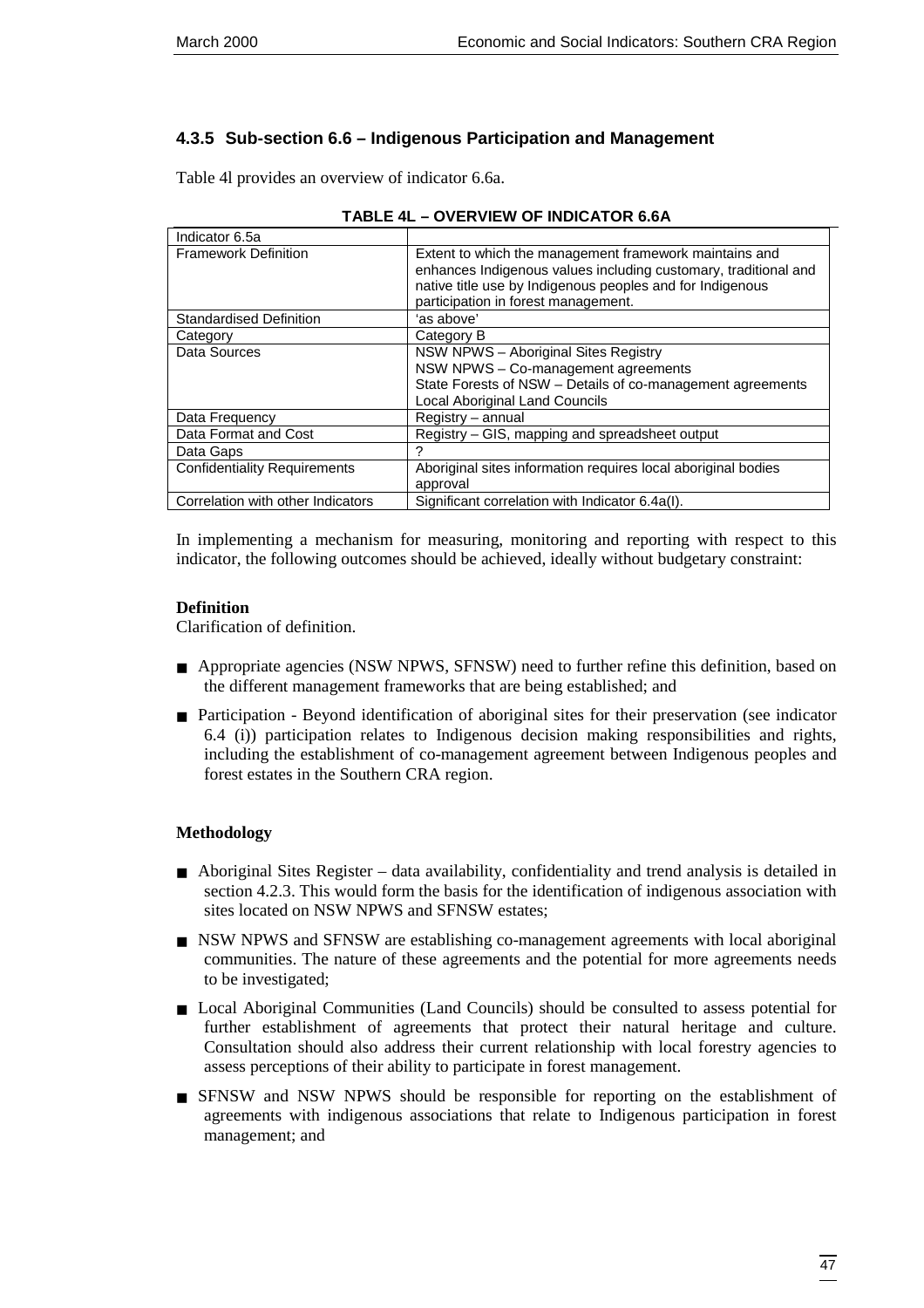### 4.3.5 Sub-section 6.6 – Indigenous Participation and Management

Table 4l provides an overview of indicator 6.6a.

**TABLE 4L – OVERVIEW OF INDICATOR 6.6A**

| Indicator 6.5a | |
|---|---|
| Framework Definition | Extent to which the management framework maintains and enhances Indigenous values including customary, traditional and native title use by Indigenous peoples and for Indigenous participation in forest management. |
| Standardised Definition | 'as above' |
| Category | Category B |
| Data Sources | NSW NPWS – Aboriginal Sites Registry<br>NSW NPWS – Co-management agreements<br>State Forests of NSW – Details of co-management agreements<br>Local Aboriginal Land Councils |
| Data Frequency | Registry – annual |
| Data Format and Cost | Registry – GIS, mapping and spreadsheet output |
| Data Gaps | ? |
| Confidentiality Requirements | Aboriginal sites information requires local aboriginal bodies approval |
| Correlation with other Indicators | Significant correlation with Indicator 6.4a(I). |

In implementing a mechanism for measuring, monitoring and reporting with respect to this indicator, the following outcomes should be achieved, ideally without budgetary constraint:

**Definition**

Clarification of definition.

- Appropriate agencies (NSW NPWS, SFNSW) need to further refine this definition, based on the different management frameworks that are being established; and
- Participation - Beyond identification of aboriginal sites for their preservation (see indicator 6.4 (i)) participation relates to Indigenous decision making responsibilities and rights, including the establishment of co-management agreement between Indigenous peoples and forest estates in the Southern CRA region.

**Methodology**

- Aboriginal Sites Register – data availability, confidentiality and trend analysis is detailed in section 4.2.3. This would form the basis for the identification of indigenous association with sites located on NSW NPWS and SFNSW estates;
- NSW NPWS and SFNSW are establishing co-management agreements with local aboriginal communities. The nature of these agreements and the potential for more agreements needs to be investigated;
- Local Aboriginal Communities (Land Councils) should be consulted to assess potential for further establishment of agreements that protect their natural heritage and culture. Consultation should also address their current relationship with local forestry agencies to assess perceptions of their ability to participate in forest management.
- SFNSW and NSW NPWS should be responsible for reporting on the establishment of agreements with indigenous associations that relate to Indigenous participation in forest management; and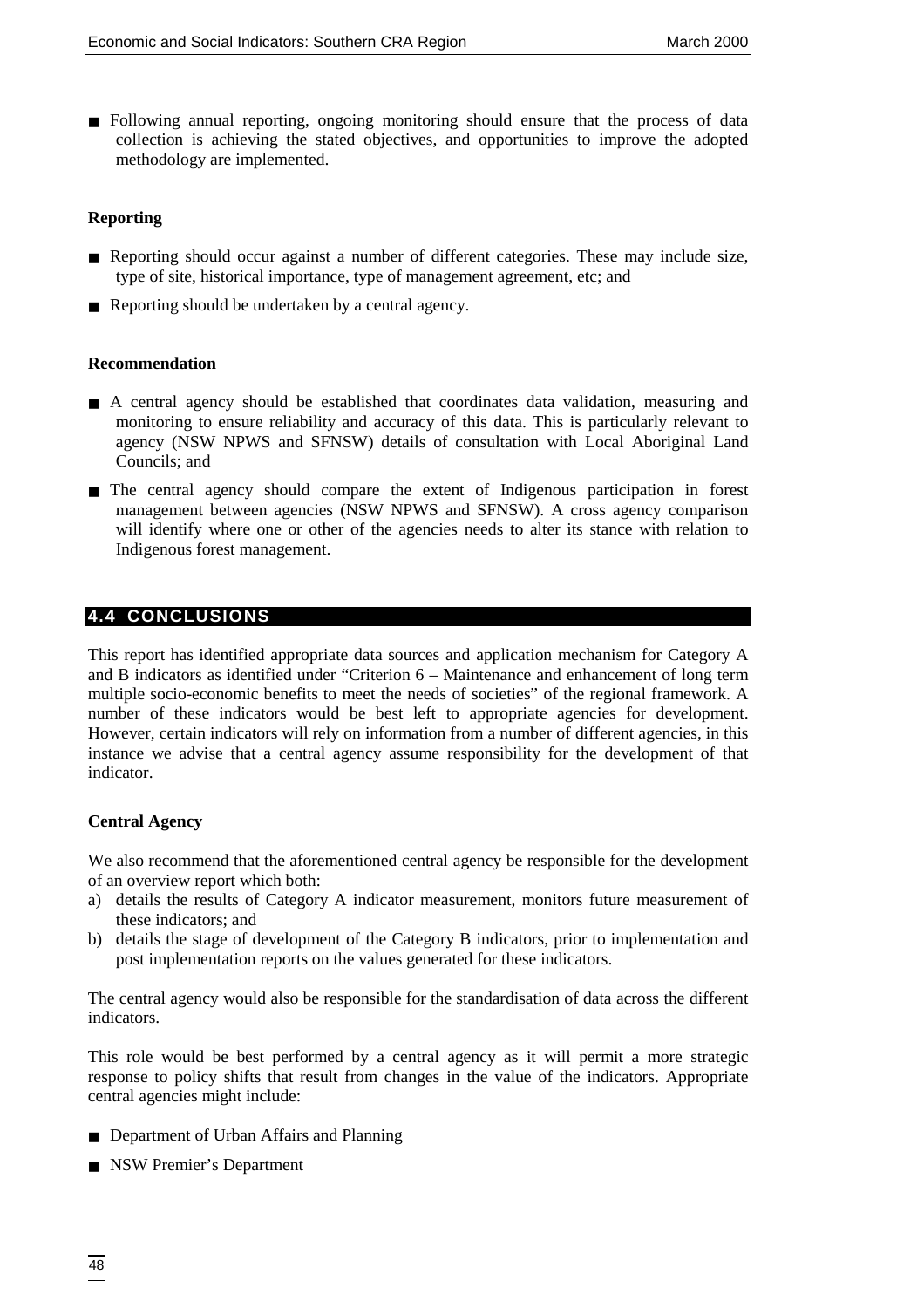- Following annual reporting, ongoing monitoring should ensure that the process of data collection is achieving the stated objectives, and opportunities to improve the adopted methodology are implemented.

**Reporting**

- Reporting should occur against a number of different categories. These may include size, type of site, historical importance, type of management agreement, etc; and
- Reporting should be undertaken by a central agency.

**Recommendation**

- A central agency should be established that coordinates data validation, measuring and monitoring to ensure reliability and accuracy of this data. This is particularly relevant to agency (NSW NPWS and SFNSW) details of consultation with Local Aboriginal Land Councils; and
- The central agency should compare the extent of Indigenous participation in forest management between agencies (NSW NPWS and SFNSW). A cross agency comparison will identify where one or other of the agencies needs to alter its stance with relation to Indigenous forest management.

## 4.4 CONCLUSIONS

This report has identified appropriate data sources and application mechanism for Category A and B indicators as identified under "Criterion 6 – Maintenance and enhancement of long term multiple socio-economic benefits to meet the needs of societies" of the regional framework. A number of these indicators would be best left to appropriate agencies for development. However, certain indicators will rely on information from a number of different agencies, in this instance we advise that a central agency assume responsibility for the development of that indicator.

**Central Agency**

We also recommend that the aforementioned central agency be responsible for the development of an overview report which both:

a) details the results of Category A indicator measurement, monitors future measurement of these indicators; and
b) details the stage of development of the Category B indicators, prior to implementation and post implementation reports on the values generated for these indicators.

The central agency would also be responsible for the standardisation of data across the different indicators.

This role would be best performed by a central agency as it will permit a more strategic response to policy shifts that result from changes in the value of the indicators. Appropriate central agencies might include:

- Department of Urban Affairs and Planning
- NSW Premier's Department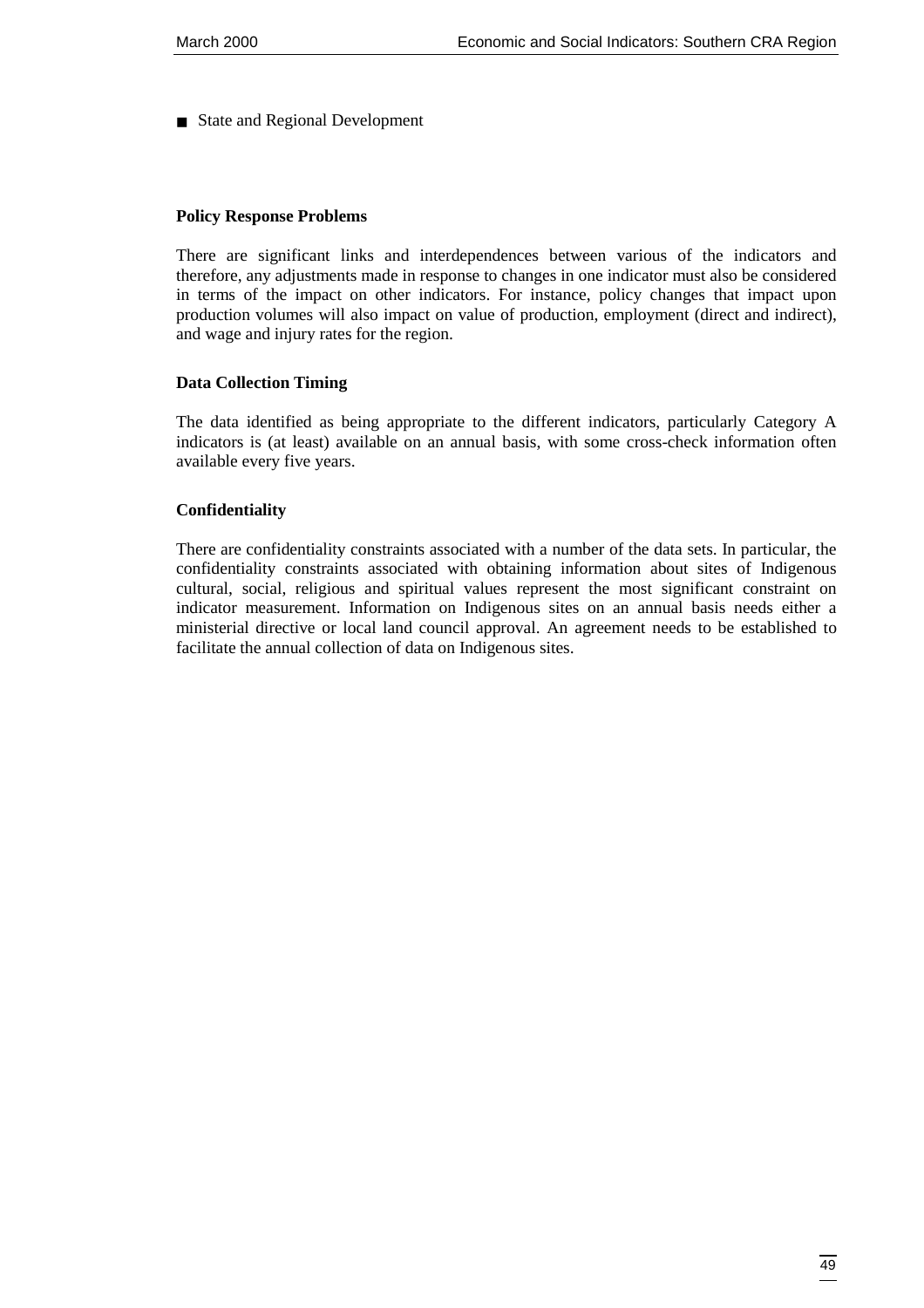- State and Regional Development

**Policy Response Problems**

There are significant links and interdependences between various of the indicators and therefore, any adjustments made in response to changes in one indicator must also be considered in terms of the impact on other indicators. For instance, policy changes that impact upon production volumes will also impact on value of production, employment (direct and indirect), and wage and injury rates for the region.

**Data Collection Timing**

The data identified as being appropriate to the different indicators, particularly Category A indicators is (at least) available on an annual basis, with some cross-check information often available every five years.

**Confidentiality**

There are confidentiality constraints associated with a number of the data sets. In particular, the confidentiality constraints associated with obtaining information about sites of Indigenous cultural, social, religious and spiritual values represent the most significant constraint on indicator measurement. Information on Indigenous sites on an annual basis needs either a ministerial directive or local land council approval. An agreement needs to be established to facilitate the annual collection of data on Indigenous sites.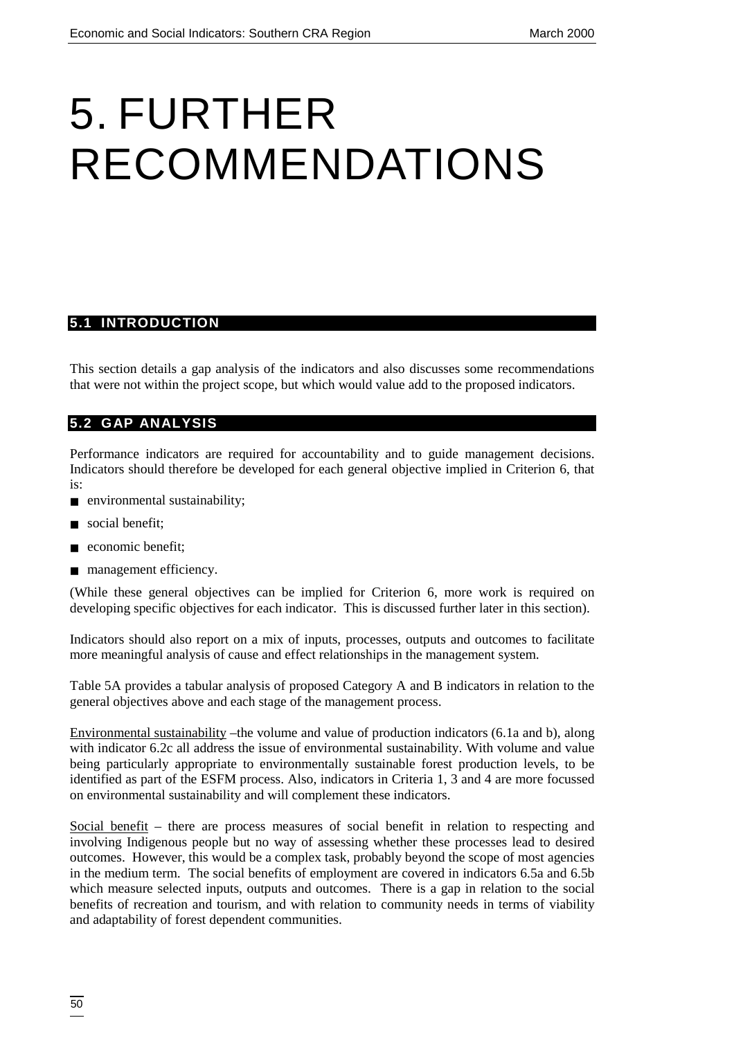# 5. FURTHER RECOMMENDATIONS

## 5.1 INTRODUCTION

This section details a gap analysis of the indicators and also discusses some recommendations that were not within the project scope, but which would value add to the proposed indicators.

## 5.2 GAP ANALYSIS

Performance indicators are required for accountability and to guide management decisions. Indicators should therefore be developed for each general objective implied in Criterion 6, that is:

- environmental sustainability;
- social benefit;
- economic benefit;
- management efficiency.

(While these general objectives can be implied for Criterion 6, more work is required on developing specific objectives for each indicator. This is discussed further later in this section).

Indicators should also report on a mix of inputs, processes, outputs and outcomes to facilitate more meaningful analysis of cause and effect relationships in the management system.

Table 5A provides a tabular analysis of proposed Category A and B indicators in relation to the general objectives above and each stage of the management process.

<u>Environmental sustainability</u> –the volume and value of production indicators (6.1a and b), along with indicator 6.2c all address the issue of environmental sustainability. With volume and value being particularly appropriate to environmentally sustainable forest production levels, to be identified as part of the ESFM process. Also, indicators in Criteria 1, 3 and 4 are more focussed on environmental sustainability and will complement these indicators.

<u>Social benefit</u> – there are process measures of social benefit in relation to respecting and involving Indigenous people but no way of assessing whether these processes lead to desired outcomes. However, this would be a complex task, probably beyond the scope of most agencies in the medium term. The social benefits of employment are covered in indicators 6.5a and 6.5b which measure selected inputs, outputs and outcomes. There is a gap in relation to the social benefits of recreation and tourism, and with relation to community needs in terms of viability and adaptability of forest dependent communities.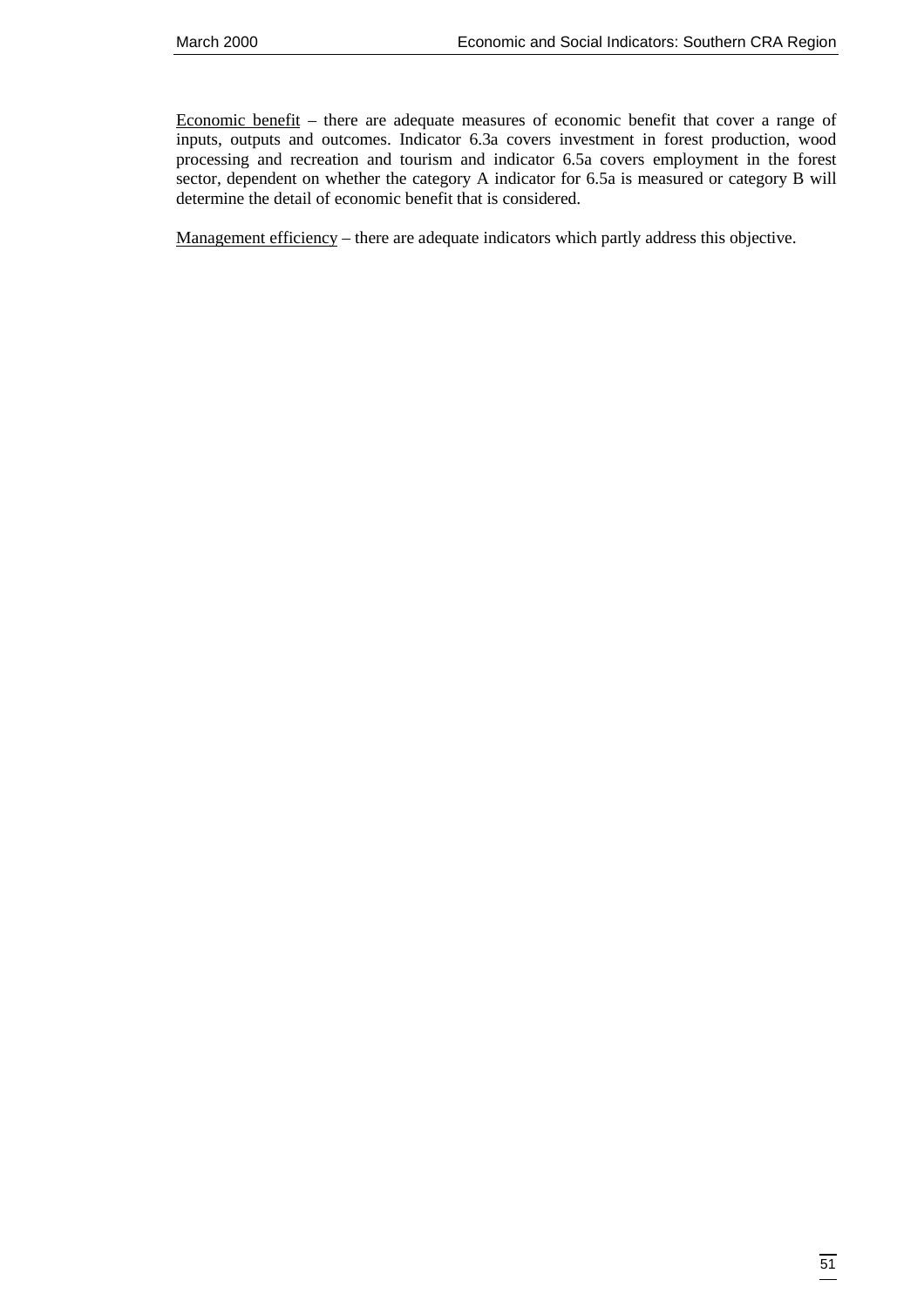<u>Economic benefit</u> – there are adequate measures of economic benefit that cover a range of inputs, outputs and outcomes. Indicator 6.3a covers investment in forest production, wood processing and recreation and tourism and indicator 6.5a covers employment in the forest sector, dependent on whether the category A indicator for 6.5a is measured or category B will determine the detail of economic benefit that is considered.

<u>Management efficiency</u> – there are adequate indicators which partly address this objective.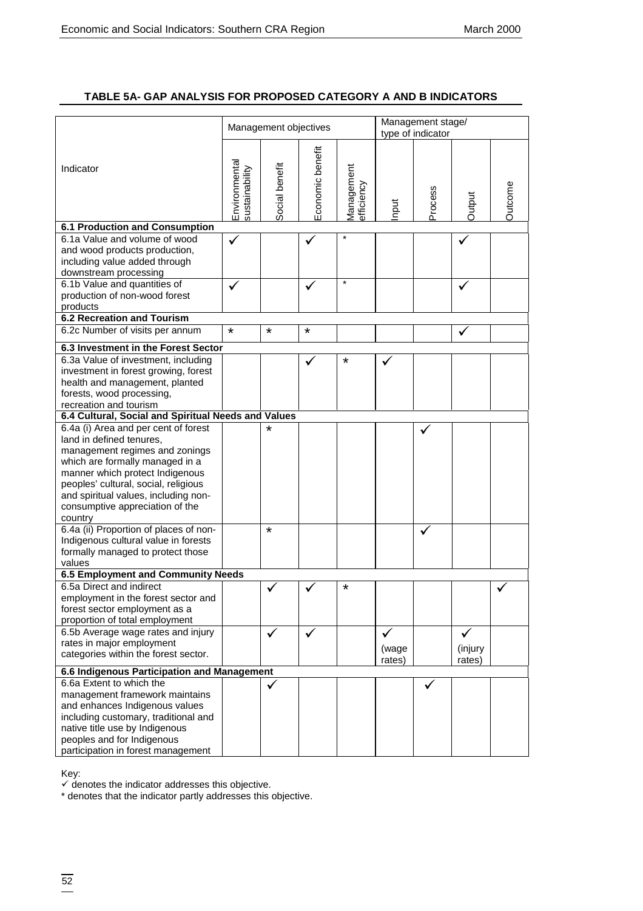**TABLE 5A- GAP ANALYSIS FOR PROPOSED CATEGORY A AND B INDICATORS**

| Indicator | Management objectives | | | | Management stage/ type of indicator | | | |
|---|---|---|---|---|---|---|---|---|
| | Environmental sustainability | Social benefit | Economic benefit | Management efficiency | Input | Process | Output | Outcome |
| **6.1 Production and Consumption** | | | | | | | | |
| 6.1a Value and volume of wood and wood products production, including value added through downstream processing | ✓ | | ✓ | * | | | ✓ | |
| 6.1b Value and quantities of production of non-wood forest products | ✓ | | ✓ | * | | | ✓ | |
| **6.2 Recreation and Tourism** | | | | | | | | |
| 6.2c Number of visits per annum | * | * | * | | | | ✓ | |
| **6.3 Investment in the Forest Sector** | | | | | | | | |
| 6.3a Value of investment, including investment in forest growing, forest health and management, planted forests, wood processing, recreation and tourism | | | ✓ | * | ✓ | | | |
| **6.4 Cultural, Social and Spiritual Needs and Values** | | | | | | | | |
| 6.4a (i) Area and per cent of forest land in defined tenures, management regimes and zonings which are formally managed in a manner which protect Indigenous peoples' cultural, social, religious and spiritual values, including non-consumptive appreciation of the country | | * | | | | ✓ | | |
| 6.4a (ii) Proportion of places of non-Indigenous cultural value in forests formally managed to protect those values | | * | | | | ✓ | | |
| **6.5 Employment and Community Needs** | | | | | | | | |
| 6.5a Direct and indirect employment in the forest sector and forest sector employment as a proportion of total employment | | ✓ | ✓ | * | | | | ✓ |
| 6.5b Average wage rates and injury rates in major employment categories within the forest sector. | | ✓ | ✓ | | ✓ (wage rates) | | ✓ (injury rates) | |
| **6.6 Indigenous Participation and Management** | | | | | | | | |
| 6.6a Extent to which the management framework maintains and enhances Indigenous values including customary, traditional and native title use by Indigenous peoples and for Indigenous participation in forest management | | ✓ | | | | ✓ | | |

Key:

✓ denotes the indicator addresses this objective.

* denotes that the indicator partly addresses this objective.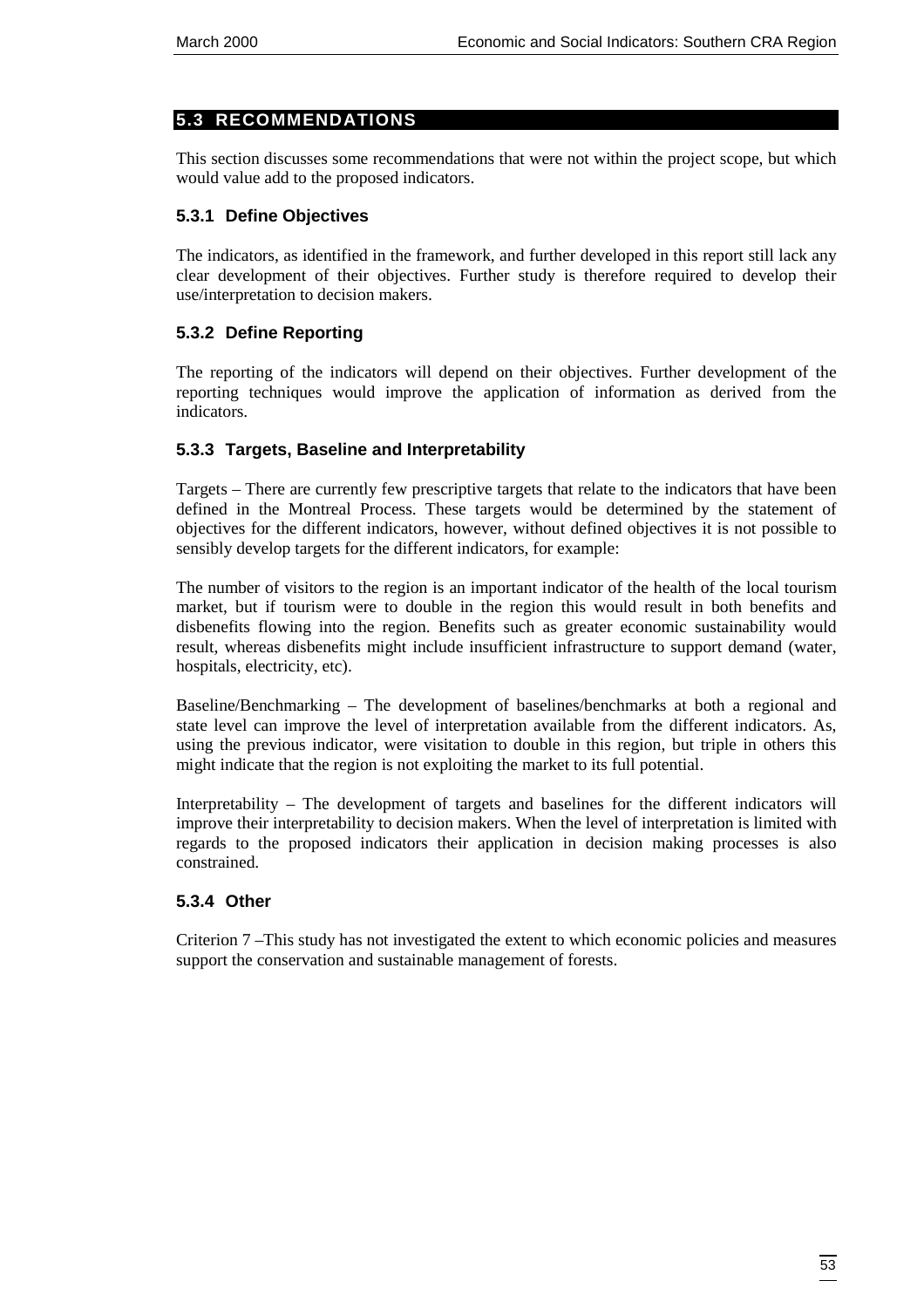## 5.3 RECOMMENDATIONS

This section discusses some recommendations that were not within the project scope, but which would value add to the proposed indicators.

### 5.3.1 Define Objectives

The indicators, as identified in the framework, and further developed in this report still lack any clear development of their objectives. Further study is therefore required to develop their use/interpretation to decision makers.

### 5.3.2 Define Reporting

The reporting of the indicators will depend on their objectives. Further development of the reporting techniques would improve the application of information as derived from the indicators.

### 5.3.3 Targets, Baseline and Interpretability

Targets – There are currently few prescriptive targets that relate to the indicators that have been defined in the Montreal Process. These targets would be determined by the statement of objectives for the different indicators, however, without defined objectives it is not possible to sensibly develop targets for the different indicators, for example:

The number of visitors to the region is an important indicator of the health of the local tourism market, but if tourism were to double in the region this would result in both benefits and disbenefits flowing into the region. Benefits such as greater economic sustainability would result, whereas disbenefits might include insufficient infrastructure to support demand (water, hospitals, electricity, etc).

Baseline/Benchmarking – The development of baselines/benchmarks at both a regional and state level can improve the level of interpretation available from the different indicators. As, using the previous indicator, were visitation to double in this region, but triple in others this might indicate that the region is not exploiting the market to its full potential.

Interpretability – The development of targets and baselines for the different indicators will improve their interpretability to decision makers. When the level of interpretation is limited with regards to the proposed indicators their application in decision making processes is also constrained.

### 5.3.4 Other

Criterion 7 –This study has not investigated the extent to which economic policies and measures support the conservation and sustainable management of forests.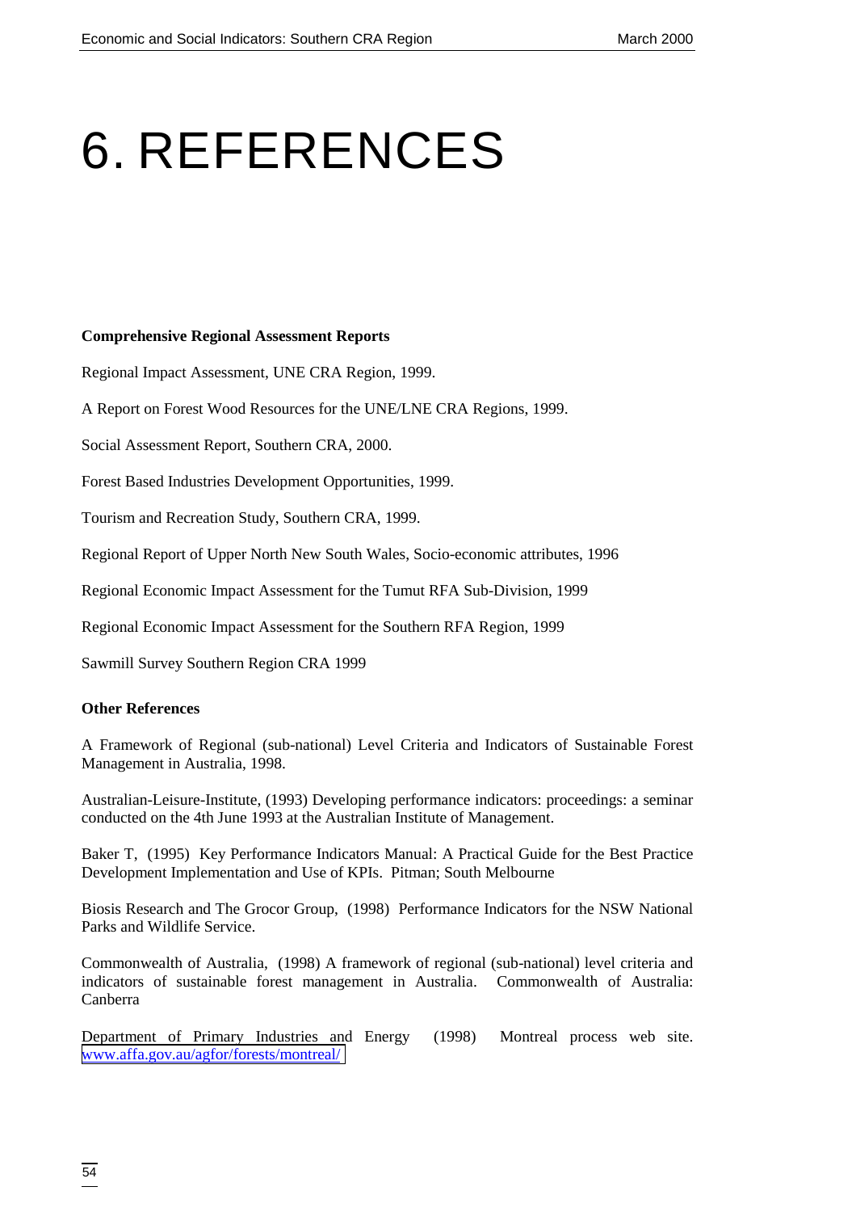# 6. REFERENCES

**Comprehensive Regional Assessment Reports**

Regional Impact Assessment, UNE CRA Region, 1999.

A Report on Forest Wood Resources for the UNE/LNE CRA Regions, 1999.

Social Assessment Report, Southern CRA, 2000.

Forest Based Industries Development Opportunities, 1999.

Tourism and Recreation Study, Southern CRA, 1999.

Regional Report of Upper North New South Wales, Socio-economic attributes, 1996

Regional Economic Impact Assessment for the Tumut RFA Sub-Division, 1999

Regional Economic Impact Assessment for the Southern RFA Region, 1999

Sawmill Survey Southern Region CRA 1999

**Other References**

A Framework of Regional (sub-national) Level Criteria and Indicators of Sustainable Forest Management in Australia, 1998.

Australian-Leisure-Institute, (1993) Developing performance indicators: proceedings: a seminar conducted on the 4th June 1993 at the Australian Institute of Management.

Baker T, (1995) Key Performance Indicators Manual: A Practical Guide for the Best Practice Development Implementation and Use of KPIs. Pitman; South Melbourne

Biosis Research and The Grocor Group, (1998) Performance Indicators for the NSW National Parks and Wildlife Service.

Commonwealth of Australia, (1998) A framework of regional (sub-national) level criteria and indicators of sustainable forest management in Australia. Commonwealth of Australia: Canberra

Department of Primary Industries and Energy (1998) Montreal process web site. www.affa.gov.au/agfor/forests/montreal/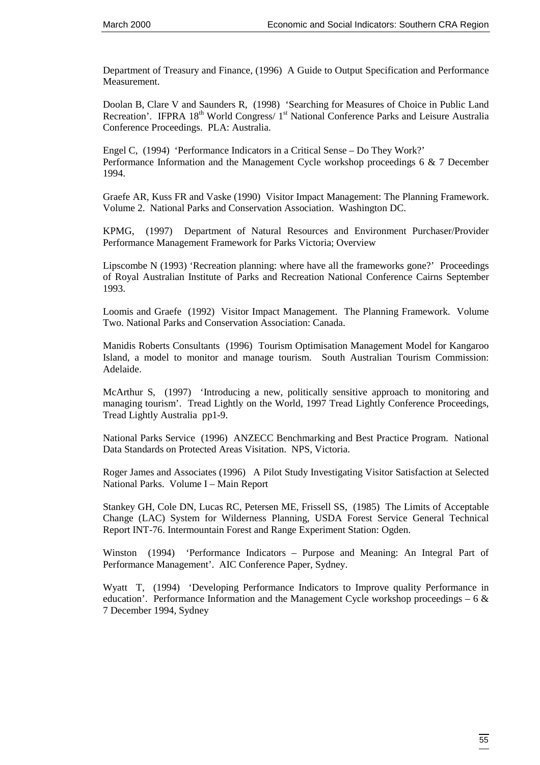Department of Treasury and Finance, (1996) A Guide to Output Specification and Performance Measurement.

Doolan B, Clare V and Saunders R, (1998) 'Searching for Measures of Choice in Public Land Recreation'. IFPRA 18th World Congress/ 1st National Conference Parks and Leisure Australia Conference Proceedings. PLA: Australia.

Engel C, (1994) 'Performance Indicators in a Critical Sense – Do They Work?' Performance Information and the Management Cycle workshop proceedings 6 & 7 December 1994.

Graefe AR, Kuss FR and Vaske (1990) Visitor Impact Management: The Planning Framework. Volume 2. National Parks and Conservation Association. Washington DC.

KPMG, (1997) Department of Natural Resources and Environment Purchaser/Provider Performance Management Framework for Parks Victoria; Overview

Lipscombe N (1993) 'Recreation planning: where have all the frameworks gone?' Proceedings of Royal Australian Institute of Parks and Recreation National Conference Cairns September 1993.

Loomis and Graefe (1992) Visitor Impact Management. The Planning Framework. Volume Two. National Parks and Conservation Association: Canada.

Manidis Roberts Consultants (1996) Tourism Optimisation Management Model for Kangaroo Island, a model to monitor and manage tourism. South Australian Tourism Commission: Adelaide.

McArthur S, (1997) 'Introducing a new, politically sensitive approach to monitoring and managing tourism'. Tread Lightly on the World, 1997 Tread Lightly Conference Proceedings, Tread Lightly Australia pp1-9.

National Parks Service (1996) ANZECC Benchmarking and Best Practice Program. National Data Standards on Protected Areas Visitation. NPS, Victoria.

Roger James and Associates (1996) A Pilot Study Investigating Visitor Satisfaction at Selected National Parks. Volume I – Main Report

Stankey GH, Cole DN, Lucas RC, Petersen ME, Frissell SS, (1985) The Limits of Acceptable Change (LAC) System for Wilderness Planning, USDA Forest Service General Technical Report INT-76. Intermountain Forest and Range Experiment Station: Ogden.

Winston (1994) 'Performance Indicators – Purpose and Meaning: An Integral Part of Performance Management'. AIC Conference Paper, Sydney.

Wyatt T, (1994) 'Developing Performance Indicators to Improve quality Performance in education'. Performance Information and the Management Cycle workshop proceedings – 6 & 7 December 1994, Sydney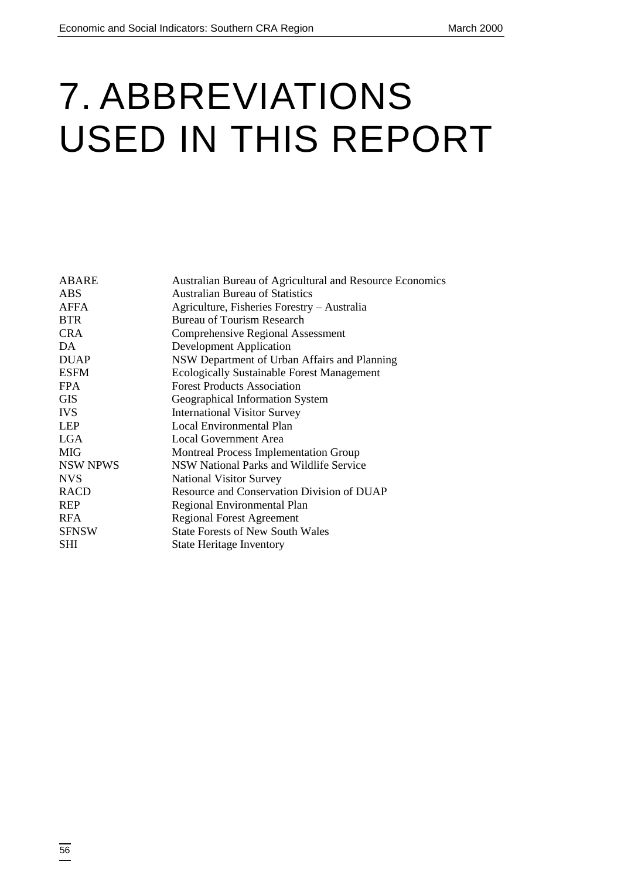# 7. ABBREVIATIONS USED IN THIS REPORT

| | |
|---|---|
| ABARE | Australian Bureau of Agricultural and Resource Economics |
| ABS | Australian Bureau of Statistics |
| AFFA | Agriculture, Fisheries Forestry – Australia |
| BTR | Bureau of Tourism Research |
| CRA | Comprehensive Regional Assessment |
| DA | Development Application |
| DUAP | NSW Department of Urban Affairs and Planning |
| ESFM | Ecologically Sustainable Forest Management |
| FPA | Forest Products Association |
| GIS | Geographical Information System |
| IVS | International Visitor Survey |
| LEP | Local Environmental Plan |
| LGA | Local Government Area |
| MIG | Montreal Process Implementation Group |
| NSW NPWS | NSW National Parks and Wildlife Service |
| NVS | National Visitor Survey |
| RACD | Resource and Conservation Division of DUAP |
| REP | Regional Environmental Plan |
| RFA | Regional Forest Agreement |
| SFNSW | State Forests of New South Wales |
| SHI | State Heritage Inventory |